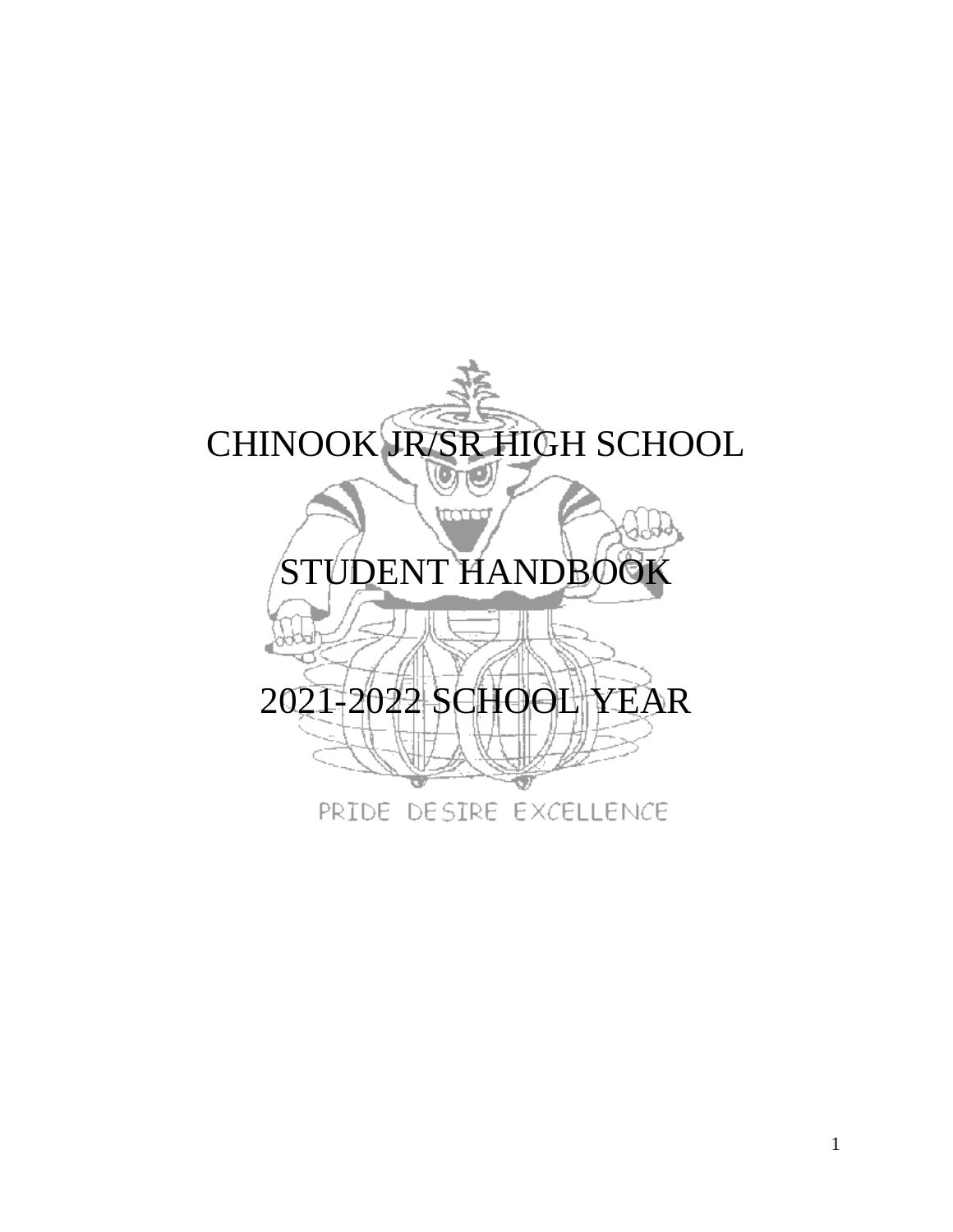# CHINOOK JR/SR HIGH SCHOOL

# STUDENT HANDBOOK

# 2021-2022 SCHOOL YEAR

PRIDE DESIRE EXCELLENCE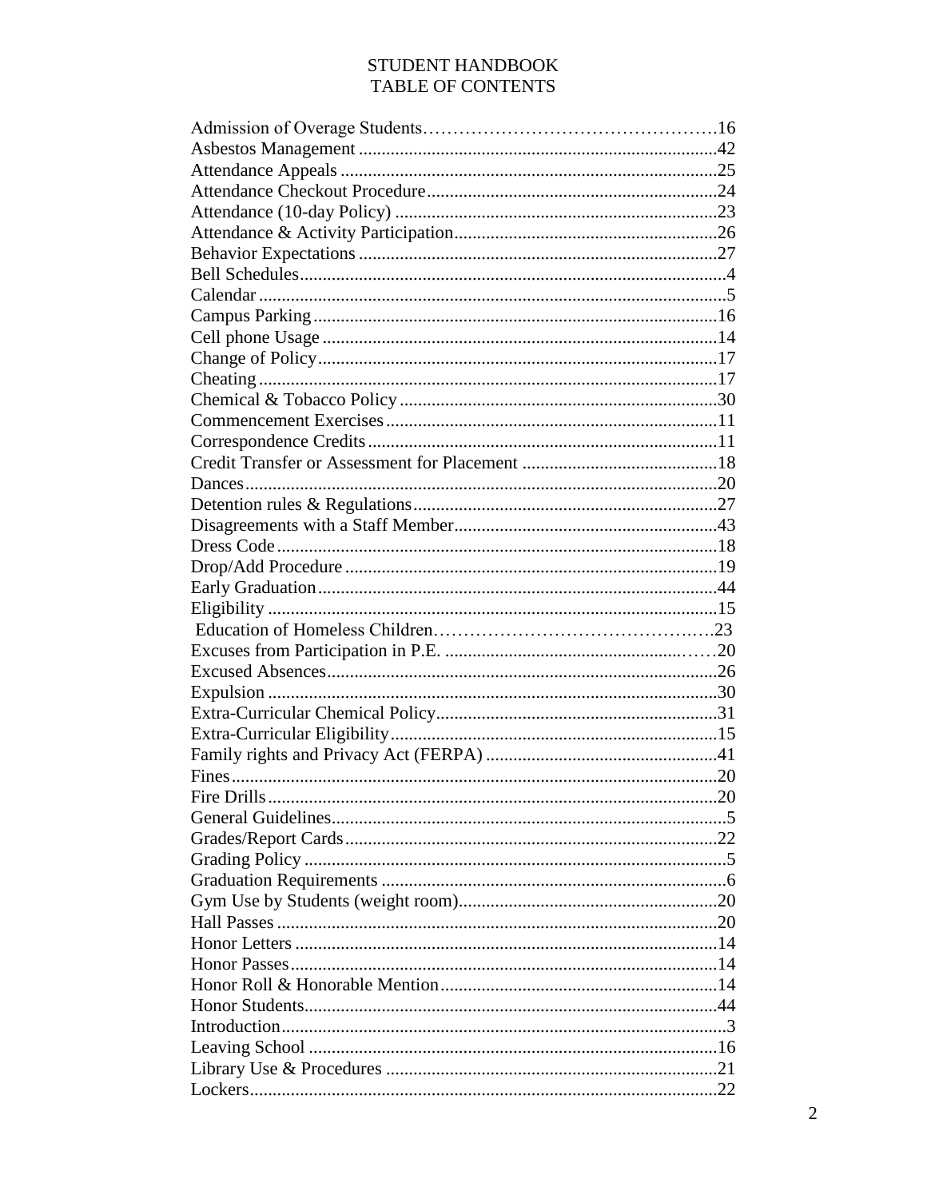# STUDENT HANDBOOK
## TABLE OF CONTENTS

| | |
|---|---|
| Admission of Overage Students | 16 |
| Asbestos Management | 42 |
| Attendance Appeals | 25 |
| Attendance Checkout Procedure | 24 |
| Attendance (10-day Policy) | 23 |
| Attendance & Activity Participation | 26 |
| Behavior Expectations | 27 |
| Bell Schedules | 4 |
| Calendar | 5 |
| Campus Parking | 16 |
| Cell phone Usage | 14 |
| Change of Policy | 17 |
| Cheating | 17 |
| Chemical & Tobacco Policy | 30 |
| Commencement Exercises | 11 |
| Correspondence Credits | 11 |
| Credit Transfer or Assessment for Placement | 18 |
| Dances | 20 |
| Detention rules & Regulations | 27 |
| Disagreements with a Staff Member | 43 |
| Dress Code | 18 |
| Drop/Add Procedure | 19 |
| Early Graduation | 44 |
| Eligibility | 15 |
| Education of Homeless Children | 23 |
| Excuses from Participation in P.E. | 20 |
| Excused Absences | 26 |
| Expulsion | 30 |
| Extra-Curricular Chemical Policy | 31 |
| Extra-Curricular Eligibility | 15 |
| Family rights and Privacy Act (FERPA) | 41 |
| Fines | 20 |
| Fire Drills | 20 |
| General Guidelines | 5 |
| Grades/Report Cards | 22 |
| Grading Policy | 5 |
| Graduation Requirements | 6 |
| Gym Use by Students (weight room) | 20 |
| Hall Passes | 20 |
| Honor Letters | 14 |
| Honor Passes | 14 |
| Honor Roll & Honorable Mention | 14 |
| Honor Students | 44 |
| Introduction | 3 |
| Leaving School | 16 |
| Library Use & Procedures | 21 |
| Lockers | 22 |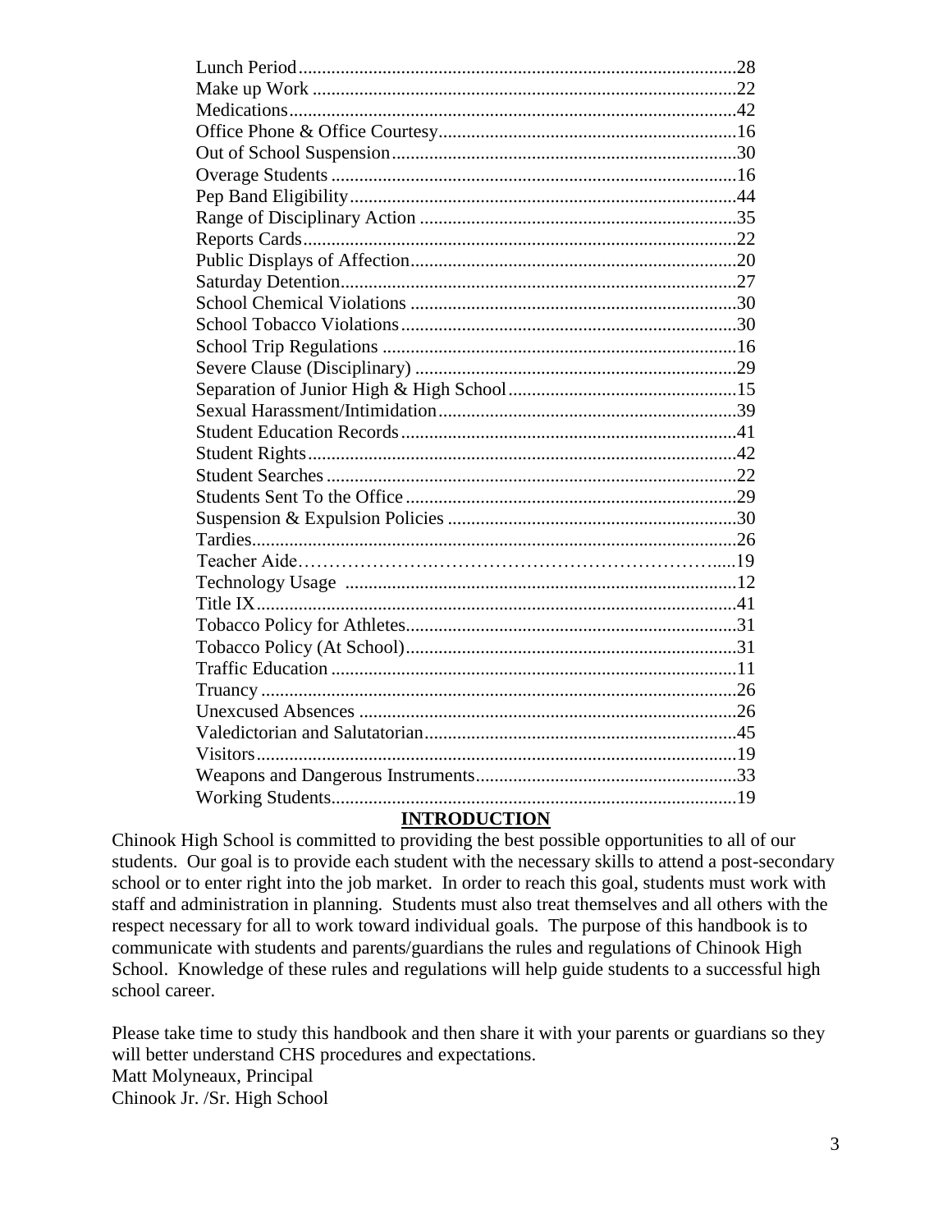| | |
|---|---|
| Lunch Period | 28 |
| Make up Work | 22 |
| Medications | 42 |
| Office Phone & Office Courtesy | 16 |
| Out of School Suspension | 30 |
| Overage Students | 16 |
| Pep Band Eligibility | 44 |
| Range of Disciplinary Action | 35 |
| Reports Cards | 22 |
| Public Displays of Affection | 20 |
| Saturday Detention | 27 |
| School Chemical Violations | 30 |
| School Tobacco Violations | 30 |
| School Trip Regulations | 16 |
| Severe Clause (Disciplinary) | 29 |
| Separation of Junior High & High School | 15 |
| Sexual Harassment/Intimidation | 39 |
| Student Education Records | 41 |
| Student Rights | 42 |
| Student Searches | 22 |
| Students Sent To the Office | 29 |
| Suspension & Expulsion Policies | 30 |
| Tardies | 26 |
| Teacher Aide | 19 |
| Technology Usage | 12 |
| Title IX | 41 |
| Tobacco Policy for Athletes | 31 |
| Tobacco Policy (At School) | 31 |
| Traffic Education | 11 |
| Truancy | 26 |
| Unexcused Absences | 26 |
| Valedictorian and Salutatorian | 45 |
| Visitors | 19 |
| Weapons and Dangerous Instruments | 33 |
| Working Students | 19 |

## INTRODUCTION

Chinook High School is committed to providing the best possible opportunities to all of our students. Our goal is to provide each student with the necessary skills to attend a post-secondary school or to enter right into the job market. In order to reach this goal, students must work with staff and administration in planning. Students must also treat themselves and all others with the respect necessary for all to work toward individual goals. The purpose of this handbook is to communicate with students and parents/guardians the rules and regulations of Chinook High School. Knowledge of these rules and regulations will help guide students to a successful high school career.

Please take time to study this handbook and then share it with your parents or guardians so they will better understand CHS procedures and expectations.
Matt Molyneaux, Principal
Chinook Jr. /Sr. High School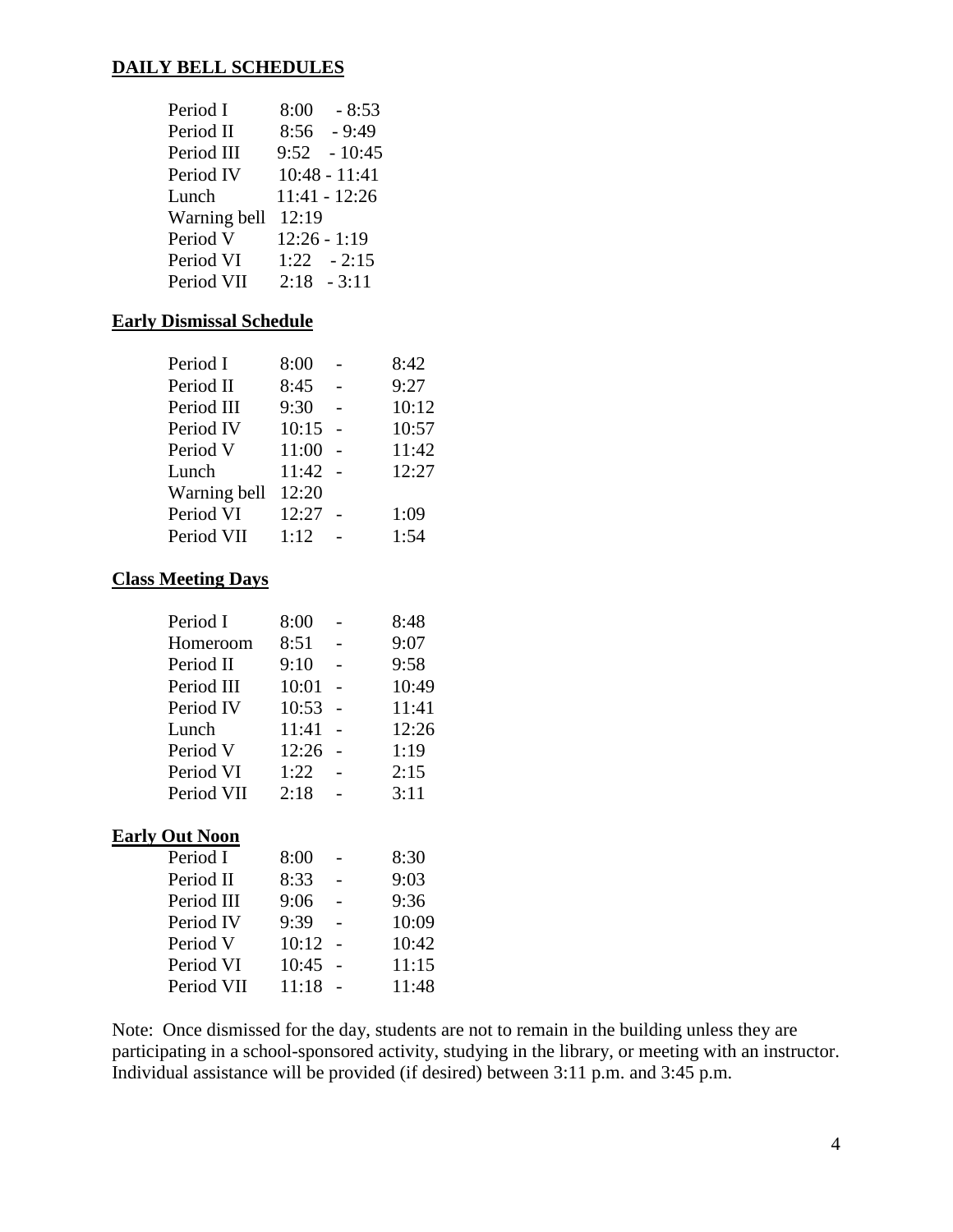## DAILY BELL SCHEDULES

| | |
|---|---|
| Period I | 8:00 - 8:53 |
| Period II | 8:56 - 9:49 |
| Period III | 9:52 - 10:45 |
| Period IV | 10:48 - 11:41 |
| Lunch | 11:41 - 12:26 |
| Warning bell | 12:19 |
| Period V | 12:26 - 1:19 |
| Period VI | 1:22 - 2:15 |
| Period VII | 2:18 - 3:11 |

## Early Dismissal Schedule

| | | | |
|---|---|---|---|
| Period I | 8:00 | - | 8:42 |
| Period II | 8:45 | - | 9:27 |
| Period III | 9:30 | - | 10:12 |
| Period IV | 10:15 | - | 10:57 |
| Period V | 11:00 | - | 11:42 |
| Lunch | 11:42 | - | 12:27 |
| Warning bell | 12:20 | | |
| Period VI | 12:27 | - | 1:09 |
| Period VII | 1:12 | - | 1:54 |

## Class Meeting Days

| | | | |
|---|---|---|---|
| Period I | 8:00 | - | 8:48 |
| Homeroom | 8:51 | - | 9:07 |
| Period II | 9:10 | - | 9:58 |
| Period III | 10:01 | - | 10:49 |
| Period IV | 10:53 | - | 11:41 |
| Lunch | 11:41 | - | 12:26 |
| Period V | 12:26 | - | 1:19 |
| Period VI | 1:22 | - | 2:15 |
| Period VII | 2:18 | - | 3:11 |

## Early Out Noon

| | | | |
|---|---|---|---|
| Period I | 8:00 | - | 8:30 |
| Period II | 8:33 | - | 9:03 |
| Period III | 9:06 | - | 9:36 |
| Period IV | 9:39 | - | 10:09 |
| Period V | 10:12 | - | 10:42 |
| Period VI | 10:45 | - | 11:15 |
| Period VII | 11:18 | - | 11:48 |

Note: Once dismissed for the day, students are not to remain in the building unless they are participating in a school-sponsored activity, studying in the library, or meeting with an instructor. Individual assistance will be provided (if desired) between 3:11 p.m. and 3:45 p.m.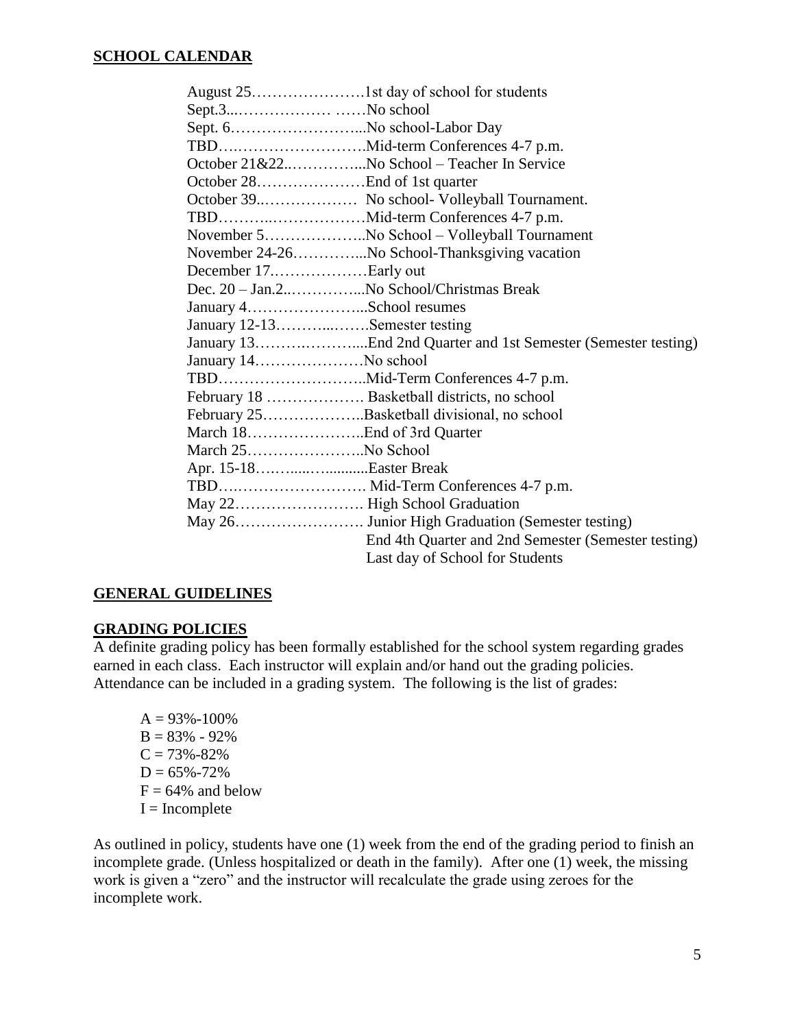## SCHOOL CALENDAR

| | |
|---|---|
| August 25 | 1st day of school for students |
| Sept.3 | No school |
| Sept. 6 | No school-Labor Day |
| TBD | Mid-term Conferences 4-7 p.m. |
| October 21&22 | No School – Teacher In Service |
| October 28 | End of 1st quarter |
| October 39 | No school- Volleyball Tournament. |
| TBD | Mid-term Conferences 4-7 p.m. |
| November 5 | No School – Volleyball Tournament |
| November 24-26 | No School-Thanksgiving vacation |
| December 17 | Early out |
| Dec. 20 – Jan.2 | No School/Christmas Break |
| January 4 | School resumes |
| January 12-13 | Semester testing |
| January 13 | End 2nd Quarter and 1st Semester (Semester testing) |
| January 14 | No school |
| TBD | Mid-Term Conferences 4-7 p.m. |
| February 18 | Basketball districts, no school |
| February 25 | Basketball divisional, no school |
| March 18 | End of 3rd Quarter |
| March 25 | No School |
| Apr. 15-18 | Easter Break |
| TBD | Mid-Term Conferences 4-7 p.m. |
| May 22 | High School Graduation |
| May 26 | Junior High Graduation (Semester testing)<br>End 4th Quarter and 2nd Semester (Semester testing)<br>Last day of School for Students |

## GENERAL GUIDELINES

### GRADING POLICIES

A definite grading policy has been formally established for the school system regarding grades earned in each class. Each instructor will explain and/or hand out the grading policies. Attendance can be included in a grading system. The following is the list of grades:

A = 93%-100%
B = 83% - 92%
C = 73%-82%
D = 65%-72%
F = 64% and below
I = Incomplete

As outlined in policy, students have one (1) week from the end of the grading period to finish an incomplete grade. (Unless hospitalized or death in the family). After one (1) week, the missing work is given a "zero" and the instructor will recalculate the grade using zeroes for the incomplete work.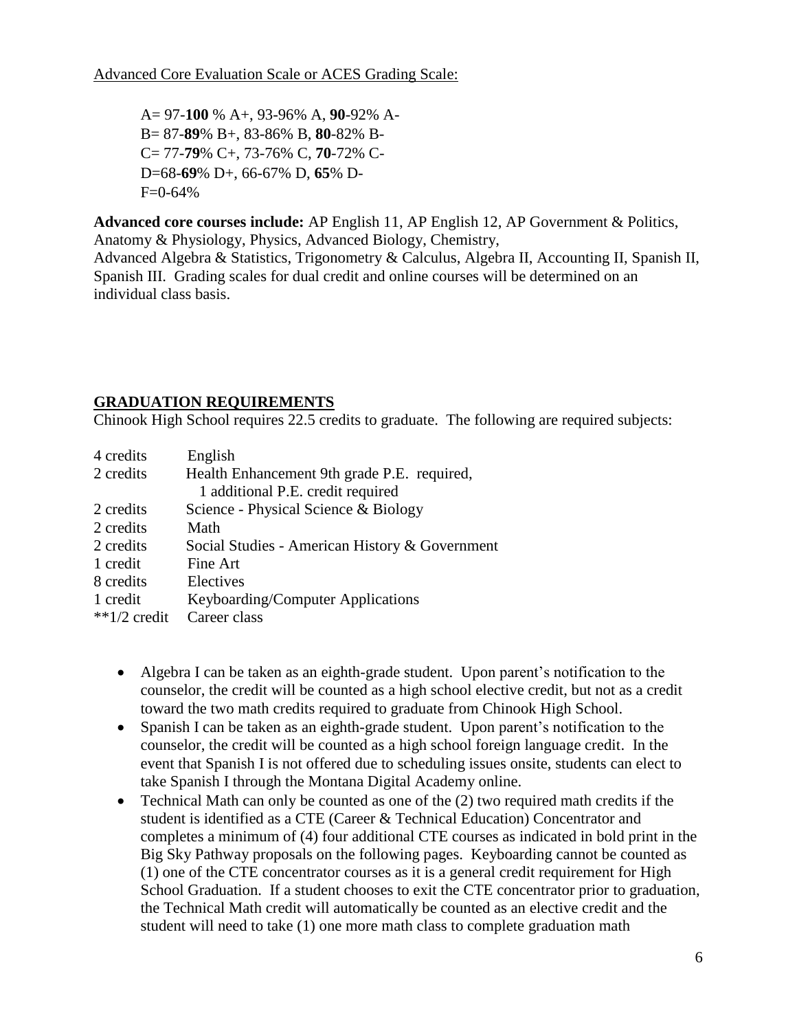Advanced Core Evaluation Scale or ACES Grading Scale:

A= 97-**100** % A+, 93-96% A, **90**-92% A-
B= 87-**89**% B+, 83-86% B, **80**-82% B-
C= 77-**79**% C+, 73-76% C, **70**-72% C-
D=68-**69**% D+, 66-67% D, **65**% D-
F=0-64%

**Advanced core courses include:** AP English 11, AP English 12, AP Government & Politics, Anatomy & Physiology, Physics, Advanced Biology, Chemistry, Advanced Algebra & Statistics, Trigonometry & Calculus, Algebra II, Accounting II, Spanish II, Spanish III. Grading scales for dual credit and online courses will be determined on an individual class basis.

## GRADUATION REQUIREMENTS

Chinook High School requires 22.5 credits to graduate. The following are required subjects:

| | |
|---|---|
| 4 credits | English |
| 2 credits | Health Enhancement 9th grade P.E. required, 1 additional P.E. credit required |
| 2 credits | Science - Physical Science & Biology |
| 2 credits | Math |
| 2 credits | Social Studies - American History & Government |
| 1 credit | Fine Art |
| 8 credits | Electives |
| 1 credit | Keyboarding/Computer Applications |
| **1/2 credit | Career class |

- Algebra I can be taken as an eighth-grade student. Upon parent's notification to the counselor, the credit will be counted as a high school elective credit, but not as a credit toward the two math credits required to graduate from Chinook High School.
- Spanish I can be taken as an eighth-grade student. Upon parent's notification to the counselor, the credit will be counted as a high school foreign language credit. In the event that Spanish I is not offered due to scheduling issues onsite, students can elect to take Spanish I through the Montana Digital Academy online.
- Technical Math can only be counted as one of the (2) two required math credits if the student is identified as a CTE (Career & Technical Education) Concentrator and completes a minimum of (4) four additional CTE courses as indicated in bold print in the Big Sky Pathway proposals on the following pages. Keyboarding cannot be counted as (1) one of the CTE concentrator courses as it is a general credit requirement for High School Graduation. If a student chooses to exit the CTE concentrator prior to graduation, the Technical Math credit will automatically be counted as an elective credit and the student will need to take (1) one more math class to complete graduation math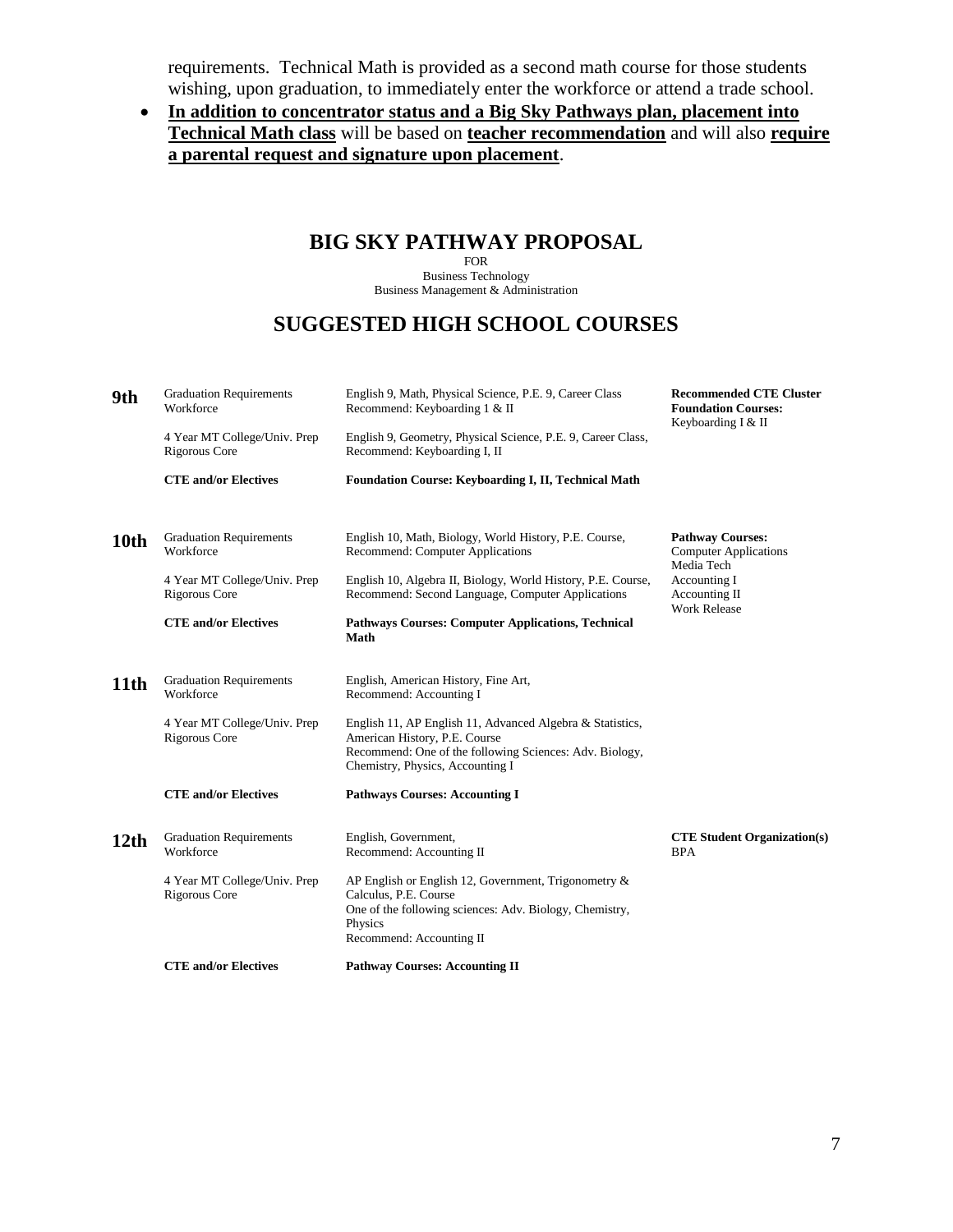requirements. Technical Math is provided as a second math course for those students wishing, upon graduation, to immediately enter the workforce or attend a trade school.

- **<u>In addition to concentrator status and a Big Sky Pathways plan, placement into Technical Math class</u>** will be based on **<u>teacher recommendation</u>** and will also **<u>require a parental request and signature upon placement</u>**.

# BIG SKY PATHWAY PROPOSAL

FOR
Business Technology
Business Management & Administration

## SUGGESTED HIGH SCHOOL COURSES

| Grade | Track | Courses | |
|---|---|---|---|
| **9th** | Graduation Requirements Workforce | English 9, Math, Physical Science, P.E. 9, Career Class Recommend: Keyboarding 1 & II | **Recommended CTE Cluster Foundation Courses:** Keyboarding I & II |
| | 4 Year MT College/Univ. Prep Rigorous Core | English 9, Geometry, Physical Science, P.E. 9, Career Class, Recommend: Keyboarding I, II | |
| | **CTE and/or Electives** | **Foundation Course: Keyboarding I, II, Technical Math** | |
| **10th** | Graduation Requirements Workforce | English 10, Math, Biology, World History, P.E. Course, Recommend: Computer Applications | **Pathway Courses:** Computer Applications, Media Tech, Accounting I, Accounting II, Work Release |
| | 4 Year MT College/Univ. Prep Rigorous Core | English 10, Algebra II, Biology, World History, P.E. Course, Recommend: Second Language, Computer Applications | |
| | **CTE and/or Electives** | **Pathways Courses: Computer Applications, Technical Math** | |
| **11th** | Graduation Requirements Workforce | English, American History, Fine Art, Recommend: Accounting I | |
| | 4 Year MT College/Univ. Prep Rigorous Core | English 11, AP English 11, Advanced Algebra & Statistics, American History, P.E. Course Recommend: One of the following Sciences: Adv. Biology, Chemistry, Physics, Accounting I | |
| | **CTE and/or Electives** | **Pathways Courses: Accounting I** | |
| **12th** | Graduation Requirements Workforce | English, Government, Recommend: Accounting II | **CTE Student Organization(s)** BPA |
| | 4 Year MT College/Univ. Prep Rigorous Core | AP English or English 12, Government, Trigonometry & Calculus, P.E. Course One of the following sciences: Adv. Biology, Chemistry, Physics Recommend: Accounting II | |
| | **CTE and/or Electives** | **Pathway Courses: Accounting II** | |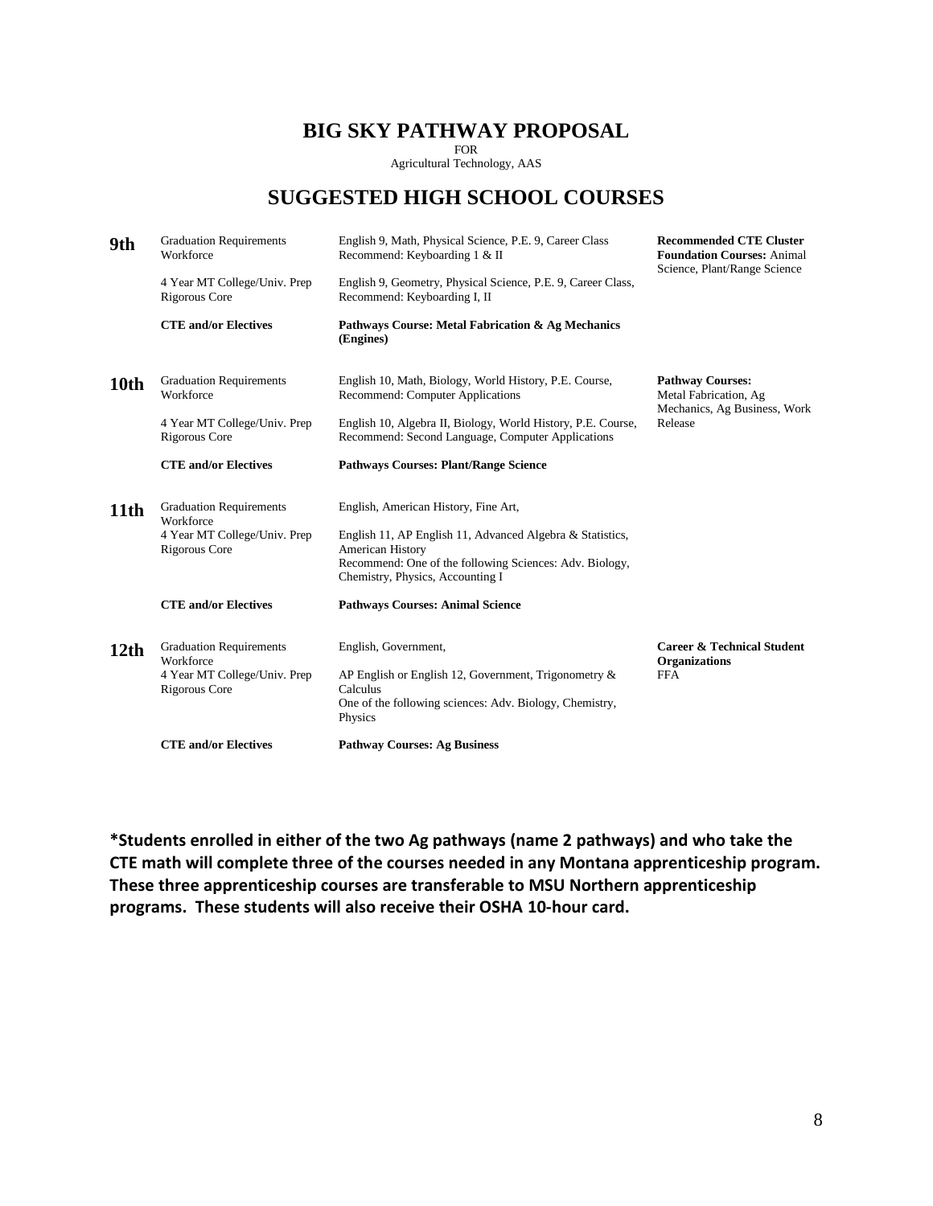# BIG SKY PATHWAY PROPOSAL

FOR

Agricultural Technology, AAS

## SUGGESTED HIGH SCHOOL COURSES

| Grade | Track | Courses | |
|---|---|---|---|
| **9th** | Graduation Requirements Workforce | English 9, Math, Physical Science, P.E. 9, Career Class Recommend: Keyboarding 1 & II | **Recommended CTE Cluster Foundation Courses:** Animal Science, Plant/Range Science |
| | 4 Year MT College/Univ. Prep Rigorous Core | English 9, Geometry, Physical Science, P.E. 9, Career Class, Recommend: Keyboarding I, II | |
| | **CTE and/or Electives** | **Pathways Course: Metal Fabrication & Ag Mechanics (Engines)** | |
| **10th** | Graduation Requirements Workforce | English 10, Math, Biology, World History, P.E. Course, Recommend: Computer Applications | **Pathway Courses:** Metal Fabrication, Ag Mechanics, Ag Business, Work Release |
| | 4 Year MT College/Univ. Prep Rigorous Core | English 10, Algebra II, Biology, World History, P.E. Course, Recommend: Second Language, Computer Applications | |
| | **CTE and/or Electives** | **Pathways Courses: Plant/Range Science** | |
| **11th** | Graduation Requirements Workforce | English, American History, Fine Art, | |
| | 4 Year MT College/Univ. Prep Rigorous Core | English 11, AP English 11, Advanced Algebra & Statistics, American History<br>Recommend: One of the following Sciences: Adv. Biology, Chemistry, Physics, Accounting I | |
| | **CTE and/or Electives** | **Pathways Courses: Animal Science** | |
| **12th** | Graduation Requirements Workforce | English, Government, | **Career & Technical Student Organizations** FFA |
| | 4 Year MT College/Univ. Prep Rigorous Core | AP English or English 12, Government, Trigonometry & Calculus<br>One of the following sciences: Adv. Biology, Chemistry, Physics | |
| | **CTE and/or Electives** | **Pathway Courses: Ag Business** | |

**\*Students enrolled in either of the two Ag pathways (name 2 pathways) and who take the CTE math will complete three of the courses needed in any Montana apprenticeship program. These three apprenticeship courses are transferable to MSU Northern apprenticeship programs. These students will also receive their OSHA 10-hour card.**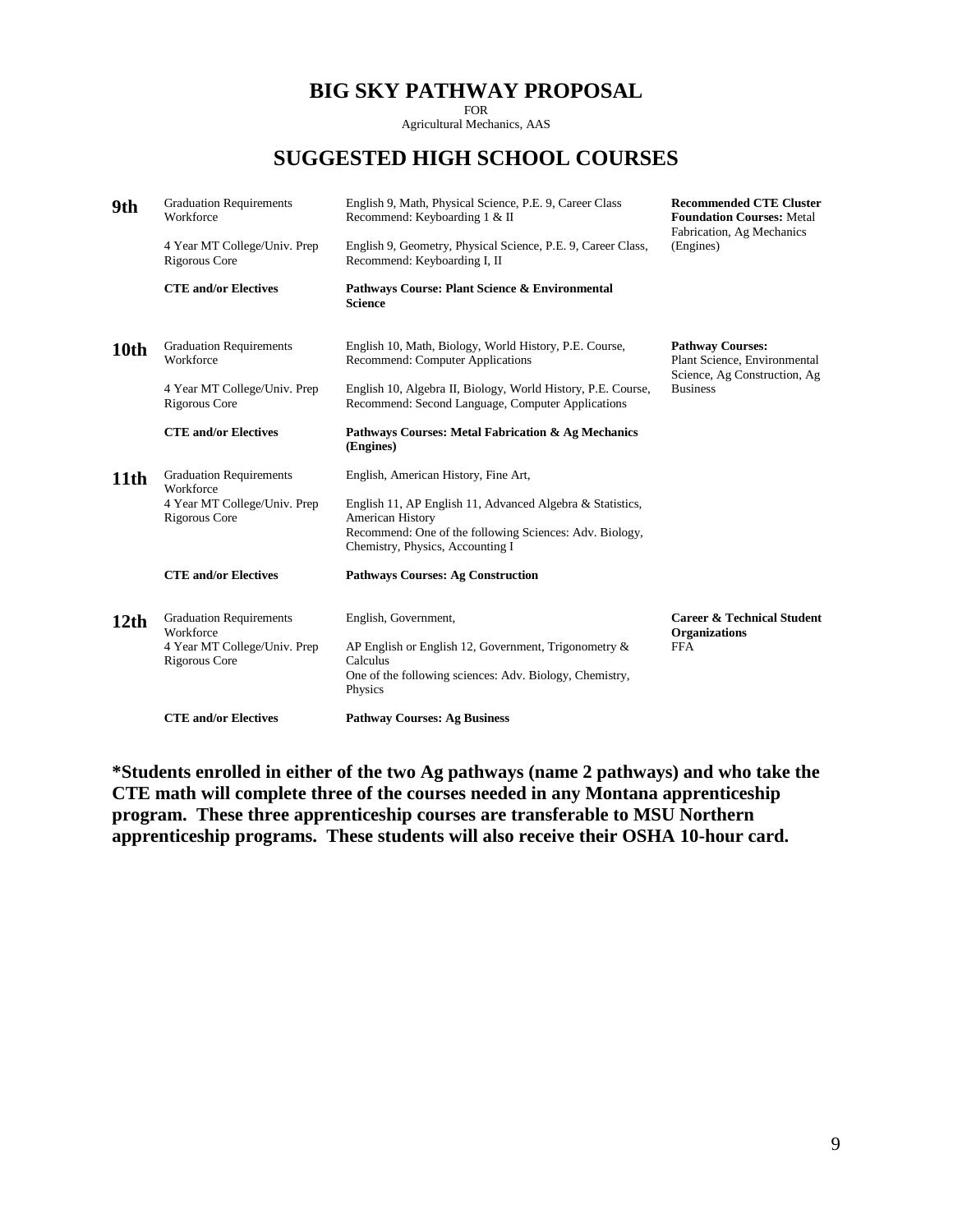# BIG SKY PATHWAY PROPOSAL

FOR

Agricultural Mechanics, AAS

## SUGGESTED HIGH SCHOOL COURSES

| Grade | Track | Courses | |
|---|---|---|---|
| **9th** | Graduation Requirements Workforce | English 9, Math, Physical Science, P.E. 9, Career Class Recommend: Keyboarding 1 & II | **Recommended CTE Cluster Foundation Courses:** Metal Fabrication, Ag Mechanics (Engines) |
| | 4 Year MT College/Univ. Prep Rigorous Core | English 9, Geometry, Physical Science, P.E. 9, Career Class, Recommend: Keyboarding I, II | |
| | **CTE and/or Electives** | **Pathways Course: Plant Science & Environmental Science** | |
| **10th** | Graduation Requirements Workforce | English 10, Math, Biology, World History, P.E. Course, Recommend: Computer Applications | **Pathway Courses:** Plant Science, Environmental Science, Ag Construction, Ag Business |
| | 4 Year MT College/Univ. Prep Rigorous Core | English 10, Algebra II, Biology, World History, P.E. Course, Recommend: Second Language, Computer Applications | |
| | **CTE and/or Electives** | **Pathways Courses: Metal Fabrication & Ag Mechanics (Engines)** | |
| **11th** | Graduation Requirements Workforce | English, American History, Fine Art, | |
| | 4 Year MT College/Univ. Prep Rigorous Core | English 11, AP English 11, Advanced Algebra & Statistics, American History<br>Recommend: One of the following Sciences: Adv. Biology, Chemistry, Physics, Accounting I | |
| | **CTE and/or Electives** | **Pathways Courses: Ag Construction** | |
| **12th** | Graduation Requirements Workforce | English, Government, | **Career & Technical Student Organizations** FFA |
| | 4 Year MT College/Univ. Prep Rigorous Core | AP English or English 12, Government, Trigonometry & Calculus<br>One of the following sciences: Adv. Biology, Chemistry, Physics | |
| | **CTE and/or Electives** | **Pathway Courses: Ag Business** | |

**\*Students enrolled in either of the two Ag pathways (name 2 pathways) and who take the CTE math will complete three of the courses needed in any Montana apprenticeship program. These three apprenticeship courses are transferable to MSU Northern apprenticeship programs. These students will also receive their OSHA 10-hour card.**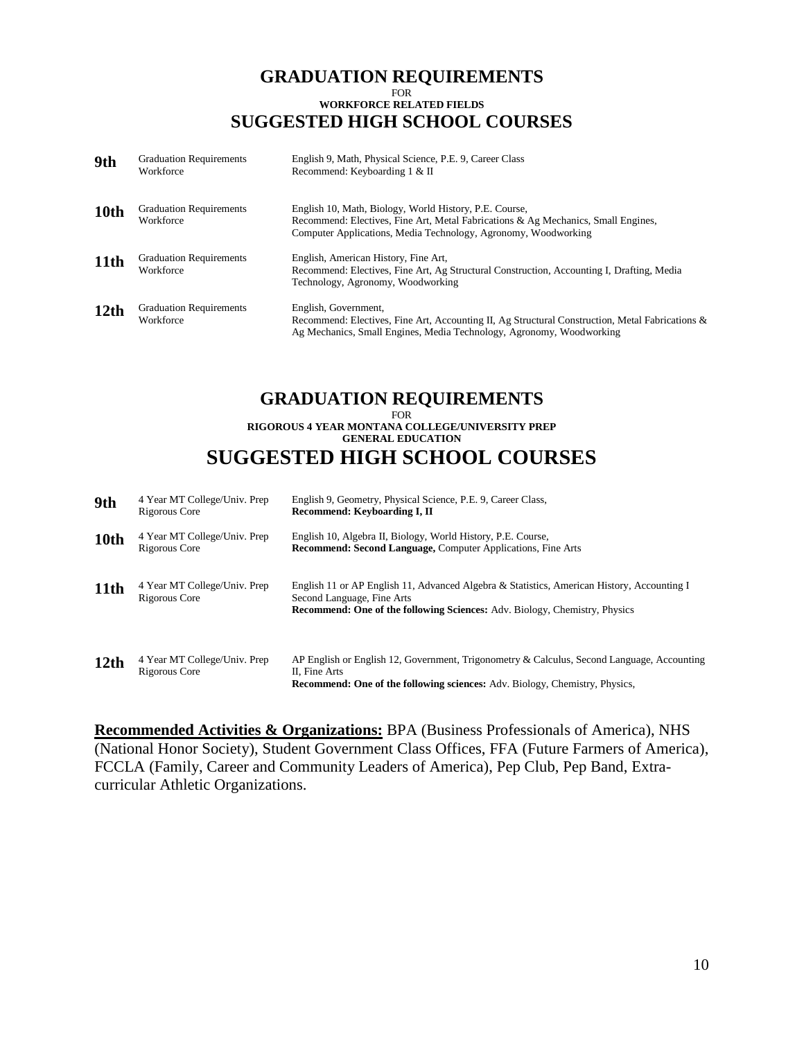# GRADUATION REQUIREMENTS

FOR

**WORKFORCE RELATED FIELDS**

# SUGGESTED HIGH SCHOOL COURSES

| | | |
|---|---|---|
| **9th** | Graduation Requirements<br>Workforce | English 9, Math, Physical Science, P.E. 9, Career Class<br>Recommend: Keyboarding 1 & II |
| **10th** | Graduation Requirements<br>Workforce | English 10, Math, Biology, World History, P.E. Course,<br>Recommend: Electives, Fine Art, Metal Fabrications & Ag Mechanics, Small Engines, Computer Applications, Media Technology, Agronomy, Woodworking |
| **11th** | Graduation Requirements<br>Workforce | English, American History, Fine Art,<br>Recommend: Electives, Fine Art, Ag Structural Construction, Accounting I, Drafting, Media Technology, Agronomy, Woodworking |
| **12th** | Graduation Requirements<br>Workforce | English, Government,<br>Recommend: Electives, Fine Art, Accounting II, Ag Structural Construction, Metal Fabrications & Ag Mechanics, Small Engines, Media Technology, Agronomy, Woodworking |

# GRADUATION REQUIREMENTS

FOR

**RIGOROUS 4 YEAR MONTANA COLLEGE/UNIVERSITY PREP**

**GENERAL EDUCATION**

# SUGGESTED HIGH SCHOOL COURSES

| | | |
|---|---|---|
| **9th** | 4 Year MT College/Univ. Prep<br>Rigorous Core | English 9, Geometry, Physical Science, P.E. 9, Career Class,<br>**Recommend: Keyboarding I, II** |
| **10th** | 4 Year MT College/Univ. Prep<br>Rigorous Core | English 10, Algebra II, Biology, World History, P.E. Course,<br>**Recommend: Second Language,** Computer Applications, Fine Arts |
| **11th** | 4 Year MT College/Univ. Prep<br>Rigorous Core | English 11 or AP English 11, Advanced Algebra & Statistics, American History, Accounting I Second Language, Fine Arts<br>**Recommend: One of the following Sciences:** Adv. Biology, Chemistry, Physics |
| **12th** | 4 Year MT College/Univ. Prep<br>Rigorous Core | AP English or English 12, Government, Trigonometry & Calculus, Second Language, Accounting II, Fine Arts<br>**Recommend: One of the following sciences:** Adv. Biology, Chemistry, Physics, |

**Recommended Activities & Organizations:** BPA (Business Professionals of America), NHS (National Honor Society), Student Government Class Offices, FFA (Future Farmers of America), FCCLA (Family, Career and Community Leaders of America), Pep Club, Pep Band, Extra-curricular Athletic Organizations.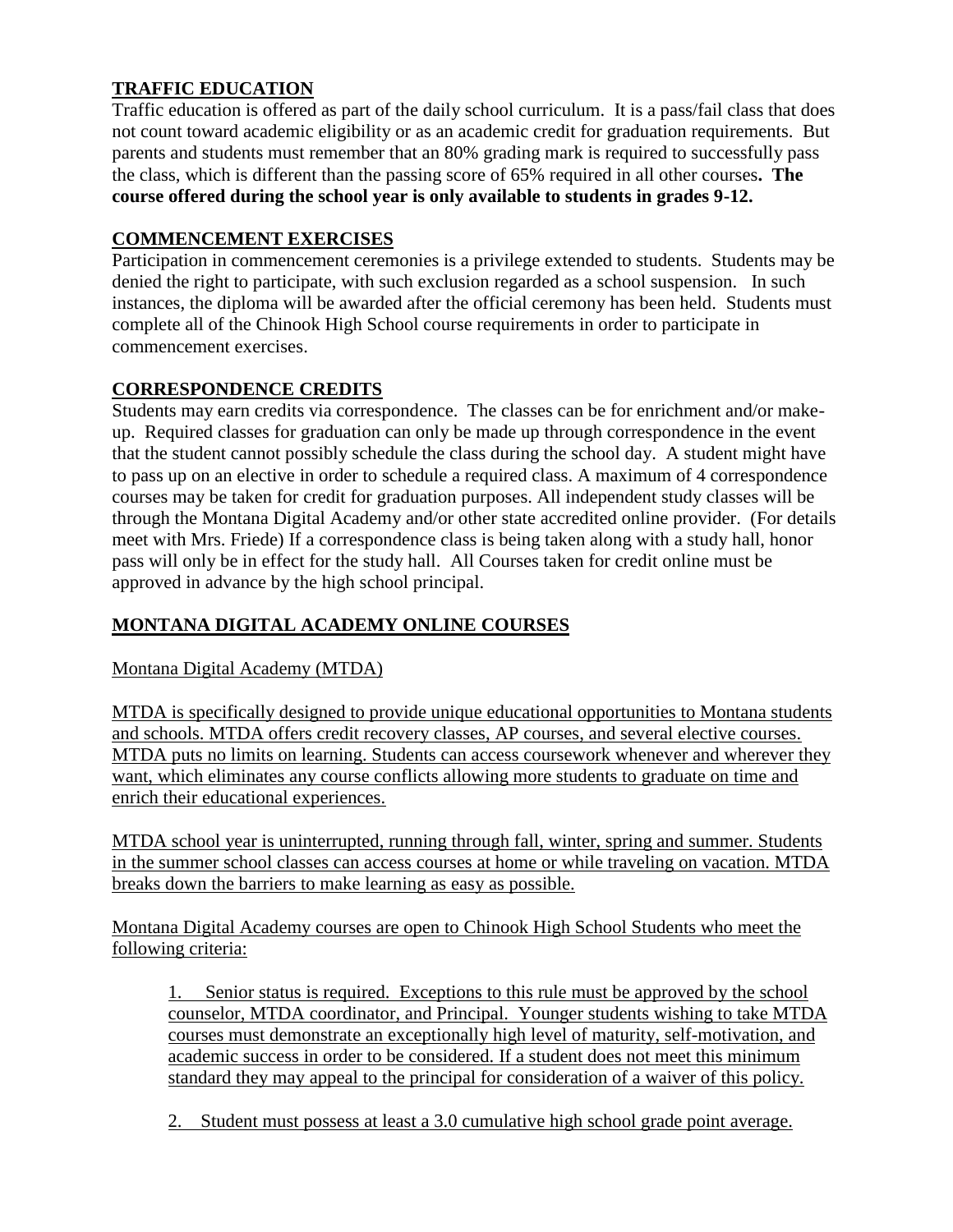## TRAFFIC EDUCATION

Traffic education is offered as part of the daily school curriculum. It is a pass/fail class that does not count toward academic eligibility or as an academic credit for graduation requirements. But parents and students must remember that an 80% grading mark is required to successfully pass the class, which is different than the passing score of 65% required in all other courses**. The course offered during the school year is only available to students in grades 9-12.**

## COMMENCEMENT EXERCISES

Participation in commencement ceremonies is a privilege extended to students. Students may be denied the right to participate, with such exclusion regarded as a school suspension. In such instances, the diploma will be awarded after the official ceremony has been held. Students must complete all of the Chinook High School course requirements in order to participate in commencement exercises.

## CORRESPONDENCE CREDITS

Students may earn credits via correspondence. The classes can be for enrichment and/or make-up. Required classes for graduation can only be made up through correspondence in the event that the student cannot possibly schedule the class during the school day. A student might have to pass up on an elective in order to schedule a required class. A maximum of 4 correspondence courses may be taken for credit for graduation purposes. All independent study classes will be through the Montana Digital Academy and/or other state accredited online provider. (For details meet with Mrs. Friede) If a correspondence class is being taken along with a study hall, honor pass will only be in effect for the study hall. All Courses taken for credit online must be approved in advance by the high school principal.

## MONTANA DIGITAL ACADEMY ONLINE COURSES

Montana Digital Academy (MTDA)

MTDA is specifically designed to provide unique educational opportunities to Montana students and schools. MTDA offers credit recovery classes, AP courses, and several elective courses. MTDA puts no limits on learning. Students can access coursework whenever and wherever they want, which eliminates any course conflicts allowing more students to graduate on time and enrich their educational experiences.

MTDA school year is uninterrupted, running through fall, winter, spring and summer. Students in the summer school classes can access courses at home or while traveling on vacation. MTDA breaks down the barriers to make learning as easy as possible.

Montana Digital Academy courses are open to Chinook High School Students who meet the following criteria:

1. Senior status is required. Exceptions to this rule must be approved by the school counselor, MTDA coordinator, and Principal. Younger students wishing to take MTDA courses must demonstrate an exceptionally high level of maturity, self-motivation, and academic success in order to be considered. If a student does not meet this minimum standard they may appeal to the principal for consideration of a waiver of this policy.

2. Student must possess at least a 3.0 cumulative high school grade point average.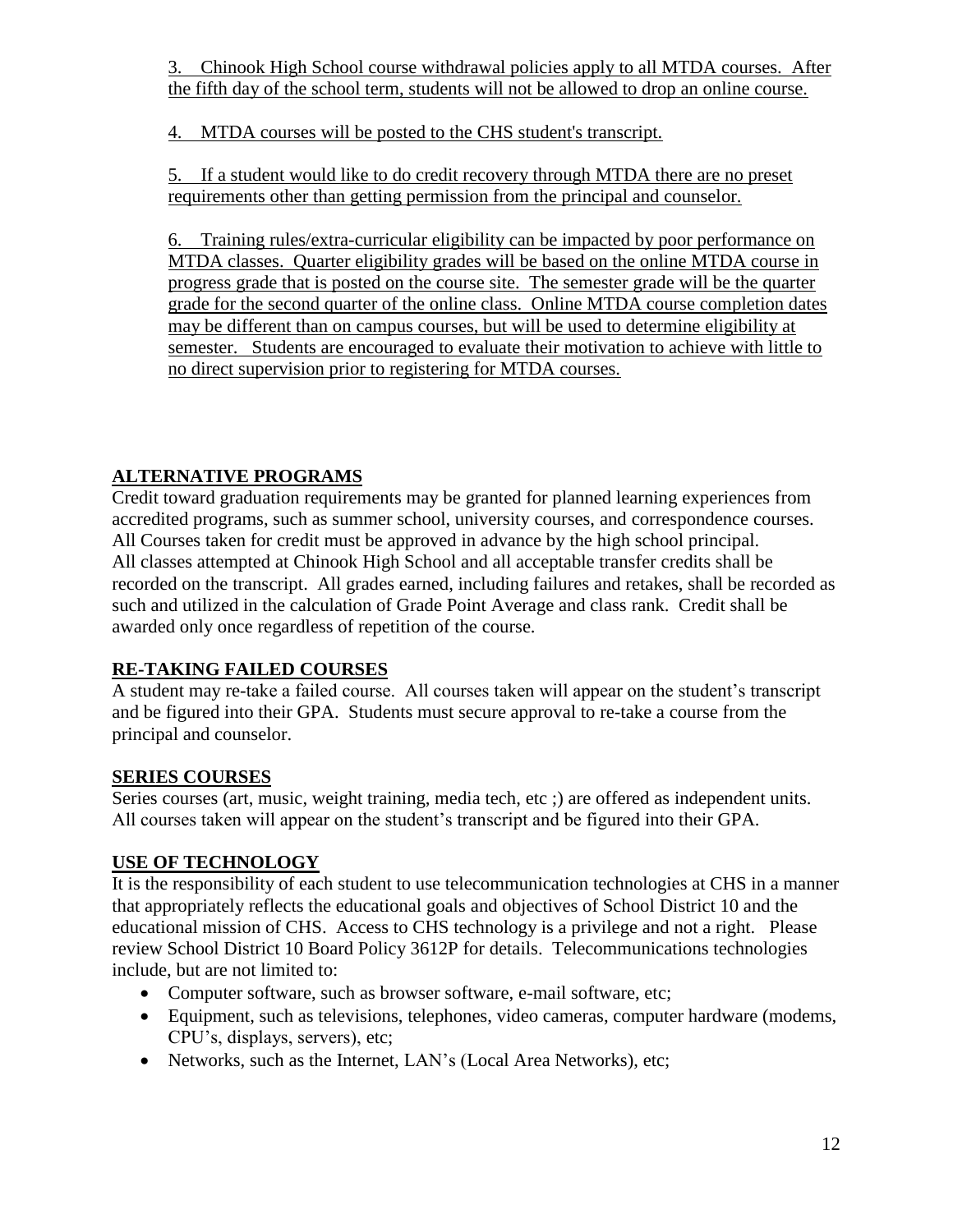3. Chinook High School course withdrawal policies apply to all MTDA courses. After the fifth day of the school term, students will not be allowed to drop an online course.

4. MTDA courses will be posted to the CHS student's transcript.

5. If a student would like to do credit recovery through MTDA there are no preset requirements other than getting permission from the principal and counselor.

6. Training rules/extra-curricular eligibility can be impacted by poor performance on MTDA classes. Quarter eligibility grades will be based on the online MTDA course in progress grade that is posted on the course site. The semester grade will be the quarter grade for the second quarter of the online class. Online MTDA course completion dates may be different than on campus courses, but will be used to determine eligibility at semester. Students are encouraged to evaluate their motivation to achieve with little to no direct supervision prior to registering for MTDA courses.

## ALTERNATIVE PROGRAMS

Credit toward graduation requirements may be granted for planned learning experiences from accredited programs, such as summer school, university courses, and correspondence courses. All Courses taken for credit must be approved in advance by the high school principal. All classes attempted at Chinook High School and all acceptable transfer credits shall be recorded on the transcript. All grades earned, including failures and retakes, shall be recorded as such and utilized in the calculation of Grade Point Average and class rank. Credit shall be awarded only once regardless of repetition of the course.

## RE-TAKING FAILED COURSES

A student may re-take a failed course. All courses taken will appear on the student's transcript and be figured into their GPA. Students must secure approval to re-take a course from the principal and counselor.

## SERIES COURSES

Series courses (art, music, weight training, media tech, etc ;) are offered as independent units. All courses taken will appear on the student's transcript and be figured into their GPA.

## USE OF TECHNOLOGY

It is the responsibility of each student to use telecommunication technologies at CHS in a manner that appropriately reflects the educational goals and objectives of School District 10 and the educational mission of CHS. Access to CHS technology is a privilege and not a right. Please review School District 10 Board Policy 3612P for details. Telecommunications technologies include, but are not limited to:

- Computer software, such as browser software, e-mail software, etc;
- Equipment, such as televisions, telephones, video cameras, computer hardware (modems, CPU's, displays, servers), etc;
- Networks, such as the Internet, LAN's (Local Area Networks), etc;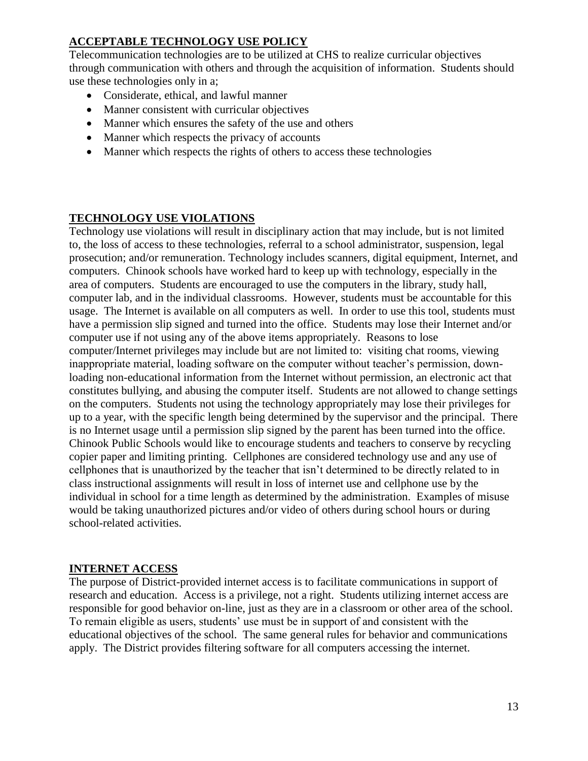## ACCEPTABLE TECHNOLOGY USE POLICY

Telecommunication technologies are to be utilized at CHS to realize curricular objectives through communication with others and through the acquisition of information. Students should use these technologies only in a;

- Considerate, ethical, and lawful manner
- Manner consistent with curricular objectives
- Manner which ensures the safety of the use and others
- Manner which respects the privacy of accounts
- Manner which respects the rights of others to access these technologies

## TECHNOLOGY USE VIOLATIONS

Technology use violations will result in disciplinary action that may include, but is not limited to, the loss of access to these technologies, referral to a school administrator, suspension, legal prosecution; and/or remuneration. Technology includes scanners, digital equipment, Internet, and computers. Chinook schools have worked hard to keep up with technology, especially in the area of computers. Students are encouraged to use the computers in the library, study hall, computer lab, and in the individual classrooms. However, students must be accountable for this usage. The Internet is available on all computers as well. In order to use this tool, students must have a permission slip signed and turned into the office. Students may lose their Internet and/or computer use if not using any of the above items appropriately. Reasons to lose computer/Internet privileges may include but are not limited to: visiting chat rooms, viewing inappropriate material, loading software on the computer without teacher's permission, down-loading non-educational information from the Internet without permission, an electronic act that constitutes bullying, and abusing the computer itself. Students are not allowed to change settings on the computers. Students not using the technology appropriately may lose their privileges for up to a year, with the specific length being determined by the supervisor and the principal. There is no Internet usage until a permission slip signed by the parent has been turned into the office. Chinook Public Schools would like to encourage students and teachers to conserve by recycling copier paper and limiting printing. Cellphones are considered technology use and any use of cellphones that is unauthorized by the teacher that isn't determined to be directly related to in class instructional assignments will result in loss of internet use and cellphone use by the individual in school for a time length as determined by the administration. Examples of misuse would be taking unauthorized pictures and/or video of others during school hours or during school-related activities.

## INTERNET ACCESS

The purpose of District-provided internet access is to facilitate communications in support of research and education. Access is a privilege, not a right. Students utilizing internet access are responsible for good behavior on-line, just as they are in a classroom or other area of the school. To remain eligible as users, students' use must be in support of and consistent with the educational objectives of the school. The same general rules for behavior and communications apply. The District provides filtering software for all computers accessing the internet.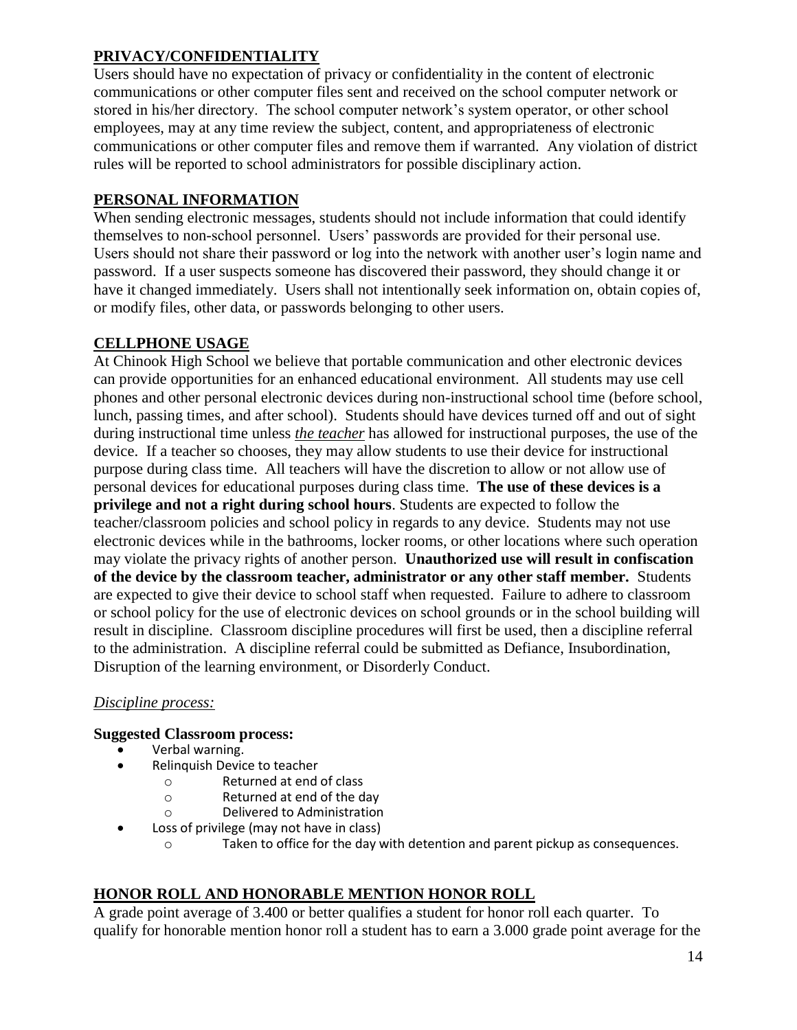## PRIVACY/CONFIDENTIALITY

Users should have no expectation of privacy or confidentiality in the content of electronic communications or other computer files sent and received on the school computer network or stored in his/her directory. The school computer network's system operator, or other school employees, may at any time review the subject, content, and appropriateness of electronic communications or other computer files and remove them if warranted. Any violation of district rules will be reported to school administrators for possible disciplinary action.

## PERSONAL INFORMATION

When sending electronic messages, students should not include information that could identify themselves to non-school personnel. Users' passwords are provided for their personal use. Users should not share their password or log into the network with another user's login name and password. If a user suspects someone has discovered their password, they should change it or have it changed immediately. Users shall not intentionally seek information on, obtain copies of, or modify files, other data, or passwords belonging to other users.

## CELLPHONE USAGE

At Chinook High School we believe that portable communication and other electronic devices can provide opportunities for an enhanced educational environment. All students may use cell phones and other personal electronic devices during non-instructional school time (before school, lunch, passing times, and after school). Students should have devices turned off and out of sight during instructional time unless *the teacher* has allowed for instructional purposes, the use of the device. If a teacher so chooses, they may allow students to use their device for instructional purpose during class time. All teachers will have the discretion to allow or not allow use of personal devices for educational purposes during class time. **The use of these devices is a privilege and not a right during school hours**. Students are expected to follow the teacher/classroom policies and school policy in regards to any device. Students may not use electronic devices while in the bathrooms, locker rooms, or other locations where such operation may violate the privacy rights of another person. **Unauthorized use will result in confiscation of the device by the classroom teacher, administrator or any other staff member.** Students are expected to give their device to school staff when requested. Failure to adhere to classroom or school policy for the use of electronic devices on school grounds or in the school building will result in discipline. Classroom discipline procedures will first be used, then a discipline referral to the administration. A discipline referral could be submitted as Defiance, Insubordination, Disruption of the learning environment, or Disorderly Conduct.

*Discipline process:*

**Suggested Classroom process:**

- Verbal warning.
- Relinquish Device to teacher
  - Returned at end of class
  - Returned at end of the day
  - Delivered to Administration
- Loss of privilege (may not have in class)
  - Taken to office for the day with detention and parent pickup as consequences.

## HONOR ROLL AND HONORABLE MENTION HONOR ROLL

A grade point average of 3.400 or better qualifies a student for honor roll each quarter. To qualify for honorable mention honor roll a student has to earn a 3.000 grade point average for the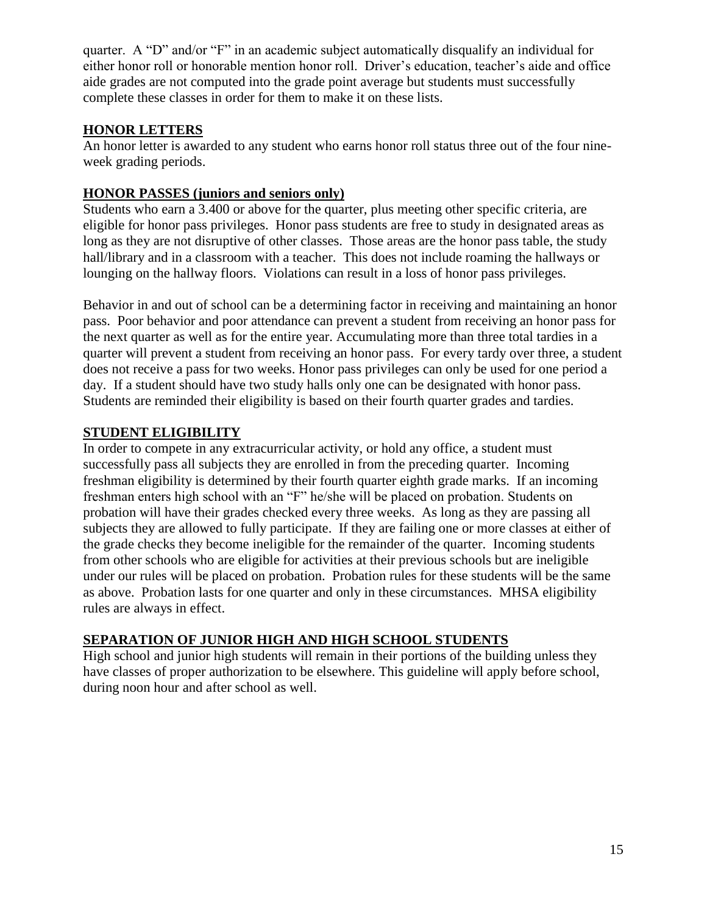quarter. A "D" and/or "F" in an academic subject automatically disqualify an individual for either honor roll or honorable mention honor roll. Driver's education, teacher's aide and office aide grades are not computed into the grade point average but students must successfully complete these classes in order for them to make it on these lists.

## HONOR LETTERS

An honor letter is awarded to any student who earns honor roll status three out of the four nine-week grading periods.

## HONOR PASSES (juniors and seniors only)

Students who earn a 3.400 or above for the quarter, plus meeting other specific criteria, are eligible for honor pass privileges. Honor pass students are free to study in designated areas as long as they are not disruptive of other classes. Those areas are the honor pass table, the study hall/library and in a classroom with a teacher. This does not include roaming the hallways or lounging on the hallway floors. Violations can result in a loss of honor pass privileges.

Behavior in and out of school can be a determining factor in receiving and maintaining an honor pass. Poor behavior and poor attendance can prevent a student from receiving an honor pass for the next quarter as well as for the entire year. Accumulating more than three total tardies in a quarter will prevent a student from receiving an honor pass. For every tardy over three, a student does not receive a pass for two weeks. Honor pass privileges can only be used for one period a day. If a student should have two study halls only one can be designated with honor pass. Students are reminded their eligibility is based on their fourth quarter grades and tardies.

## STUDENT ELIGIBILITY

In order to compete in any extracurricular activity, or hold any office, a student must successfully pass all subjects they are enrolled in from the preceding quarter. Incoming freshman eligibility is determined by their fourth quarter eighth grade marks. If an incoming freshman enters high school with an "F" he/she will be placed on probation. Students on probation will have their grades checked every three weeks. As long as they are passing all subjects they are allowed to fully participate. If they are failing one or more classes at either of the grade checks they become ineligible for the remainder of the quarter. Incoming students from other schools who are eligible for activities at their previous schools but are ineligible under our rules will be placed on probation. Probation rules for these students will be the same as above. Probation lasts for one quarter and only in these circumstances. MHSA eligibility rules are always in effect.

## SEPARATION OF JUNIOR HIGH AND HIGH SCHOOL STUDENTS

High school and junior high students will remain in their portions of the building unless they have classes of proper authorization to be elsewhere. This guideline will apply before school, during noon hour and after school as well.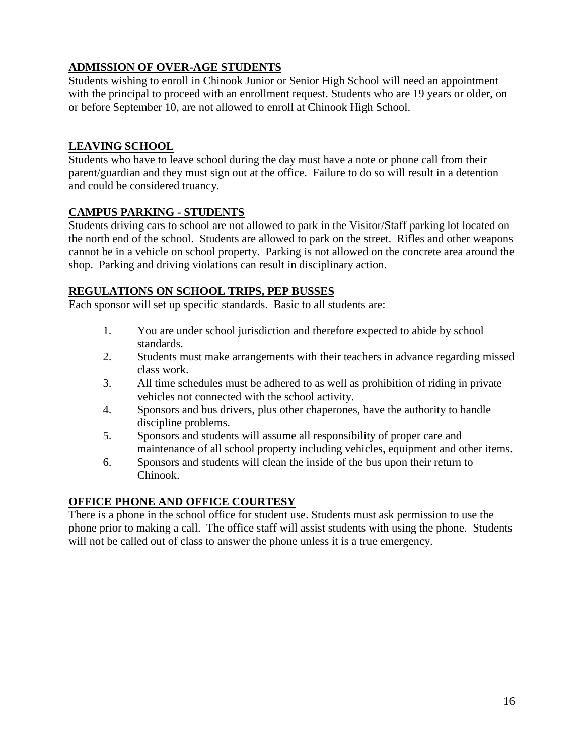## ADMISSION OF OVER-AGE STUDENTS

Students wishing to enroll in Chinook Junior or Senior High School will need an appointment with the principal to proceed with an enrollment request. Students who are 19 years or older, on or before September 10, are not allowed to enroll at Chinook High School.

## LEAVING SCHOOL

Students who have to leave school during the day must have a note or phone call from their parent/guardian and they must sign out at the office. Failure to do so will result in a detention and could be considered truancy.

## CAMPUS PARKING - STUDENTS

Students driving cars to school are not allowed to park in the Visitor/Staff parking lot located on the north end of the school. Students are allowed to park on the street. Rifles and other weapons cannot be in a vehicle on school property. Parking is not allowed on the concrete area around the shop. Parking and driving violations can result in disciplinary action.

## REGULATIONS ON SCHOOL TRIPS, PEP BUSSES

Each sponsor will set up specific standards. Basic to all students are:

1. You are under school jurisdiction and therefore expected to abide by school standards.
2. Students must make arrangements with their teachers in advance regarding missed class work.
3. All time schedules must be adhered to as well as prohibition of riding in private vehicles not connected with the school activity.
4. Sponsors and bus drivers, plus other chaperones, have the authority to handle discipline problems.
5. Sponsors and students will assume all responsibility of proper care and maintenance of all school property including vehicles, equipment and other items.
6. Sponsors and students will clean the inside of the bus upon their return to Chinook.

## OFFICE PHONE AND OFFICE COURTESY

There is a phone in the school office for student use. Students must ask permission to use the phone prior to making a call. The office staff will assist students with using the phone. Students will not be called out of class to answer the phone unless it is a true emergency.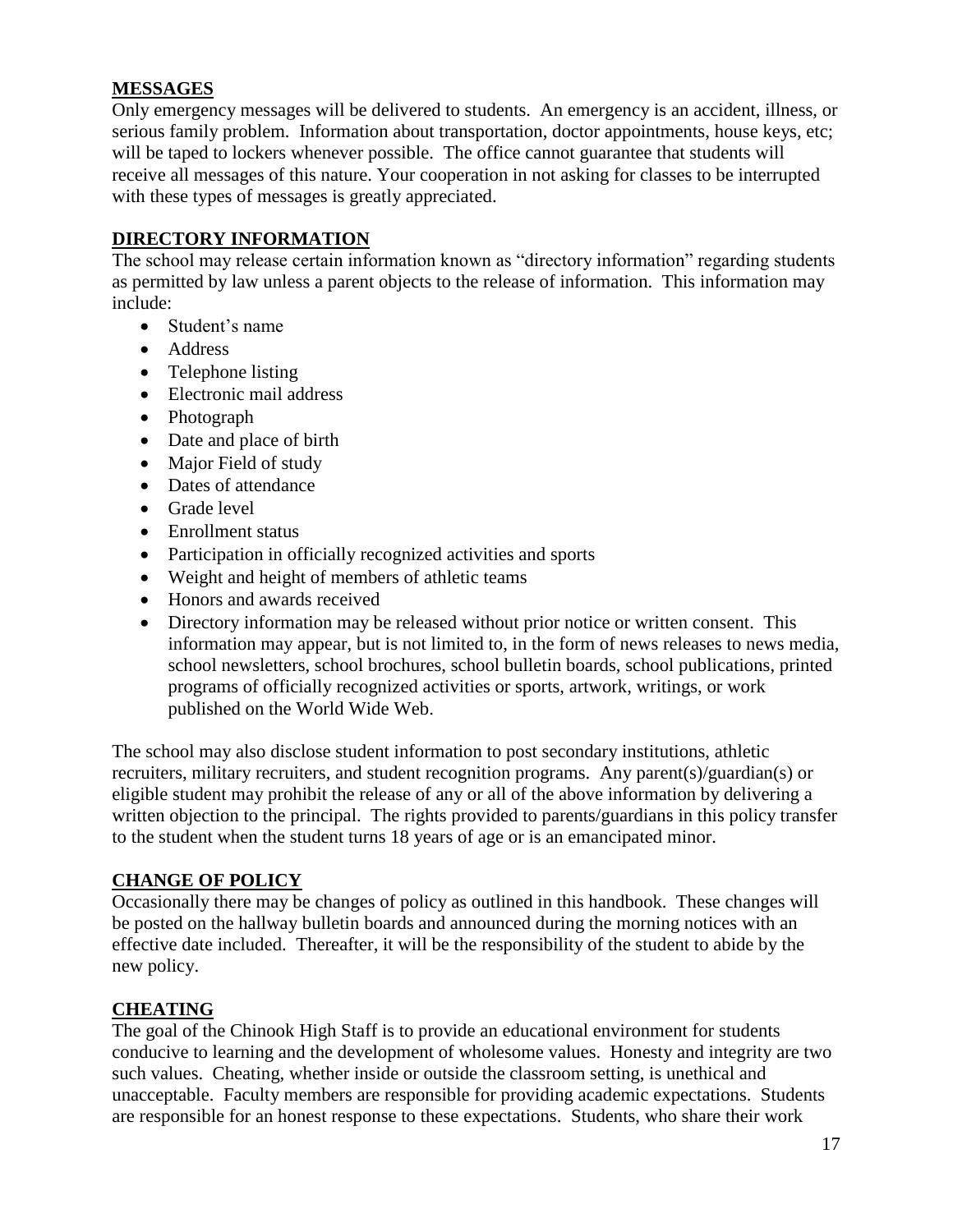## MESSAGES

Only emergency messages will be delivered to students. An emergency is an accident, illness, or serious family problem. Information about transportation, doctor appointments, house keys, etc; will be taped to lockers whenever possible. The office cannot guarantee that students will receive all messages of this nature. Your cooperation in not asking for classes to be interrupted with these types of messages is greatly appreciated.

## DIRECTORY INFORMATION

The school may release certain information known as "directory information" regarding students as permitted by law unless a parent objects to the release of information. This information may include:

- Student's name
- Address
- Telephone listing
- Electronic mail address
- Photograph
- Date and place of birth
- Major Field of study
- Dates of attendance
- Grade level
- Enrollment status
- Participation in officially recognized activities and sports
- Weight and height of members of athletic teams
- Honors and awards received
- Directory information may be released without prior notice or written consent. This information may appear, but is not limited to, in the form of news releases to news media, school newsletters, school brochures, school bulletin boards, school publications, printed programs of officially recognized activities or sports, artwork, writings, or work published on the World Wide Web.

The school may also disclose student information to post secondary institutions, athletic recruiters, military recruiters, and student recognition programs. Any parent(s)/guardian(s) or eligible student may prohibit the release of any or all of the above information by delivering a written objection to the principal. The rights provided to parents/guardians in this policy transfer to the student when the student turns 18 years of age or is an emancipated minor.

## CHANGE OF POLICY

Occasionally there may be changes of policy as outlined in this handbook. These changes will be posted on the hallway bulletin boards and announced during the morning notices with an effective date included. Thereafter, it will be the responsibility of the student to abide by the new policy.

## CHEATING

The goal of the Chinook High Staff is to provide an educational environment for students conducive to learning and the development of wholesome values. Honesty and integrity are two such values. Cheating, whether inside or outside the classroom setting, is unethical and unacceptable. Faculty members are responsible for providing academic expectations. Students are responsible for an honest response to these expectations. Students, who share their work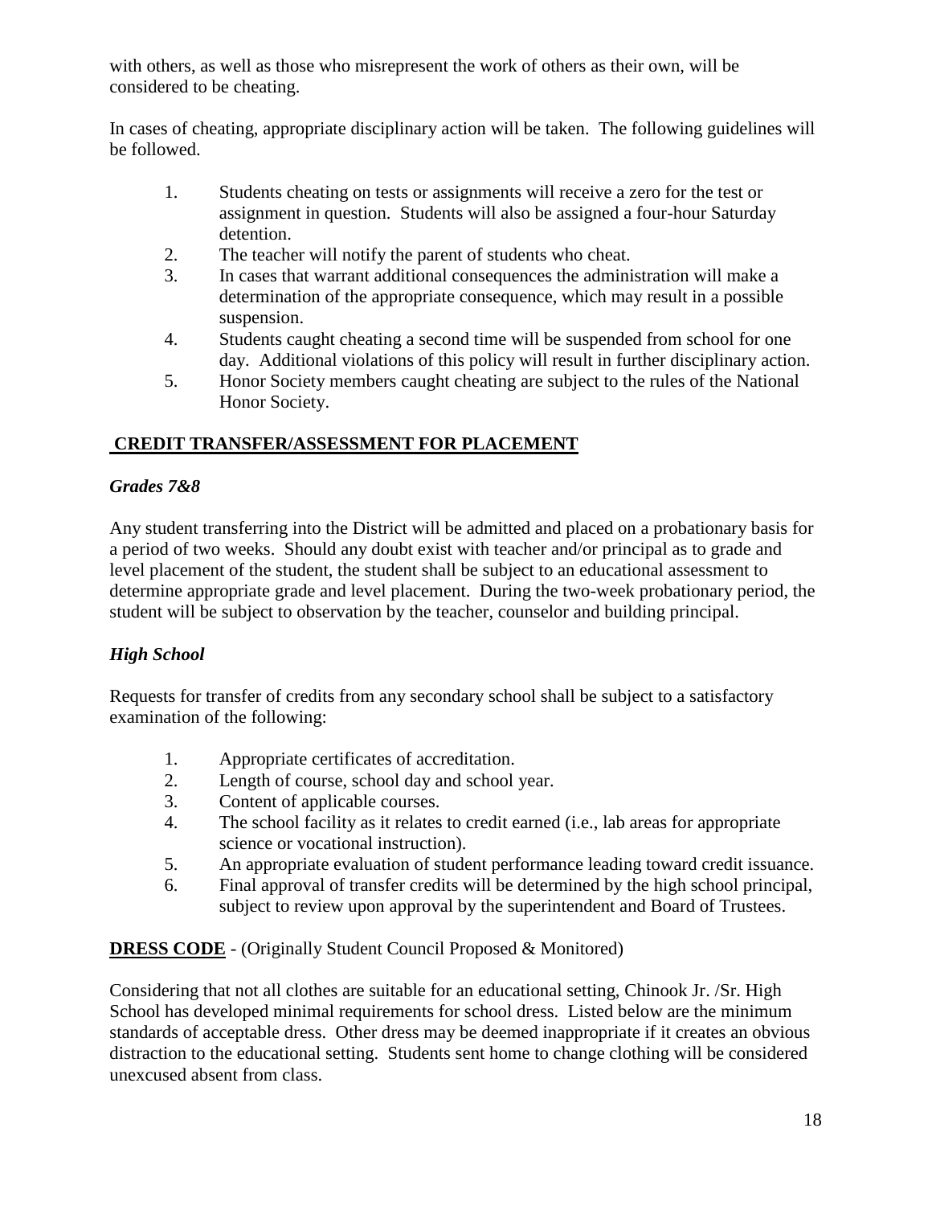with others, as well as those who misrepresent the work of others as their own, will be considered to be cheating.

In cases of cheating, appropriate disciplinary action will be taken. The following guidelines will be followed.

1. Students cheating on tests or assignments will receive a zero for the test or assignment in question. Students will also be assigned a four-hour Saturday detention.
2. The teacher will notify the parent of students who cheat.
3. In cases that warrant additional consequences the administration will make a determination of the appropriate consequence, which may result in a possible suspension.
4. Students caught cheating a second time will be suspended from school for one day. Additional violations of this policy will result in further disciplinary action.
5. Honor Society members caught cheating are subject to the rules of the National Honor Society.

## CREDIT TRANSFER/ASSESSMENT FOR PLACEMENT

### *Grades 7&8*

Any student transferring into the District will be admitted and placed on a probationary basis for a period of two weeks. Should any doubt exist with teacher and/or principal as to grade and level placement of the student, the student shall be subject to an educational assessment to determine appropriate grade and level placement. During the two-week probationary period, the student will be subject to observation by the teacher, counselor and building principal.

### *High School*

Requests for transfer of credits from any secondary school shall be subject to a satisfactory examination of the following:

1. Appropriate certificates of accreditation.
2. Length of course, school day and school year.
3. Content of applicable courses.
4. The school facility as it relates to credit earned (i.e., lab areas for appropriate science or vocational instruction).
5. An appropriate evaluation of student performance leading toward credit issuance.
6. Final approval of transfer credits will be determined by the high school principal, subject to review upon approval by the superintendent and Board of Trustees.

**DRESS CODE** - (Originally Student Council Proposed & Monitored)

Considering that not all clothes are suitable for an educational setting, Chinook Jr. /Sr. High School has developed minimal requirements for school dress. Listed below are the minimum standards of acceptable dress. Other dress may be deemed inappropriate if it creates an obvious distraction to the educational setting. Students sent home to change clothing will be considered unexcused absent from class.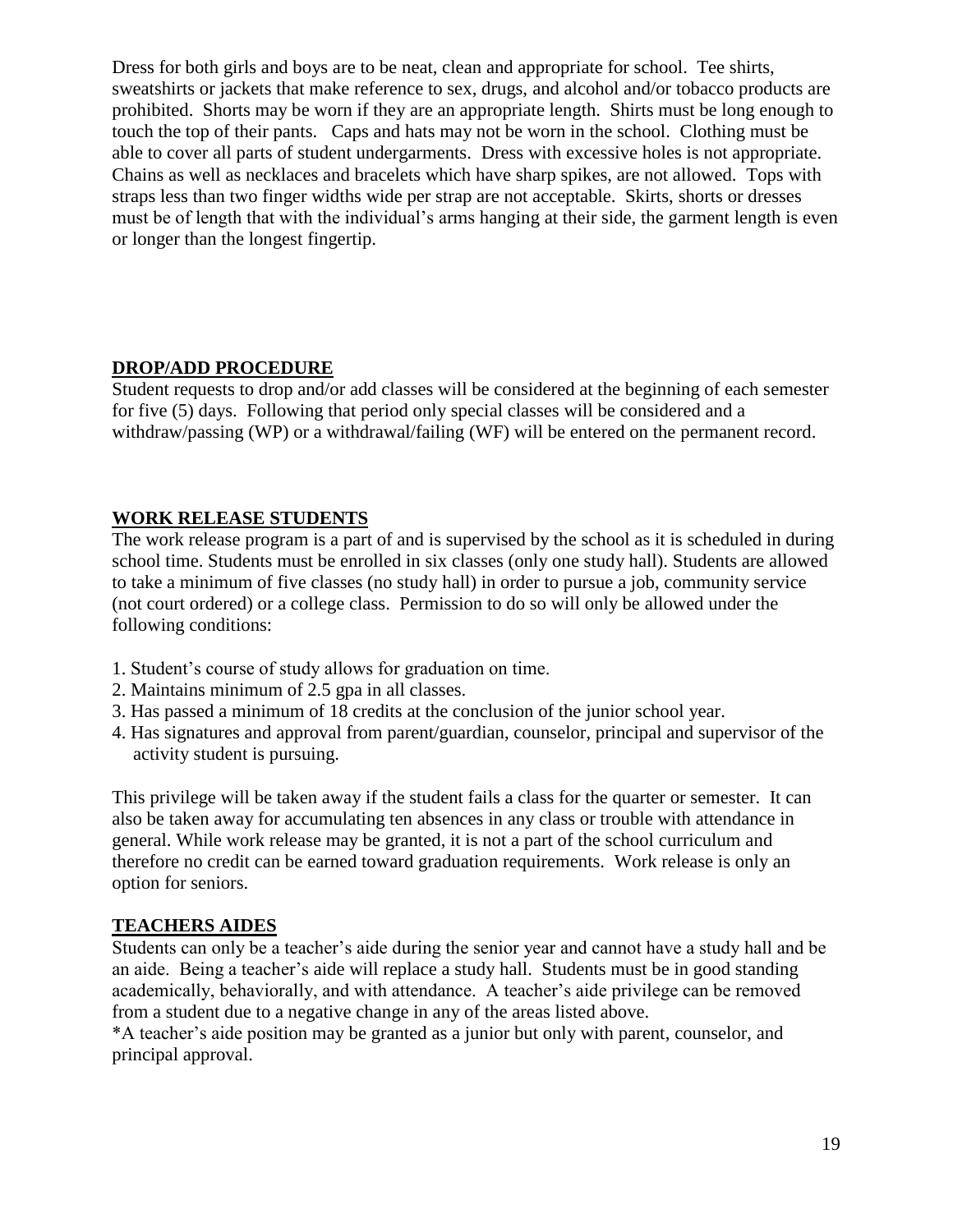Dress for both girls and boys are to be neat, clean and appropriate for school. Tee shirts, sweatshirts or jackets that make reference to sex, drugs, and alcohol and/or tobacco products are prohibited. Shorts may be worn if they are an appropriate length. Shirts must be long enough to touch the top of their pants. Caps and hats may not be worn in the school. Clothing must be able to cover all parts of student undergarments. Dress with excessive holes is not appropriate. Chains as well as necklaces and bracelets which have sharp spikes, are not allowed. Tops with straps less than two finger widths wide per strap are not acceptable. Skirts, shorts or dresses must be of length that with the individual's arms hanging at their side, the garment length is even or longer than the longest fingertip.

## DROP/ADD PROCEDURE

Student requests to drop and/or add classes will be considered at the beginning of each semester for five (5) days. Following that period only special classes will be considered and a withdraw/passing (WP) or a withdrawal/failing (WF) will be entered on the permanent record.

## WORK RELEASE STUDENTS

The work release program is a part of and is supervised by the school as it is scheduled in during school time. Students must be enrolled in six classes (only one study hall). Students are allowed to take a minimum of five classes (no study hall) in order to pursue a job, community service (not court ordered) or a college class. Permission to do so will only be allowed under the following conditions:

1. Student's course of study allows for graduation on time.
2. Maintains minimum of 2.5 gpa in all classes.
3. Has passed a minimum of 18 credits at the conclusion of the junior school year.
4. Has signatures and approval from parent/guardian, counselor, principal and supervisor of the activity student is pursuing.

This privilege will be taken away if the student fails a class for the quarter or semester. It can also be taken away for accumulating ten absences in any class or trouble with attendance in general. While work release may be granted, it is not a part of the school curriculum and therefore no credit can be earned toward graduation requirements. Work release is only an option for seniors.

## TEACHERS AIDES

Students can only be a teacher's aide during the senior year and cannot have a study hall and be an aide. Being a teacher's aide will replace a study hall. Students must be in good standing academically, behaviorally, and with attendance. A teacher's aide privilege can be removed from a student due to a negative change in any of the areas listed above.
*A teacher's aide position may be granted as a junior but only with parent, counselor, and principal approval.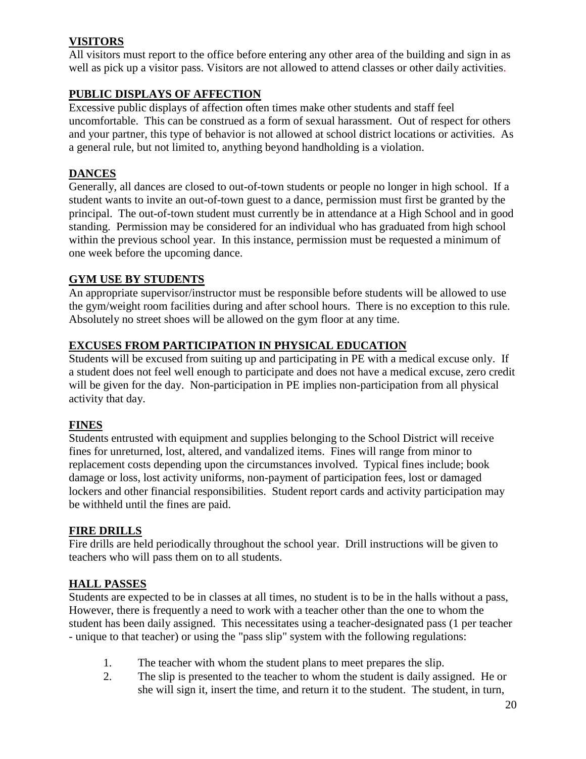## VISITORS

All visitors must report to the office before entering any other area of the building and sign in as well as pick up a visitor pass. Visitors are not allowed to attend classes or other daily activities.

## PUBLIC DISPLAYS OF AFFECTION

Excessive public displays of affection often times make other students and staff feel uncomfortable. This can be construed as a form of sexual harassment. Out of respect for others and your partner, this type of behavior is not allowed at school district locations or activities. As a general rule, but not limited to, anything beyond handholding is a violation.

## DANCES

Generally, all dances are closed to out-of-town students or people no longer in high school. If a student wants to invite an out-of-town guest to a dance, permission must first be granted by the principal. The out-of-town student must currently be in attendance at a High School and in good standing. Permission may be considered for an individual who has graduated from high school within the previous school year. In this instance, permission must be requested a minimum of one week before the upcoming dance.

## GYM USE BY STUDENTS

An appropriate supervisor/instructor must be responsible before students will be allowed to use the gym/weight room facilities during and after school hours. There is no exception to this rule. Absolutely no street shoes will be allowed on the gym floor at any time.

## EXCUSES FROM PARTICIPATION IN PHYSICAL EDUCATION

Students will be excused from suiting up and participating in PE with a medical excuse only. If a student does not feel well enough to participate and does not have a medical excuse, zero credit will be given for the day. Non-participation in PE implies non-participation from all physical activity that day.

## FINES

Students entrusted with equipment and supplies belonging to the School District will receive fines for unreturned, lost, altered, and vandalized items. Fines will range from minor to replacement costs depending upon the circumstances involved. Typical fines include; book damage or loss, lost activity uniforms, non-payment of participation fees, lost or damaged lockers and other financial responsibilities. Student report cards and activity participation may be withheld until the fines are paid.

## FIRE DRILLS

Fire drills are held periodically throughout the school year. Drill instructions will be given to teachers who will pass them on to all students.

## HALL PASSES

Students are expected to be in classes at all times, no student is to be in the halls without a pass, However, there is frequently a need to work with a teacher other than the one to whom the student has been daily assigned. This necessitates using a teacher-designated pass (1 per teacher - unique to that teacher) or using the "pass slip" system with the following regulations:

1. The teacher with whom the student plans to meet prepares the slip.
2. The slip is presented to the teacher to whom the student is daily assigned. He or she will sign it, insert the time, and return it to the student. The student, in turn,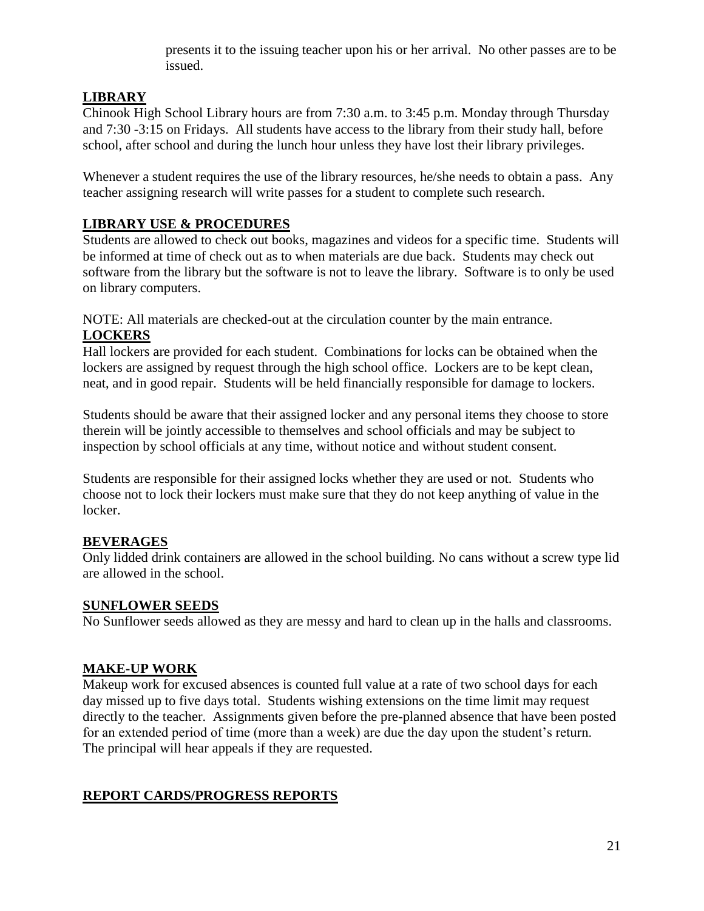presents it to the issuing teacher upon his or her arrival. No other passes are to be issued.

## LIBRARY

Chinook High School Library hours are from 7:30 a.m. to 3:45 p.m. Monday through Thursday and 7:30 -3:15 on Fridays. All students have access to the library from their study hall, before school, after school and during the lunch hour unless they have lost their library privileges.

Whenever a student requires the use of the library resources, he/she needs to obtain a pass. Any teacher assigning research will write passes for a student to complete such research.

## LIBRARY USE & PROCEDURES

Students are allowed to check out books, magazines and videos for a specific time. Students will be informed at time of check out as to when materials are due back. Students may check out software from the library but the software is not to leave the library. Software is to only be used on library computers.

NOTE: All materials are checked-out at the circulation counter by the main entrance.

## LOCKERS

Hall lockers are provided for each student. Combinations for locks can be obtained when the lockers are assigned by request through the high school office. Lockers are to be kept clean, neat, and in good repair. Students will be held financially responsible for damage to lockers.

Students should be aware that their assigned locker and any personal items they choose to store therein will be jointly accessible to themselves and school officials and may be subject to inspection by school officials at any time, without notice and without student consent.

Students are responsible for their assigned locks whether they are used or not. Students who choose not to lock their lockers must make sure that they do not keep anything of value in the locker.

## BEVERAGES

Only lidded drink containers are allowed in the school building. No cans without a screw type lid are allowed in the school.

## SUNFLOWER SEEDS

No Sunflower seeds allowed as they are messy and hard to clean up in the halls and classrooms.

## MAKE-UP WORK

Makeup work for excused absences is counted full value at a rate of two school days for each day missed up to five days total. Students wishing extensions on the time limit may request directly to the teacher. Assignments given before the pre-planned absence that have been posted for an extended period of time (more than a week) are due the day upon the student's return. The principal will hear appeals if they are requested.

## REPORT CARDS/PROGRESS REPORTS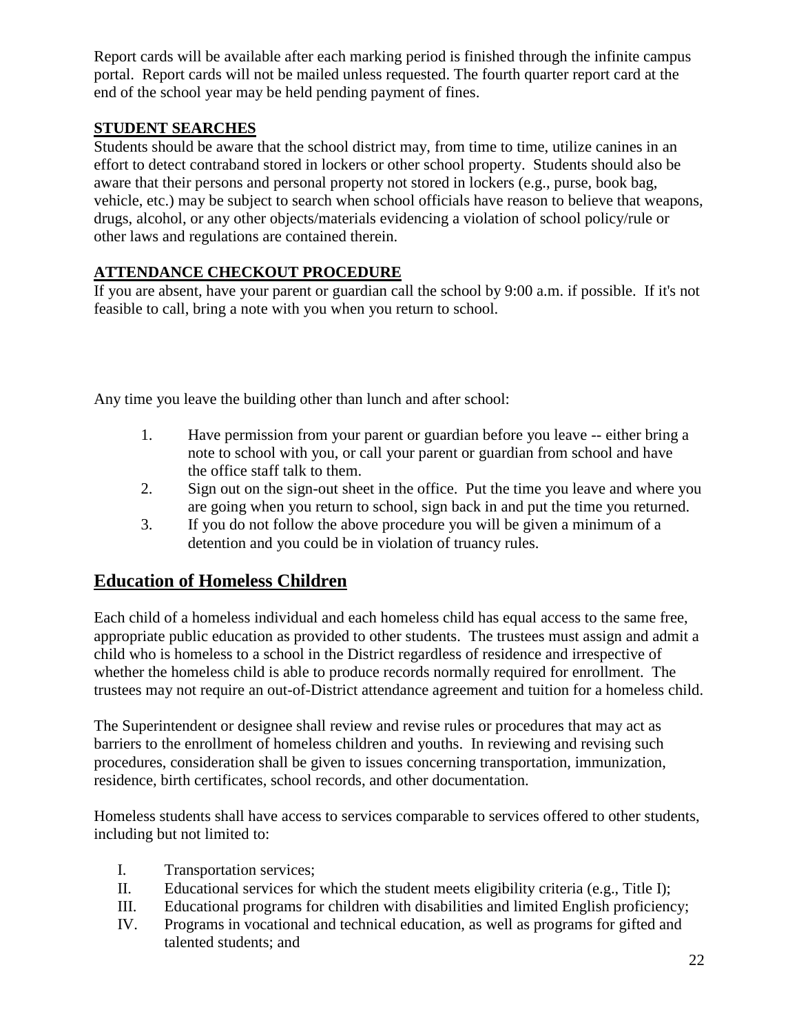Report cards will be available after each marking period is finished through the infinite campus portal. Report cards will not be mailed unless requested. The fourth quarter report card at the end of the school year may be held pending payment of fines.

**STUDENT SEARCHES**

Students should be aware that the school district may, from time to time, utilize canines in an effort to detect contraband stored in lockers or other school property. Students should also be aware that their persons and personal property not stored in lockers (e.g., purse, book bag, vehicle, etc.) may be subject to search when school officials have reason to believe that weapons, drugs, alcohol, or any other objects/materials evidencing a violation of school policy/rule or other laws and regulations are contained therein.

**ATTENDANCE CHECKOUT PROCEDURE**

If you are absent, have your parent or guardian call the school by 9:00 a.m. if possible. If it's not feasible to call, bring a note with you when you return to school.

Any time you leave the building other than lunch and after school:

1. Have permission from your parent or guardian before you leave -- either bring a note to school with you, or call your parent or guardian from school and have the office staff talk to them.
2. Sign out on the sign-out sheet in the office. Put the time you leave and where you are going when you return to school, sign back in and put the time you returned.
3. If you do not follow the above procedure you will be given a minimum of a detention and you could be in violation of truancy rules.

## Education of Homeless Children

Each child of a homeless individual and each homeless child has equal access to the same free, appropriate public education as provided to other students. The trustees must assign and admit a child who is homeless to a school in the District regardless of residence and irrespective of whether the homeless child is able to produce records normally required for enrollment. The trustees may not require an out-of-District attendance agreement and tuition for a homeless child.

The Superintendent or designee shall review and revise rules or procedures that may act as barriers to the enrollment of homeless children and youths. In reviewing and revising such procedures, consideration shall be given to issues concerning transportation, immunization, residence, birth certificates, school records, and other documentation.

Homeless students shall have access to services comparable to services offered to other students, including but not limited to:

I. Transportation services;
II. Educational services for which the student meets eligibility criteria (e.g., Title I);
III. Educational programs for children with disabilities and limited English proficiency;
IV. Programs in vocational and technical education, as well as programs for gifted and talented students; and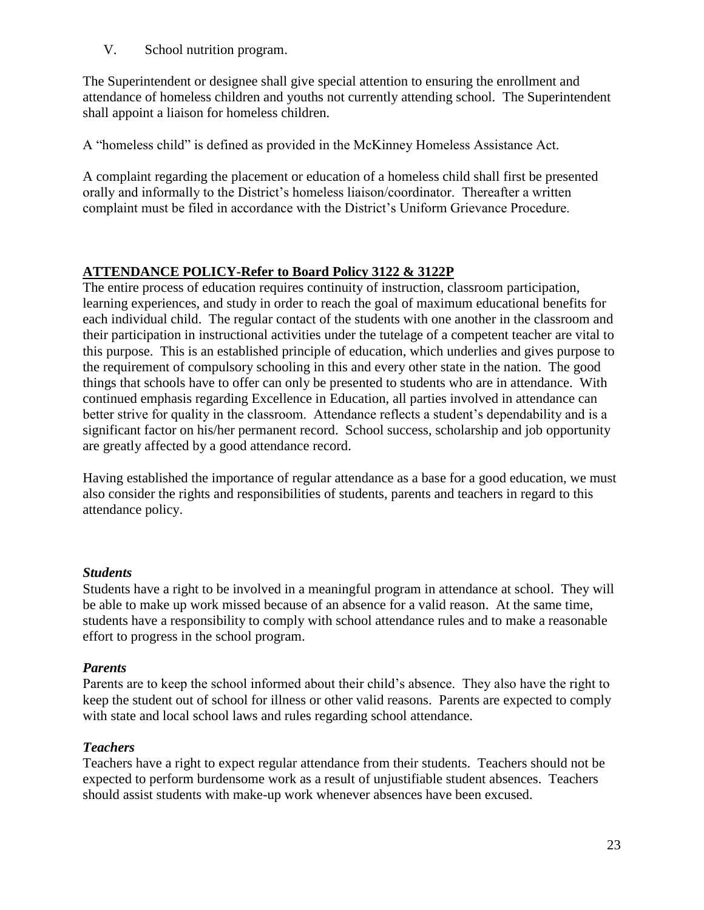V. School nutrition program.

The Superintendent or designee shall give special attention to ensuring the enrollment and attendance of homeless children and youths not currently attending school. The Superintendent shall appoint a liaison for homeless children.

A "homeless child" is defined as provided in the McKinney Homeless Assistance Act.

A complaint regarding the placement or education of a homeless child shall first be presented orally and informally to the District's homeless liaison/coordinator. Thereafter a written complaint must be filed in accordance with the District's Uniform Grievance Procedure.

## ATTENDANCE POLICY-Refer to Board Policy 3122 & 3122P

The entire process of education requires continuity of instruction, classroom participation, learning experiences, and study in order to reach the goal of maximum educational benefits for each individual child. The regular contact of the students with one another in the classroom and their participation in instructional activities under the tutelage of a competent teacher are vital to this purpose. This is an established principle of education, which underlies and gives purpose to the requirement of compulsory schooling in this and every other state in the nation. The good things that schools have to offer can only be presented to students who are in attendance. With continued emphasis regarding Excellence in Education, all parties involved in attendance can better strive for quality in the classroom. Attendance reflects a student's dependability and is a significant factor on his/her permanent record. School success, scholarship and job opportunity are greatly affected by a good attendance record.

Having established the importance of regular attendance as a base for a good education, we must also consider the rights and responsibilities of students, parents and teachers in regard to this attendance policy.

### *Students*

Students have a right to be involved in a meaningful program in attendance at school. They will be able to make up work missed because of an absence for a valid reason. At the same time, students have a responsibility to comply with school attendance rules and to make a reasonable effort to progress in the school program.

### *Parents*

Parents are to keep the school informed about their child's absence. They also have the right to keep the student out of school for illness or other valid reasons. Parents are expected to comply with state and local school laws and rules regarding school attendance.

### *Teachers*

Teachers have a right to expect regular attendance from their students. Teachers should not be expected to perform burdensome work as a result of unjustifiable student absences. Teachers should assist students with make-up work whenever absences have been excused.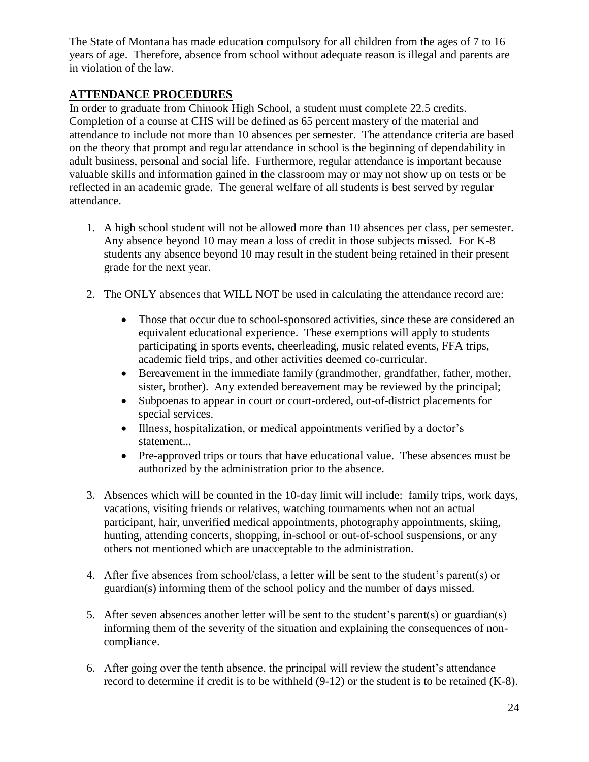The State of Montana has made education compulsory for all children from the ages of 7 to 16 years of age. Therefore, absence from school without adequate reason is illegal and parents are in violation of the law.

## ATTENDANCE PROCEDURES

In order to graduate from Chinook High School, a student must complete 22.5 credits. Completion of a course at CHS will be defined as 65 percent mastery of the material and attendance to include not more than 10 absences per semester. The attendance criteria are based on the theory that prompt and regular attendance in school is the beginning of dependability in adult business, personal and social life. Furthermore, regular attendance is important because valuable skills and information gained in the classroom may or may not show up on tests or be reflected in an academic grade. The general welfare of all students is best served by regular attendance.

1. A high school student will not be allowed more than 10 absences per class, per semester. Any absence beyond 10 may mean a loss of credit in those subjects missed. For K-8 students any absence beyond 10 may result in the student being retained in their present grade for the next year.

2. The ONLY absences that WILL NOT be used in calculating the attendance record are:

   - Those that occur due to school-sponsored activities, since these are considered an equivalent educational experience. These exemptions will apply to students participating in sports events, cheerleading, music related events, FFA trips, academic field trips, and other activities deemed co-curricular.
   - Bereavement in the immediate family (grandmother, grandfather, father, mother, sister, brother). Any extended bereavement may be reviewed by the principal;
   - Subpoenas to appear in court or court-ordered, out-of-district placements for special services.
   - Illness, hospitalization, or medical appointments verified by a doctor's statement...
   - Pre-approved trips or tours that have educational value. These absences must be authorized by the administration prior to the absence.

3. Absences which will be counted in the 10-day limit will include: family trips, work days, vacations, visiting friends or relatives, watching tournaments when not an actual participant, hair, unverified medical appointments, photography appointments, skiing, hunting, attending concerts, shopping, in-school or out-of-school suspensions, or any others not mentioned which are unacceptable to the administration.

4. After five absences from school/class, a letter will be sent to the student's parent(s) or guardian(s) informing them of the school policy and the number of days missed.

5. After seven absences another letter will be sent to the student's parent(s) or guardian(s) informing them of the severity of the situation and explaining the consequences of non-compliance.

6. After going over the tenth absence, the principal will review the student's attendance record to determine if credit is to be withheld (9-12) or the student is to be retained (K-8).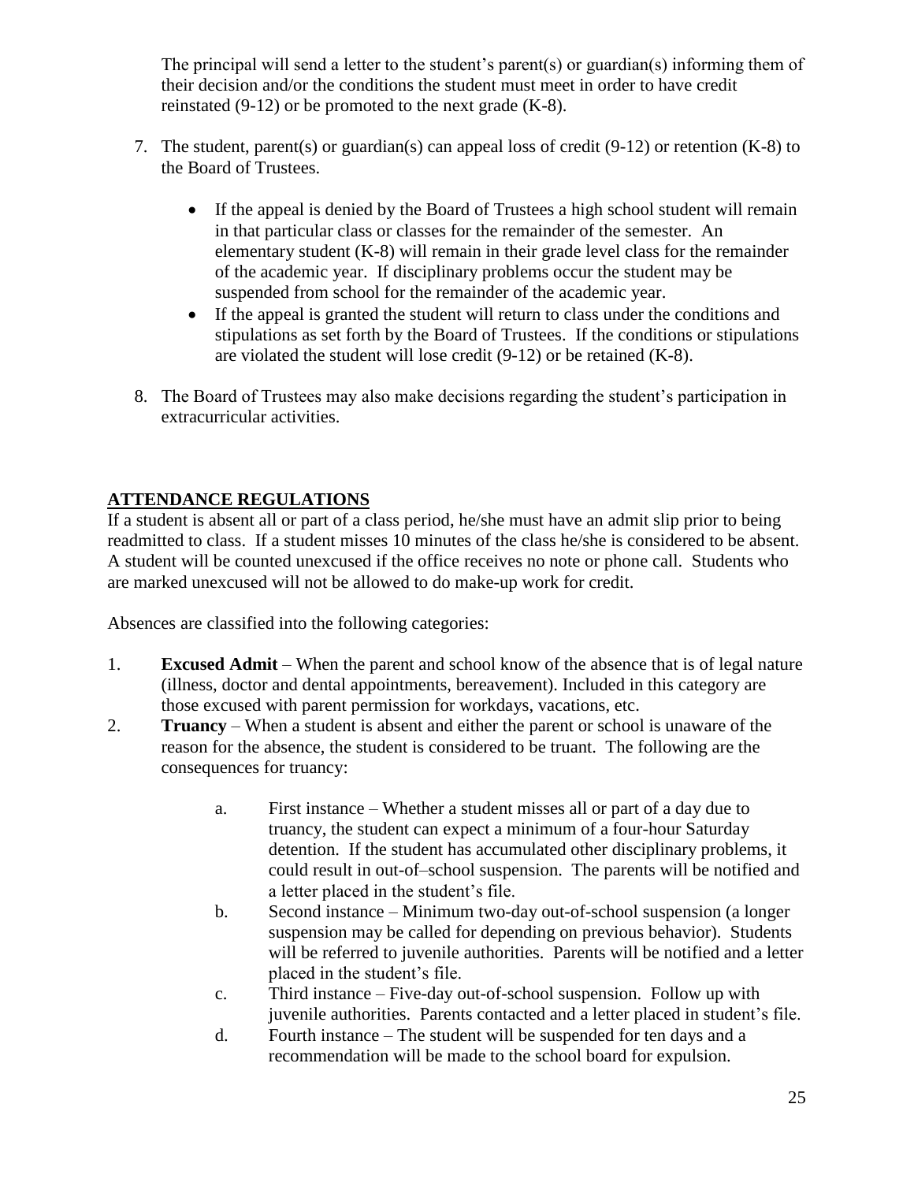The principal will send a letter to the student's parent(s) or guardian(s) informing them of their decision and/or the conditions the student must meet in order to have credit reinstated (9-12) or be promoted to the next grade (K-8).

7. The student, parent(s) or guardian(s) can appeal loss of credit (9-12) or retention (K-8) to the Board of Trustees.

    - If the appeal is denied by the Board of Trustees a high school student will remain in that particular class or classes for the remainder of the semester. An elementary student (K-8) will remain in their grade level class for the remainder of the academic year. If disciplinary problems occur the student may be suspended from school for the remainder of the academic year.
    - If the appeal is granted the student will return to class under the conditions and stipulations as set forth by the Board of Trustees. If the conditions or stipulations are violated the student will lose credit (9-12) or be retained (K-8).

8. The Board of Trustees may also make decisions regarding the student's participation in extracurricular activities.

## ATTENDANCE REGULATIONS

If a student is absent all or part of a class period, he/she must have an admit slip prior to being readmitted to class. If a student misses 10 minutes of the class he/she is considered to be absent. A student will be counted unexcused if the office receives no note or phone call. Students who are marked unexcused will not be allowed to do make-up work for credit.

Absences are classified into the following categories:

1. **Excused Admit** – When the parent and school know of the absence that is of legal nature (illness, doctor and dental appointments, bereavement). Included in this category are those excused with parent permission for workdays, vacations, etc.
2. **Truancy** – When a student is absent and either the parent or school is unaware of the reason for the absence, the student is considered to be truant. The following are the consequences for truancy:

    a. First instance – Whether a student misses all or part of a day due to truancy, the student can expect a minimum of a four-hour Saturday detention. If the student has accumulated other disciplinary problems, it could result in out-of–school suspension. The parents will be notified and a letter placed in the student's file.

    b. Second instance – Minimum two-day out-of-school suspension (a longer suspension may be called for depending on previous behavior). Students will be referred to juvenile authorities. Parents will be notified and a letter placed in the student's file.

    c. Third instance – Five-day out-of-school suspension. Follow up with juvenile authorities. Parents contacted and a letter placed in student's file.

    d. Fourth instance – The student will be suspended for ten days and a recommendation will be made to the school board for expulsion.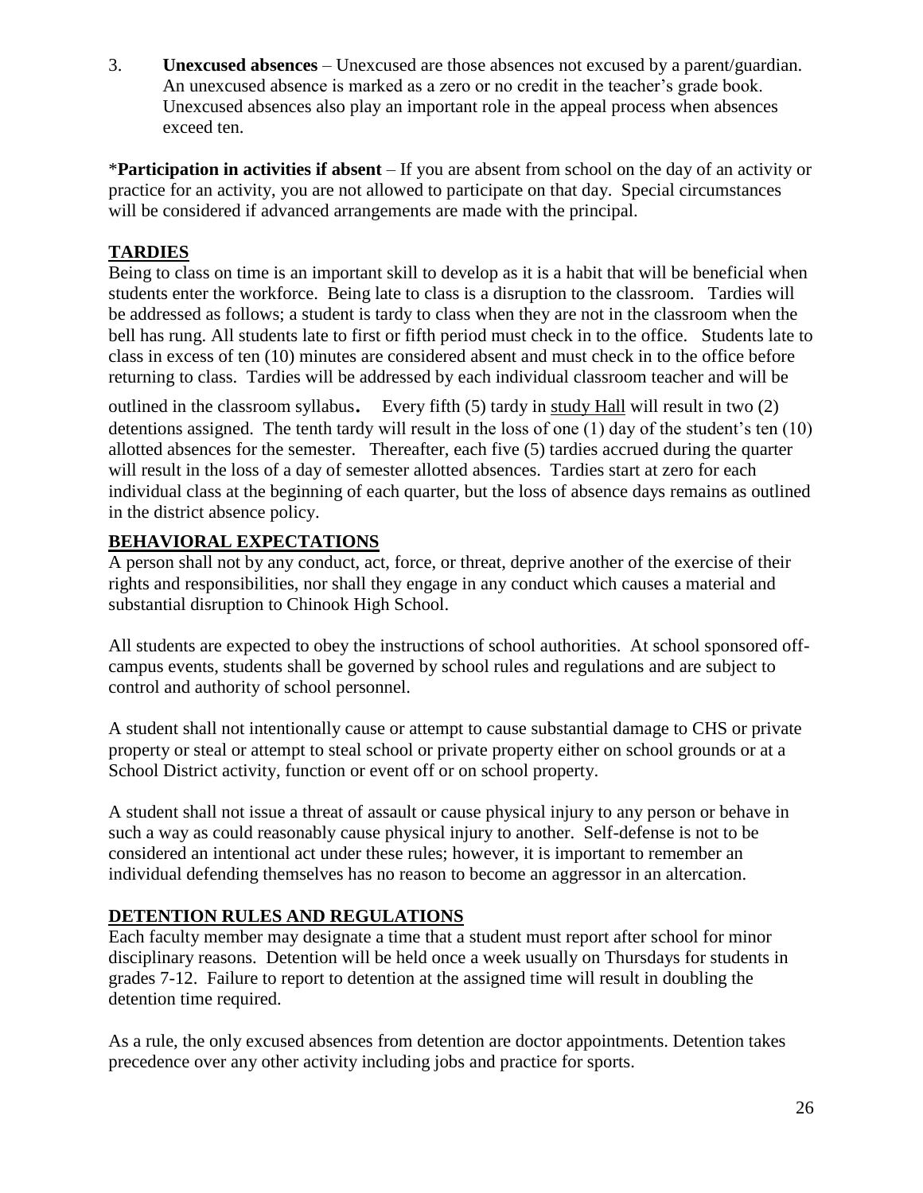3. **Unexcused absences** – Unexcused are those absences not excused by a parent/guardian. An unexcused absence is marked as a zero or no credit in the teacher's grade book. Unexcused absences also play an important role in the appeal process when absences exceed ten.

***Participation in activities if absent** – If you are absent from school on the day of an activity or practice for an activity, you are not allowed to participate on that day. Special circumstances will be considered if advanced arrangements are made with the principal.

## TARDIES

Being to class on time is an important skill to develop as it is a habit that will be beneficial when students enter the workforce. Being late to class is a disruption to the classroom. Tardies will be addressed as follows; a student is tardy to class when they are not in the classroom when the bell has rung. All students late to first or fifth period must check in to the office. Students late to class in excess of ten (10) minutes are considered absent and must check in to the office before returning to class. Tardies will be addressed by each individual classroom teacher and will be outlined in the classroom syllabus. Every fifth (5) tardy in study Hall will result in two (2) detentions assigned. The tenth tardy will result in the loss of one (1) day of the student's ten (10) allotted absences for the semester. Thereafter, each five (5) tardies accrued during the quarter will result in the loss of a day of semester allotted absences. Tardies start at zero for each individual class at the beginning of each quarter, but the loss of absence days remains as outlined in the district absence policy.

## BEHAVIORAL EXPECTATIONS

A person shall not by any conduct, act, force, or threat, deprive another of the exercise of their rights and responsibilities, nor shall they engage in any conduct which causes a material and substantial disruption to Chinook High School.

All students are expected to obey the instructions of school authorities. At school sponsored off-campus events, students shall be governed by school rules and regulations and are subject to control and authority of school personnel.

A student shall not intentionally cause or attempt to cause substantial damage to CHS or private property or steal or attempt to steal school or private property either on school grounds or at a School District activity, function or event off or on school property.

A student shall not issue a threat of assault or cause physical injury to any person or behave in such a way as could reasonably cause physical injury to another. Self-defense is not to be considered an intentional act under these rules; however, it is important to remember an individual defending themselves has no reason to become an aggressor in an altercation.

## DETENTION RULES AND REGULATIONS

Each faculty member may designate a time that a student must report after school for minor disciplinary reasons. Detention will be held once a week usually on Thursdays for students in grades 7-12. Failure to report to detention at the assigned time will result in doubling the detention time required.

As a rule, the only excused absences from detention are doctor appointments. Detention takes precedence over any other activity including jobs and practice for sports.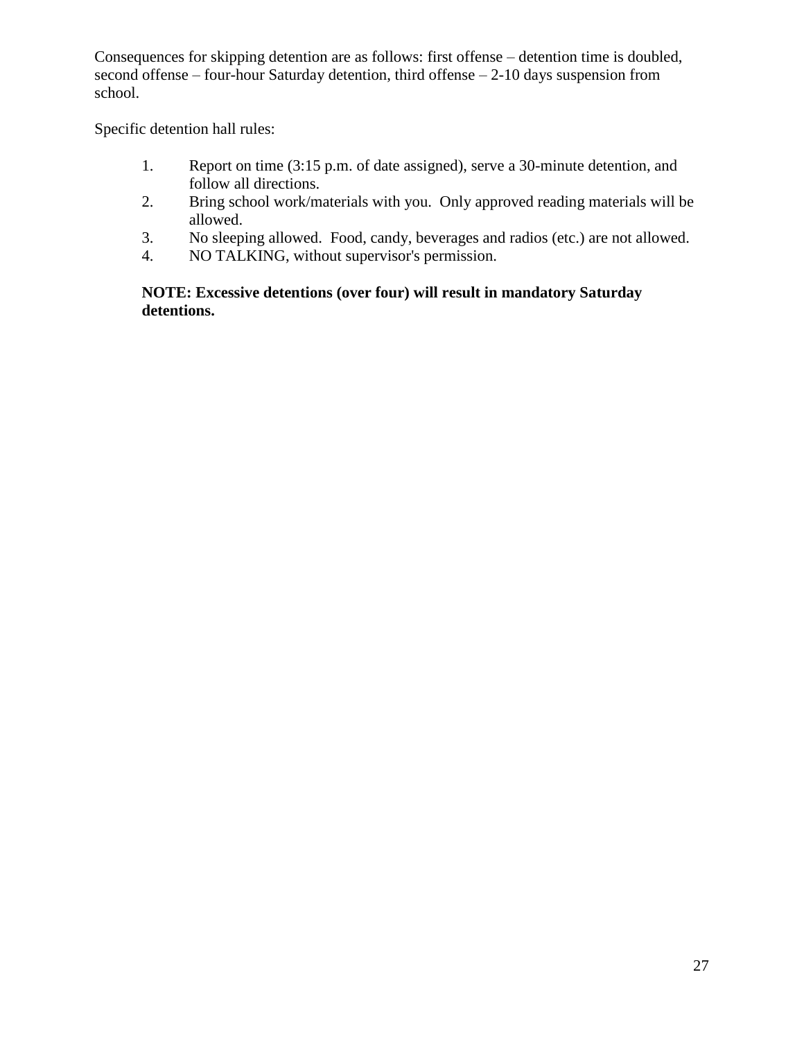Consequences for skipping detention are as follows: first offense – detention time is doubled, second offense – four-hour Saturday detention, third offense – 2-10 days suspension from school.

Specific detention hall rules:

1. Report on time (3:15 p.m. of date assigned), serve a 30-minute detention, and follow all directions.
2. Bring school work/materials with you. Only approved reading materials will be allowed.
3. No sleeping allowed. Food, candy, beverages and radios (etc.) are not allowed.
4. NO TALKING, without supervisor's permission.

**NOTE: Excessive detentions (over four) will result in mandatory Saturday detentions.**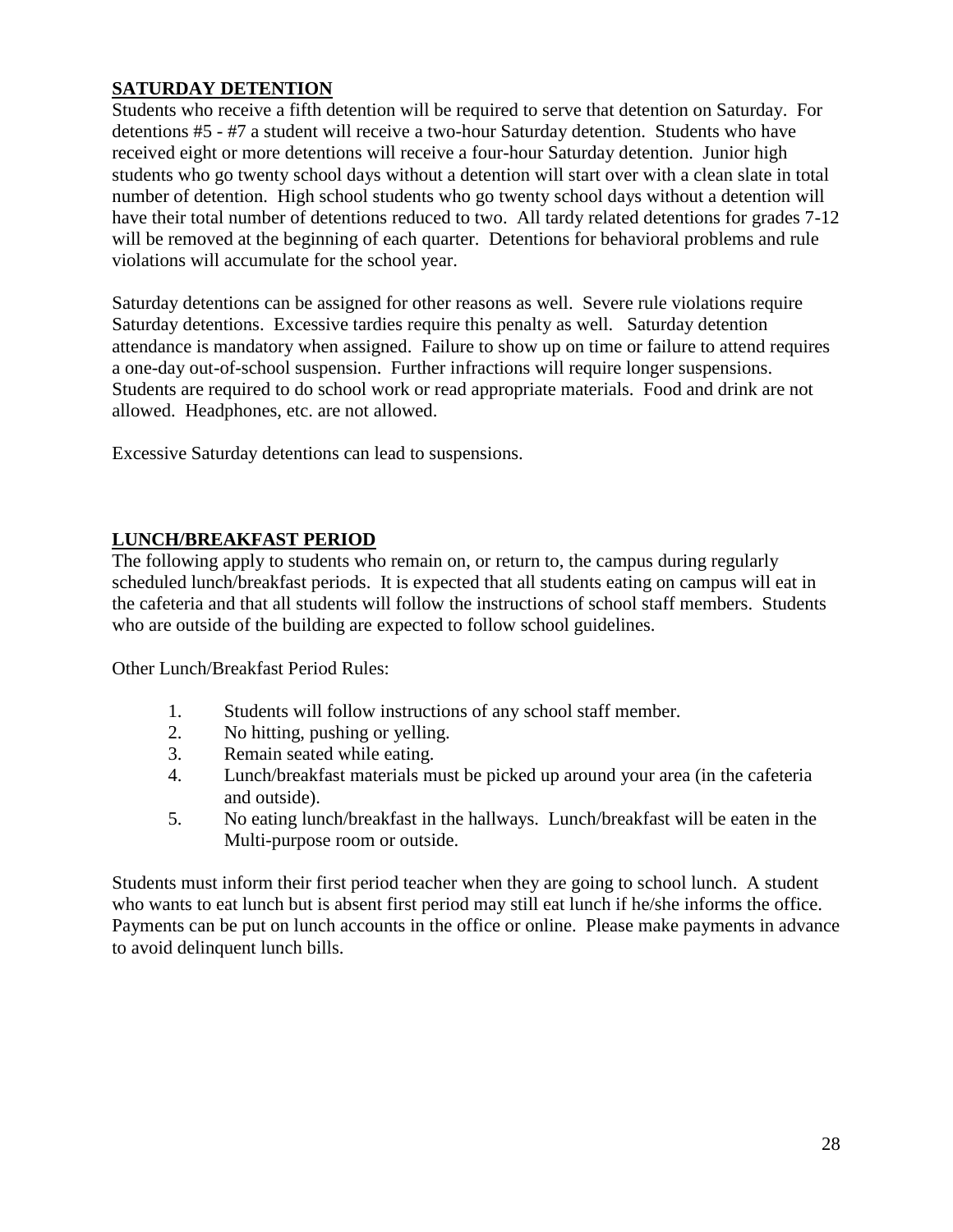## SATURDAY DETENTION

Students who receive a fifth detention will be required to serve that detention on Saturday. For detentions #5 - #7 a student will receive a two-hour Saturday detention. Students who have received eight or more detentions will receive a four-hour Saturday detention. Junior high students who go twenty school days without a detention will start over with a clean slate in total number of detention. High school students who go twenty school days without a detention will have their total number of detentions reduced to two. All tardy related detentions for grades 7-12 will be removed at the beginning of each quarter. Detentions for behavioral problems and rule violations will accumulate for the school year.

Saturday detentions can be assigned for other reasons as well. Severe rule violations require Saturday detentions. Excessive tardies require this penalty as well. Saturday detention attendance is mandatory when assigned. Failure to show up on time or failure to attend requires a one-day out-of-school suspension. Further infractions will require longer suspensions. Students are required to do school work or read appropriate materials. Food and drink are not allowed. Headphones, etc. are not allowed.

Excessive Saturday detentions can lead to suspensions.

## LUNCH/BREAKFAST PERIOD

The following apply to students who remain on, or return to, the campus during regularly scheduled lunch/breakfast periods. It is expected that all students eating on campus will eat in the cafeteria and that all students will follow the instructions of school staff members. Students who are outside of the building are expected to follow school guidelines.

Other Lunch/Breakfast Period Rules:

1. Students will follow instructions of any school staff member.
2. No hitting, pushing or yelling.
3. Remain seated while eating.
4. Lunch/breakfast materials must be picked up around your area (in the cafeteria and outside).
5. No eating lunch/breakfast in the hallways. Lunch/breakfast will be eaten in the Multi-purpose room or outside.

Students must inform their first period teacher when they are going to school lunch. A student who wants to eat lunch but is absent first period may still eat lunch if he/she informs the office. Payments can be put on lunch accounts in the office or online. Please make payments in advance to avoid delinquent lunch bills.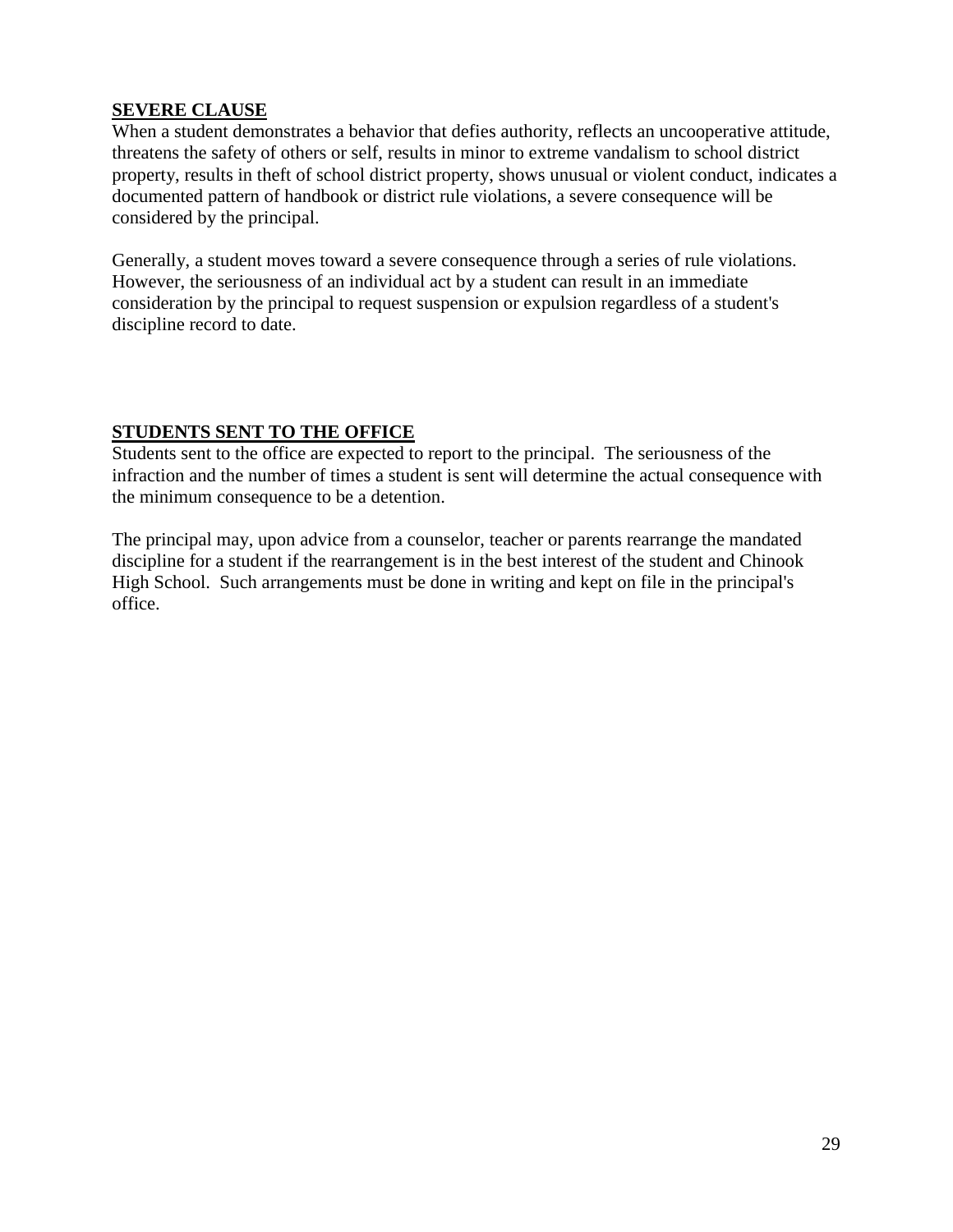## SEVERE CLAUSE

When a student demonstrates a behavior that defies authority, reflects an uncooperative attitude, threatens the safety of others or self, results in minor to extreme vandalism to school district property, results in theft of school district property, shows unusual or violent conduct, indicates a documented pattern of handbook or district rule violations, a severe consequence will be considered by the principal.

Generally, a student moves toward a severe consequence through a series of rule violations. However, the seriousness of an individual act by a student can result in an immediate consideration by the principal to request suspension or expulsion regardless of a student's discipline record to date.

## STUDENTS SENT TO THE OFFICE

Students sent to the office are expected to report to the principal. The seriousness of the infraction and the number of times a student is sent will determine the actual consequence with the minimum consequence to be a detention.

The principal may, upon advice from a counselor, teacher or parents rearrange the mandated discipline for a student if the rearrangement is in the best interest of the student and Chinook High School. Such arrangements must be done in writing and kept on file in the principal's office.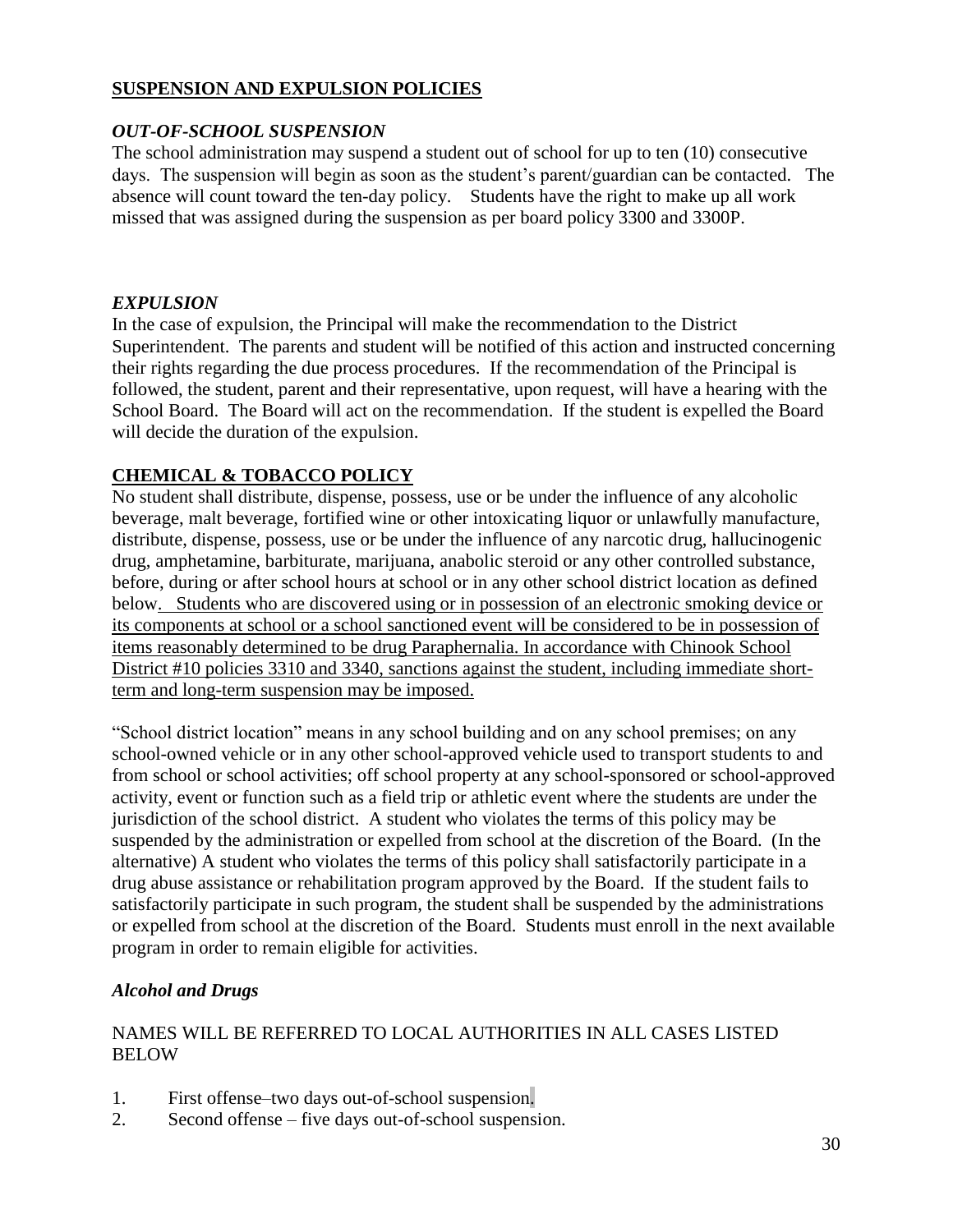## **SUSPENSION AND EXPULSION POLICIES**

### ***OUT-OF-SCHOOL SUSPENSION***

The school administration may suspend a student out of school for up to ten (10) consecutive days. The suspension will begin as soon as the student's parent/guardian can be contacted. The absence will count toward the ten-day policy. Students have the right to make up all work missed that was assigned during the suspension as per board policy 3300 and 3300P.

### ***EXPULSION***

In the case of expulsion, the Principal will make the recommendation to the District Superintendent. The parents and student will be notified of this action and instructed concerning their rights regarding the due process procedures. If the recommendation of the Principal is followed, the student, parent and their representative, upon request, will have a hearing with the School Board. The Board will act on the recommendation. If the student is expelled the Board will decide the duration of the expulsion.

## **CHEMICAL & TOBACCO POLICY**

No student shall distribute, dispense, possess, use or be under the influence of any alcoholic beverage, malt beverage, fortified wine or other intoxicating liquor or unlawfully manufacture, distribute, dispense, possess, use or be under the influence of any narcotic drug, hallucinogenic drug, amphetamine, barbiturate, marijuana, anabolic steroid or any other controlled substance, before, during or after school hours at school or in any other school district location as defined below. Students who are discovered using or in possession of an electronic smoking device or its components at school or a school sanctioned event will be considered to be in possession of items reasonably determined to be drug Paraphernalia. In accordance with Chinook School District #10 policies 3310 and 3340, sanctions against the student, including immediate short-term and long-term suspension may be imposed.

"School district location" means in any school building and on any school premises; on any school-owned vehicle or in any other school-approved vehicle used to transport students to and from school or school activities; off school property at any school-sponsored or school-approved activity, event or function such as a field trip or athletic event where the students are under the jurisdiction of the school district. A student who violates the terms of this policy may be suspended by the administration or expelled from school at the discretion of the Board. (In the alternative) A student who violates the terms of this policy shall satisfactorily participate in a drug abuse assistance or rehabilitation program approved by the Board. If the student fails to satisfactorily participate in such program, the student shall be suspended by the administrations or expelled from school at the discretion of the Board. Students must enroll in the next available program in order to remain eligible for activities.

### ***Alcohol and Drugs***

NAMES WILL BE REFERRED TO LOCAL AUTHORITIES IN ALL CASES LISTED BELOW

1. First offense–two days out-of-school suspension.
2. Second offense – five days out-of-school suspension.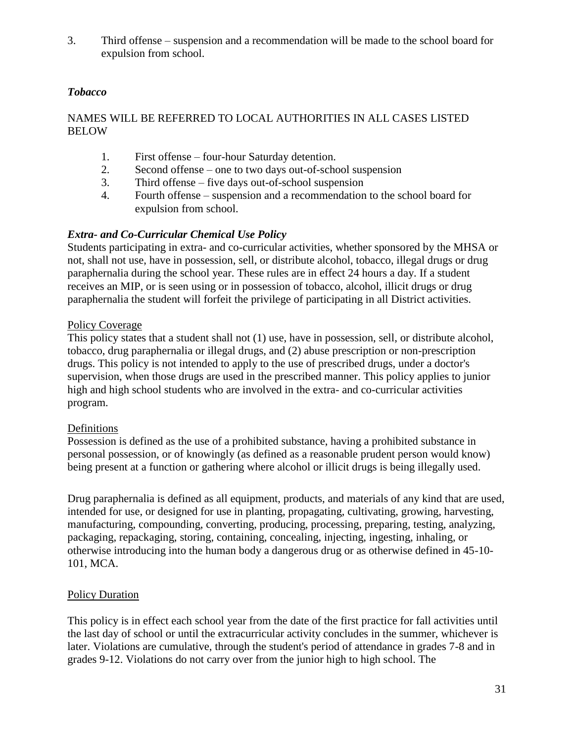3. Third offense – suspension and a recommendation will be made to the school board for expulsion from school.

### *Tobacco*

NAMES WILL BE REFERRED TO LOCAL AUTHORITIES IN ALL CASES LISTED BELOW

1. First offense – four-hour Saturday detention.
2. Second offense – one to two days out-of-school suspension
3. Third offense – five days out-of-school suspension
4. Fourth offense – suspension and a recommendation to the school board for expulsion from school.

### *Extra- and Co-Curricular Chemical Use Policy*

Students participating in extra- and co-curricular activities, whether sponsored by the MHSA or not, shall not use, have in possession, sell, or distribute alcohol, tobacco, illegal drugs or drug paraphernalia during the school year. These rules are in effect 24 hours a day. If a student receives an MIP, or is seen using or in possession of tobacco, alcohol, illicit drugs or drug paraphernalia the student will forfeit the privilege of participating in all District activities.

<u>Policy Coverage</u>

This policy states that a student shall not (1) use, have in possession, sell, or distribute alcohol, tobacco, drug paraphernalia or illegal drugs, and (2) abuse prescription or non-prescription drugs. This policy is not intended to apply to the use of prescribed drugs, under a doctor's supervision, when those drugs are used in the prescribed manner. This policy applies to junior high and high school students who are involved in the extra- and co-curricular activities program.

<u>Definitions</u>

Possession is defined as the use of a prohibited substance, having a prohibited substance in personal possession, or of knowingly (as defined as a reasonable prudent person would know) being present at a function or gathering where alcohol or illicit drugs is being illegally used.

Drug paraphernalia is defined as all equipment, products, and materials of any kind that are used, intended for use, or designed for use in planting, propagating, cultivating, growing, harvesting, manufacturing, compounding, converting, producing, processing, preparing, testing, analyzing, packaging, repackaging, storing, containing, concealing, injecting, ingesting, inhaling, or otherwise introducing into the human body a dangerous drug or as otherwise defined in 45-10-101, MCA.

<u>Policy Duration</u>

This policy is in effect each school year from the date of the first practice for fall activities until the last day of school or until the extracurricular activity concludes in the summer, whichever is later. Violations are cumulative, through the student's period of attendance in grades 7-8 and in grades 9-12. Violations do not carry over from the junior high to high school. The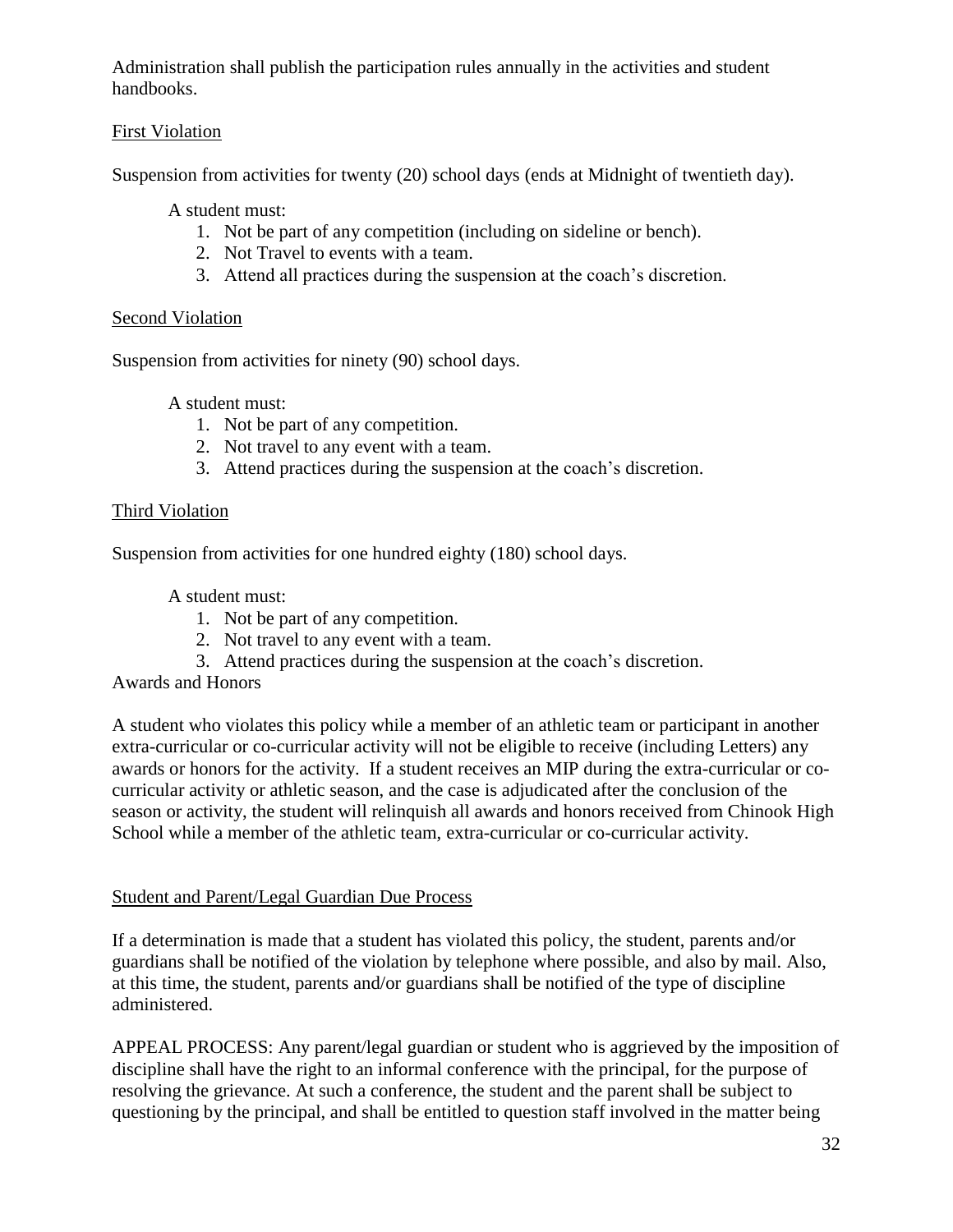Administration shall publish the participation rules annually in the activities and student handbooks.

<u>First Violation</u>

Suspension from activities for twenty (20) school days (ends at Midnight of twentieth day).

A student must:

1. Not be part of any competition (including on sideline or bench).
2. Not Travel to events with a team.
3. Attend all practices during the suspension at the coach's discretion.

<u>Second Violation</u>

Suspension from activities for ninety (90) school days.

A student must:

1. Not be part of any competition.
2. Not travel to any event with a team.
3. Attend practices during the suspension at the coach's discretion.

<u>Third Violation</u>

Suspension from activities for one hundred eighty (180) school days.

A student must:

1. Not be part of any competition.
2. Not travel to any event with a team.
3. Attend practices during the suspension at the coach's discretion.

Awards and Honors

A student who violates this policy while a member of an athletic team or participant in another extra-curricular or co-curricular activity will not be eligible to receive (including Letters) any awards or honors for the activity. If a student receives an MIP during the extra-curricular or co-curricular activity or athletic season, and the case is adjudicated after the conclusion of the season or activity, the student will relinquish all awards and honors received from Chinook High School while a member of the athletic team, extra-curricular or co-curricular activity.

<u>Student and Parent/Legal Guardian Due Process</u>

If a determination is made that a student has violated this policy, the student, parents and/or guardians shall be notified of the violation by telephone where possible, and also by mail. Also, at this time, the student, parents and/or guardians shall be notified of the type of discipline administered.

APPEAL PROCESS: Any parent/legal guardian or student who is aggrieved by the imposition of discipline shall have the right to an informal conference with the principal, for the purpose of resolving the grievance. At such a conference, the student and the parent shall be subject to questioning by the principal, and shall be entitled to question staff involved in the matter being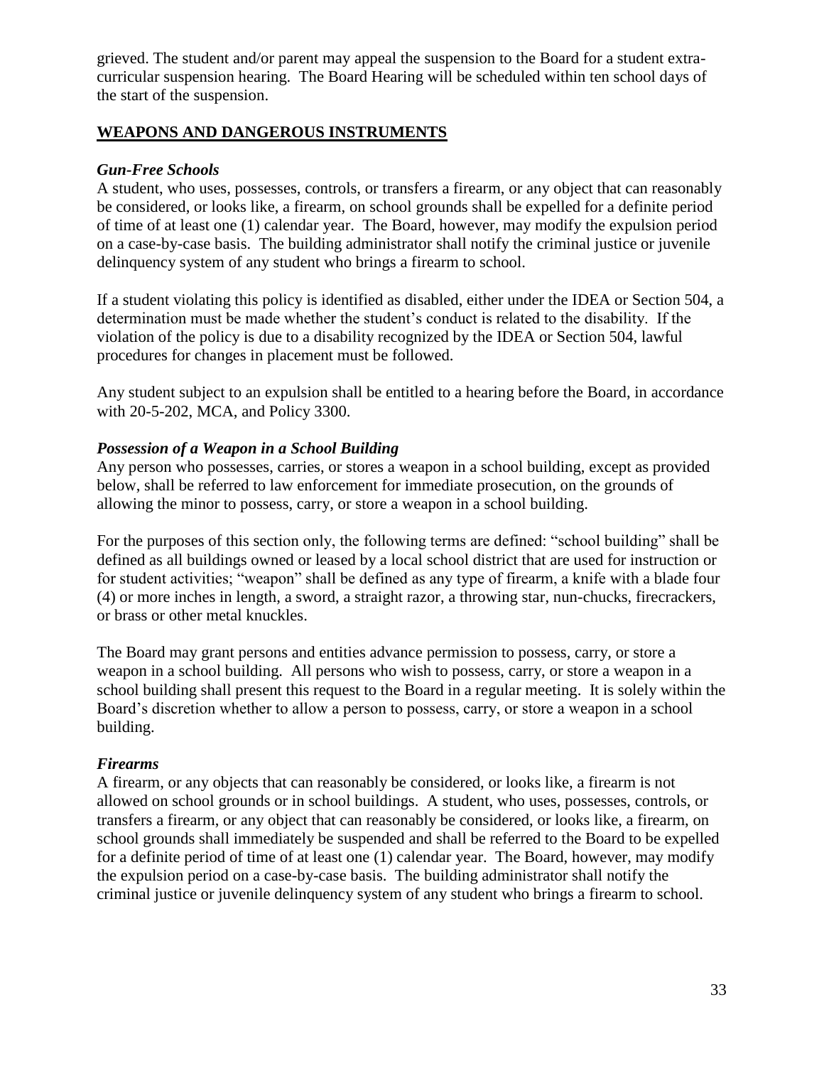grieved. The student and/or parent may appeal the suspension to the Board for a student extra-curricular suspension hearing. The Board Hearing will be scheduled within ten school days of the start of the suspension.

## WEAPONS AND DANGEROUS INSTRUMENTS

### *Gun-Free Schools*

A student, who uses, possesses, controls, or transfers a firearm, or any object that can reasonably be considered, or looks like, a firearm, on school grounds shall be expelled for a definite period of time of at least one (1) calendar year. The Board, however, may modify the expulsion period on a case-by-case basis. The building administrator shall notify the criminal justice or juvenile delinquency system of any student who brings a firearm to school.

If a student violating this policy is identified as disabled, either under the IDEA or Section 504, a determination must be made whether the student's conduct is related to the disability. If the violation of the policy is due to a disability recognized by the IDEA or Section 504, lawful procedures for changes in placement must be followed.

Any student subject to an expulsion shall be entitled to a hearing before the Board, in accordance with 20-5-202, MCA, and Policy 3300.

### *Possession of a Weapon in a School Building*

Any person who possesses, carries, or stores a weapon in a school building, except as provided below, shall be referred to law enforcement for immediate prosecution, on the grounds of allowing the minor to possess, carry, or store a weapon in a school building.

For the purposes of this section only, the following terms are defined: "school building" shall be defined as all buildings owned or leased by a local school district that are used for instruction or for student activities; "weapon" shall be defined as any type of firearm, a knife with a blade four (4) or more inches in length, a sword, a straight razor, a throwing star, nun-chucks, firecrackers, or brass or other metal knuckles.

The Board may grant persons and entities advance permission to possess, carry, or store a weapon in a school building. All persons who wish to possess, carry, or store a weapon in a school building shall present this request to the Board in a regular meeting. It is solely within the Board's discretion whether to allow a person to possess, carry, or store a weapon in a school building.

### *Firearms*

A firearm, or any objects that can reasonably be considered, or looks like, a firearm is not allowed on school grounds or in school buildings. A student, who uses, possesses, controls, or transfers a firearm, or any object that can reasonably be considered, or looks like, a firearm, on school grounds shall immediately be suspended and shall be referred to the Board to be expelled for a definite period of time of at least one (1) calendar year. The Board, however, may modify the expulsion period on a case-by-case basis. The building administrator shall notify the criminal justice or juvenile delinquency system of any student who brings a firearm to school.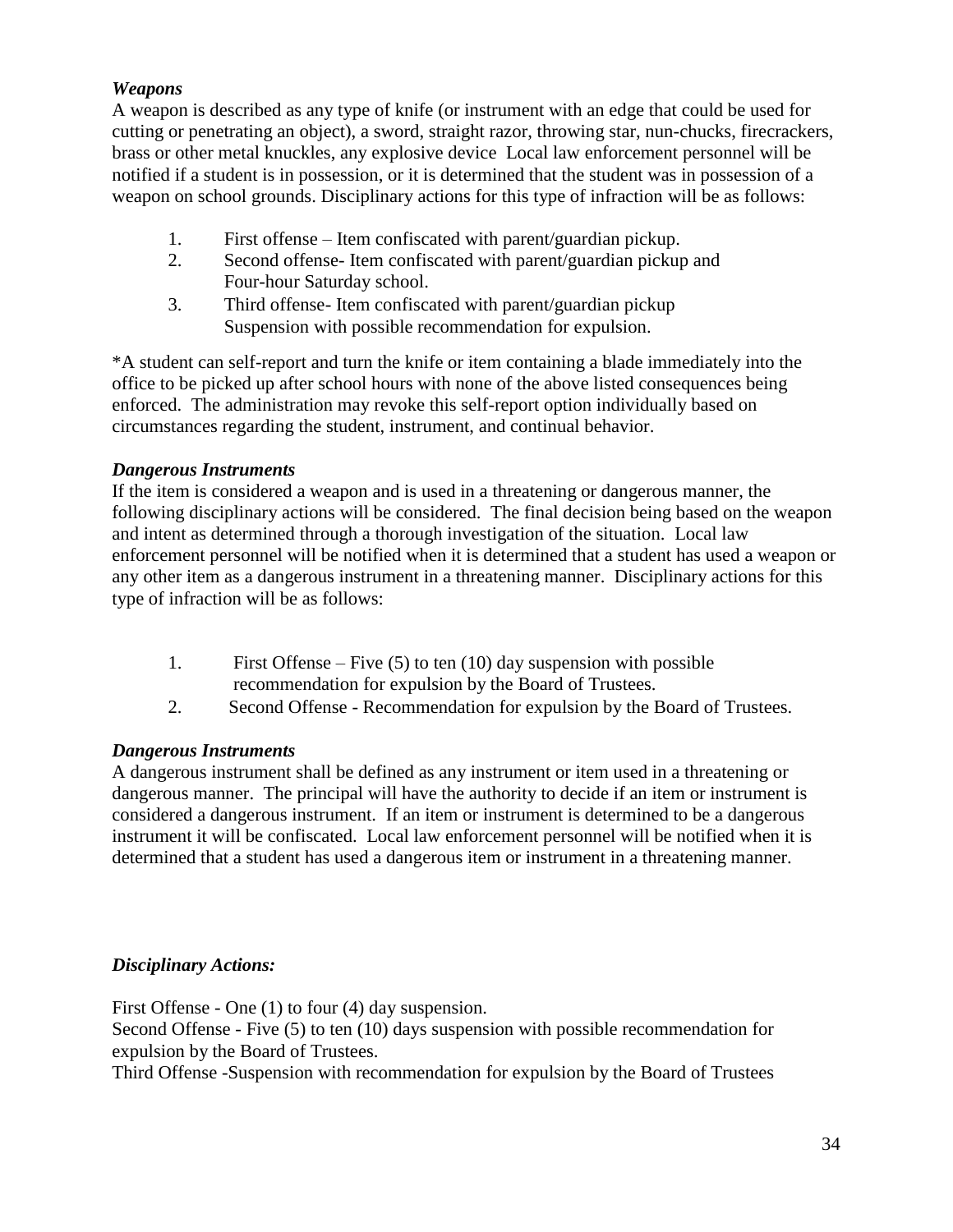***Weapons***

A weapon is described as any type of knife (or instrument with an edge that could be used for cutting or penetrating an object), a sword, straight razor, throwing star, nun-chucks, firecrackers, brass or other metal knuckles, any explosive device  Local law enforcement personnel will be notified if a student is in possession, or it is determined that the student was in possession of a weapon on school grounds. Disciplinary actions for this type of infraction will be as follows:

1. First offense – Item confiscated with parent/guardian pickup.
2. Second offense- Item confiscated with parent/guardian pickup and Four-hour Saturday school.
3. Third offense- Item confiscated with parent/guardian pickup Suspension with possible recommendation for expulsion.

*A student can self-report and turn the knife or item containing a blade immediately into the office to be picked up after school hours with none of the above listed consequences being enforced.  The administration may revoke this self-report option individually based on circumstances regarding the student, instrument, and continual behavior.

***Dangerous Instruments***

If the item is considered a weapon and is used in a threatening or dangerous manner, the following disciplinary actions will be considered.  The final decision being based on the weapon and intent as determined through a thorough investigation of the situation.  Local law enforcement personnel will be notified when it is determined that a student has used a weapon or any other item as a dangerous instrument in a threatening manner.  Disciplinary actions for this type of infraction will be as follows:

1. First Offense – Five (5) to ten (10) day suspension with possible recommendation for expulsion by the Board of Trustees.
2. Second Offense - Recommendation for expulsion by the Board of Trustees.

***Dangerous Instruments***

A dangerous instrument shall be defined as any instrument or item used in a threatening or dangerous manner.  The principal will have the authority to decide if an item or instrument is considered a dangerous instrument.  If an item or instrument is determined to be a dangerous instrument it will be confiscated.  Local law enforcement personnel will be notified when it is determined that a student has used a dangerous item or instrument in a threatening manner.

***Disciplinary Actions:***

First Offense - One (1) to four (4) day suspension.
Second Offense - Five (5) to ten (10) days suspension with possible recommendation for expulsion by the Board of Trustees.
Third Offense -Suspension with recommendation for expulsion by the Board of Trustees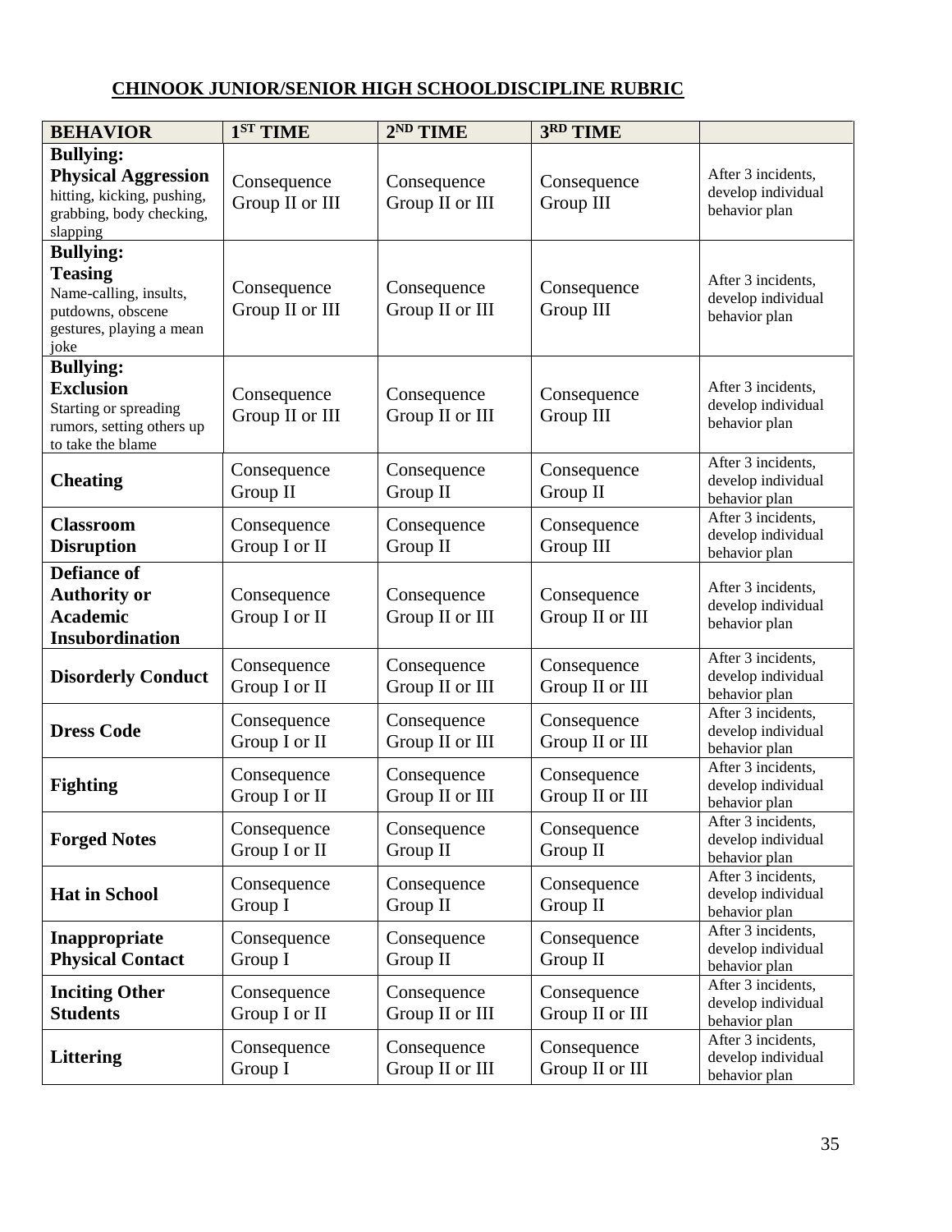# CHINOOK JUNIOR/SENIOR HIGH SCHOOLDISCIPLINE RUBRIC

| BEHAVIOR | 1ST TIME | 2ND TIME | 3RD TIME | |
|---|---|---|---|---|
| **Bullying: Physical Aggression** hitting, kicking, pushing, grabbing, body checking, slapping | Consequence Group II or III | Consequence Group II or III | Consequence Group III | After 3 incidents, develop individual behavior plan |
| **Bullying: Teasing** Name-calling, insults, putdowns, obscene gestures, playing a mean joke | Consequence Group II or III | Consequence Group II or III | Consequence Group III | After 3 incidents, develop individual behavior plan |
| **Bullying: Exclusion** Starting or spreading rumors, setting others up to take the blame | Consequence Group II or III | Consequence Group II or III | Consequence Group III | After 3 incidents, develop individual behavior plan |
| **Cheating** | Consequence Group II | Consequence Group II | Consequence Group II | After 3 incidents, develop individual behavior plan |
| **Classroom Disruption** | Consequence Group I or II | Consequence Group II | Consequence Group III | After 3 incidents, develop individual behavior plan |
| **Defiance of Authority or Academic Insubordination** | Consequence Group I or II | Consequence Group II or III | Consequence Group II or III | After 3 incidents, develop individual behavior plan |
| **Disorderly Conduct** | Consequence Group I or II | Consequence Group II or III | Consequence Group II or III | After 3 incidents, develop individual behavior plan |
| **Dress Code** | Consequence Group I or II | Consequence Group II or III | Consequence Group II or III | After 3 incidents, develop individual behavior plan |
| **Fighting** | Consequence Group I or II | Consequence Group II or III | Consequence Group II or III | After 3 incidents, develop individual behavior plan |
| **Forged Notes** | Consequence Group I or II | Consequence Group II | Consequence Group II | After 3 incidents, develop individual behavior plan |
| **Hat in School** | Consequence Group I | Consequence Group II | Consequence Group II | After 3 incidents, develop individual behavior plan |
| **Inappropriate Physical Contact** | Consequence Group I | Consequence Group II | Consequence Group II | After 3 incidents, develop individual behavior plan |
| **Inciting Other Students** | Consequence Group I or II | Consequence Group II or III | Consequence Group II or III | After 3 incidents, develop individual behavior plan |
| **Littering** | Consequence Group I | Consequence Group II or III | Consequence Group II or III | After 3 incidents, develop individual behavior plan |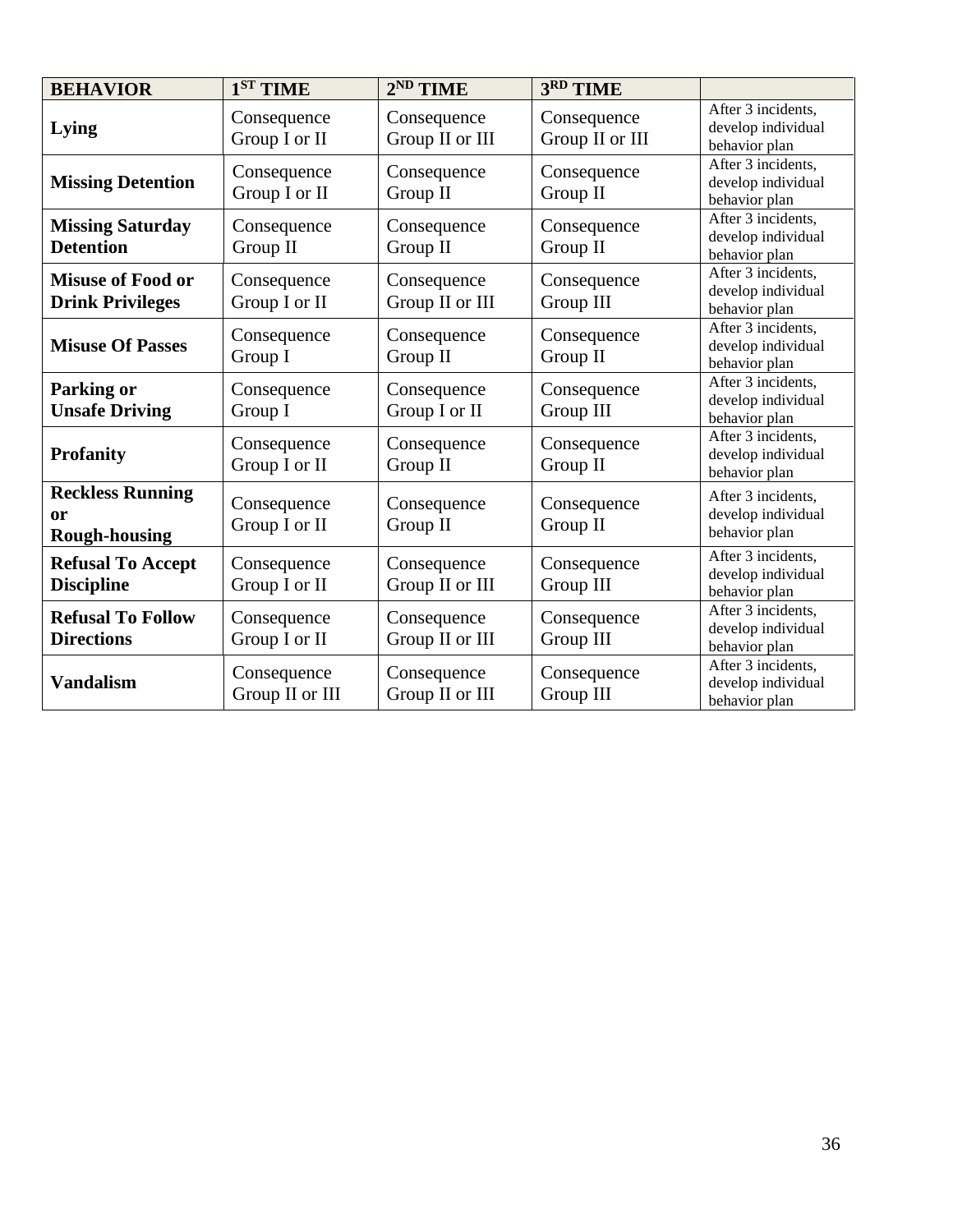| BEHAVIOR | 1ST TIME | 2ND TIME | 3RD TIME | |
|---|---|---|---|---|
| **Lying** | Consequence Group I or II | Consequence Group II or III | Consequence Group II or III | After 3 incidents, develop individual behavior plan |
| **Missing Detention** | Consequence Group I or II | Consequence Group II | Consequence Group II | After 3 incidents, develop individual behavior plan |
| **Missing Saturday Detention** | Consequence Group II | Consequence Group II | Consequence Group II | After 3 incidents, develop individual behavior plan |
| **Misuse of Food or Drink Privileges** | Consequence Group I or II | Consequence Group II or III | Consequence Group III | After 3 incidents, develop individual behavior plan |
| **Misuse Of Passes** | Consequence Group I | Consequence Group II | Consequence Group II | After 3 incidents, develop individual behavior plan |
| **Parking or Unsafe Driving** | Consequence Group I | Consequence Group I or II | Consequence Group III | After 3 incidents, develop individual behavior plan |
| **Profanity** | Consequence Group I or II | Consequence Group II | Consequence Group II | After 3 incidents, develop individual behavior plan |
| **Reckless Running or Rough-housing** | Consequence Group I or II | Consequence Group II | Consequence Group II | After 3 incidents, develop individual behavior plan |
| **Refusal To Accept Discipline** | Consequence Group I or II | Consequence Group II or III | Consequence Group III | After 3 incidents, develop individual behavior plan |
| **Refusal To Follow Directions** | Consequence Group I or II | Consequence Group II or III | Consequence Group III | After 3 incidents, develop individual behavior plan |
| **Vandalism** | Consequence Group II or III | Consequence Group II or III | Consequence Group III | After 3 incidents, develop individual behavior plan |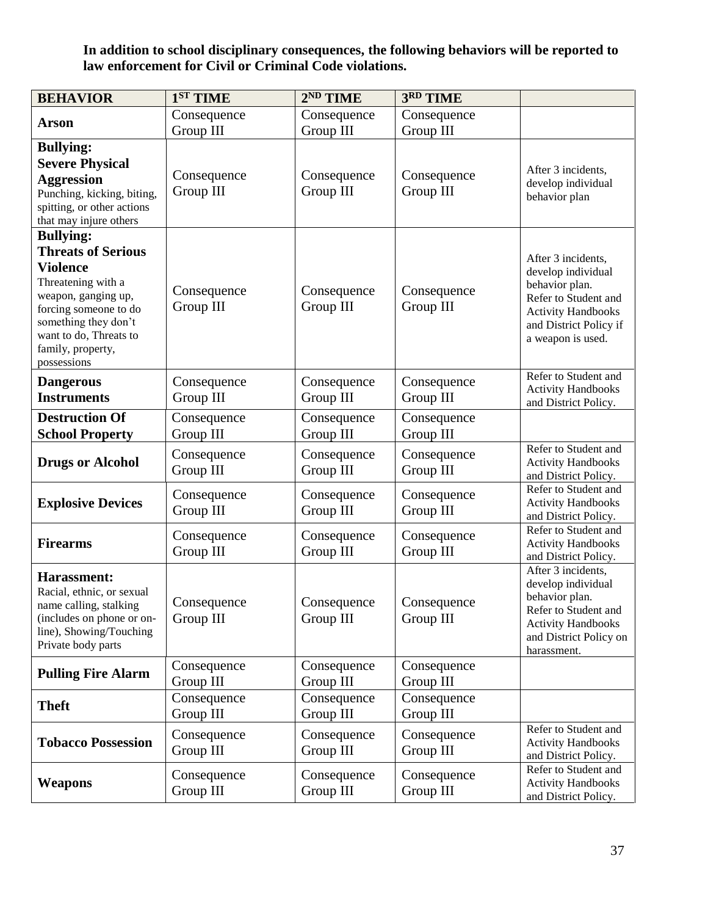**In addition to school disciplinary consequences, the following behaviors will be reported to law enforcement for Civil or Criminal Code violations.**

| BEHAVIOR | 1ST TIME | 2ND TIME | 3RD TIME | |
|---|---|---|---|---|
| **Arson** | Consequence Group III | Consequence Group III | Consequence Group III | |
| **Bullying: Severe Physical Aggression** Punching, kicking, biting, spitting, or other actions that may injure others | Consequence Group III | Consequence Group III | Consequence Group III | After 3 incidents, develop individual behavior plan |
| **Bullying: Threats of Serious Violence** Threatening with a weapon, ganging up, forcing someone to do something they don't want to do, Threats to family, property, possessions | Consequence Group III | Consequence Group III | Consequence Group III | After 3 incidents, develop individual behavior plan. Refer to Student and Activity Handbooks and District Policy if a weapon is used. |
| **Dangerous Instruments** | Consequence Group III | Consequence Group III | Consequence Group III | Refer to Student and Activity Handbooks and District Policy. |
| **Destruction Of School Property** | Consequence Group III | Consequence Group III | Consequence Group III | |
| **Drugs or Alcohol** | Consequence Group III | Consequence Group III | Consequence Group III | Refer to Student and Activity Handbooks and District Policy. |
| **Explosive Devices** | Consequence Group III | Consequence Group III | Consequence Group III | Refer to Student and Activity Handbooks and District Policy. |
| **Firearms** | Consequence Group III | Consequence Group III | Consequence Group III | Refer to Student and Activity Handbooks and District Policy. |
| **Harassment:** Racial, ethnic, or sexual name calling, stalking (includes on phone or on-line), Showing/Touching Private body parts | Consequence Group III | Consequence Group III | Consequence Group III | After 3 incidents, develop individual behavior plan. Refer to Student and Activity Handbooks and District Policy on harassment. |
| **Pulling Fire Alarm** | Consequence Group III | Consequence Group III | Consequence Group III | |
| **Theft** | Consequence Group III | Consequence Group III | Consequence Group III | |
| **Tobacco Possession** | Consequence Group III | Consequence Group III | Consequence Group III | Refer to Student and Activity Handbooks and District Policy. |
| **Weapons** | Consequence Group III | Consequence Group III | Consequence Group III | Refer to Student and Activity Handbooks and District Policy. |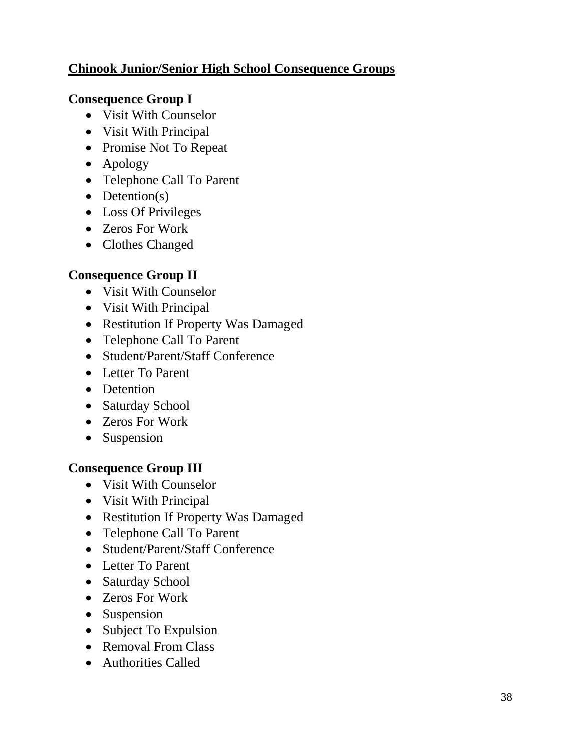## Chinook Junior/Senior High School Consequence Groups

### Consequence Group I

- Visit With Counselor
- Visit With Principal
- Promise Not To Repeat
- Apology
- Telephone Call To Parent
- Detention(s)
- Loss Of Privileges
- Zeros For Work
- Clothes Changed

### Consequence Group II

- Visit With Counselor
- Visit With Principal
- Restitution If Property Was Damaged
- Telephone Call To Parent
- Student/Parent/Staff Conference
- Letter To Parent
- Detention
- Saturday School
- Zeros For Work
- Suspension

### Consequence Group III

- Visit With Counselor
- Visit With Principal
- Restitution If Property Was Damaged
- Telephone Call To Parent
- Student/Parent/Staff Conference
- Letter To Parent
- Saturday School
- Zeros For Work
- Suspension
- Subject To Expulsion
- Removal From Class
- Authorities Called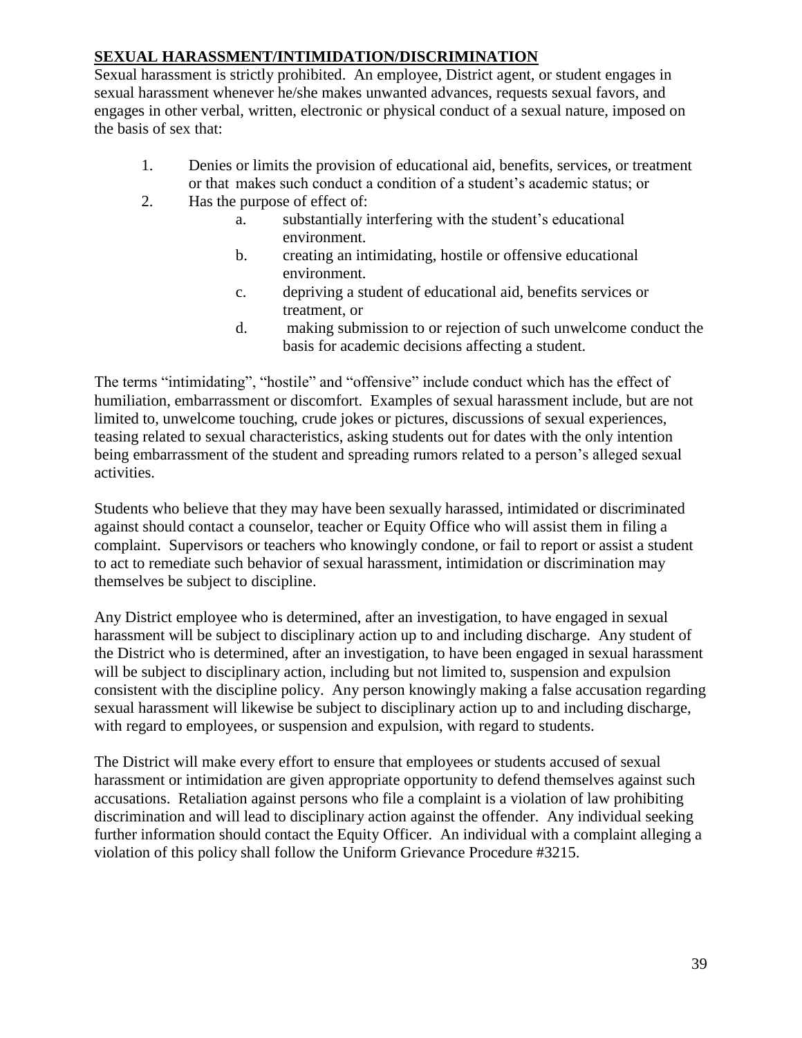## SEXUAL HARASSMENT/INTIMIDATION/DISCRIMINATION

Sexual harassment is strictly prohibited. An employee, District agent, or student engages in sexual harassment whenever he/she makes unwanted advances, requests sexual favors, and engages in other verbal, written, electronic or physical conduct of a sexual nature, imposed on the basis of sex that:

1. Denies or limits the provision of educational aid, benefits, services, or treatment or that makes such conduct a condition of a student's academic status; or
2. Has the purpose of effect of:
    a. substantially interfering with the student's educational environment.
    b. creating an intimidating, hostile or offensive educational environment.
    c. depriving a student of educational aid, benefits services or treatment, or
    d. making submission to or rejection of such unwelcome conduct the basis for academic decisions affecting a student.

The terms "intimidating", "hostile" and "offensive" include conduct which has the effect of humiliation, embarrassment or discomfort. Examples of sexual harassment include, but are not limited to, unwelcome touching, crude jokes or pictures, discussions of sexual experiences, teasing related to sexual characteristics, asking students out for dates with the only intention being embarrassment of the student and spreading rumors related to a person's alleged sexual activities.

Students who believe that they may have been sexually harassed, intimidated or discriminated against should contact a counselor, teacher or Equity Office who will assist them in filing a complaint. Supervisors or teachers who knowingly condone, or fail to report or assist a student to act to remediate such behavior of sexual harassment, intimidation or discrimination may themselves be subject to discipline.

Any District employee who is determined, after an investigation, to have engaged in sexual harassment will be subject to disciplinary action up to and including discharge. Any student of the District who is determined, after an investigation, to have been engaged in sexual harassment will be subject to disciplinary action, including but not limited to, suspension and expulsion consistent with the discipline policy. Any person knowingly making a false accusation regarding sexual harassment will likewise be subject to disciplinary action up to and including discharge, with regard to employees, or suspension and expulsion, with regard to students.

The District will make every effort to ensure that employees or students accused of sexual harassment or intimidation are given appropriate opportunity to defend themselves against such accusations. Retaliation against persons who file a complaint is a violation of law prohibiting discrimination and will lead to disciplinary action against the offender. Any individual seeking further information should contact the Equity Officer. An individual with a complaint alleging a violation of this policy shall follow the Uniform Grievance Procedure #3215.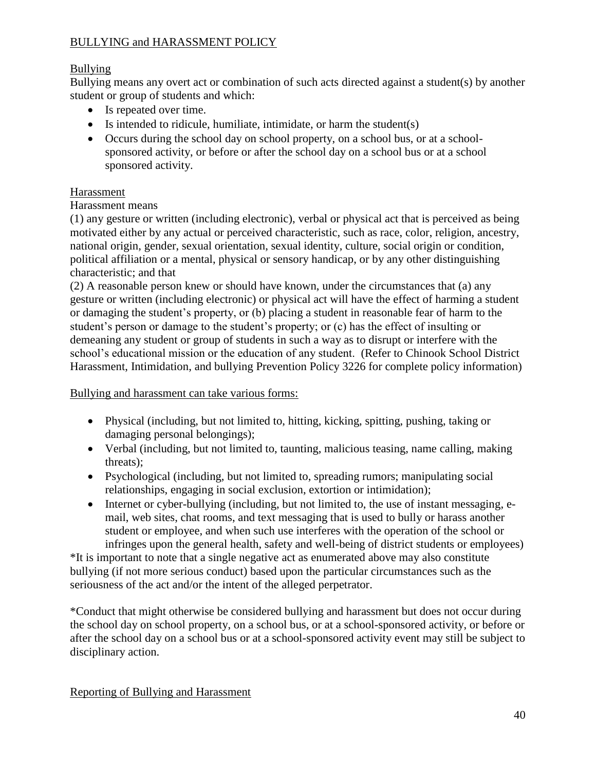## BULLYING and HARASSMENT POLICY

### Bullying

Bullying means any overt act or combination of such acts directed against a student(s) by another student or group of students and which:

- Is repeated over time.
- Is intended to ridicule, humiliate, intimidate, or harm the student(s)
- Occurs during the school day on school property, on a school bus, or at a school-sponsored activity, or before or after the school day on a school bus or at a school sponsored activity.

### Harassment

Harassment means

(1) any gesture or written (including electronic), verbal or physical act that is perceived as being motivated either by any actual or perceived characteristic, such as race, color, religion, ancestry, national origin, gender, sexual orientation, sexual identity, culture, social origin or condition, political affiliation or a mental, physical or sensory handicap, or by any other distinguishing characteristic; and that

(2) A reasonable person knew or should have known, under the circumstances that (a) any gesture or written (including electronic) or physical act will have the effect of harming a student or damaging the student's property, or (b) placing a student in reasonable fear of harm to the student's person or damage to the student's property; or (c) has the effect of insulting or demeaning any student or group of students in such a way as to disrupt or interfere with the school's educational mission or the education of any student. (Refer to Chinook School District Harassment, Intimidation, and bullying Prevention Policy 3226 for complete policy information)

### Bullying and harassment can take various forms:

- Physical (including, but not limited to, hitting, kicking, spitting, pushing, taking or damaging personal belongings);
- Verbal (including, but not limited to, taunting, malicious teasing, name calling, making threats);
- Psychological (including, but not limited to, spreading rumors; manipulating social relationships, engaging in social exclusion, extortion or intimidation);
- Internet or cyber-bullying (including, but not limited to, the use of instant messaging, e-mail, web sites, chat rooms, and text messaging that is used to bully or harass another student or employee, and when such use interferes with the operation of the school or infringes upon the general health, safety and well-being of district students or employees)

*It is important to note that a single negative act as enumerated above may also constitute bullying (if not more serious conduct) based upon the particular circumstances such as the seriousness of the act and/or the intent of the alleged perpetrator.

*Conduct that might otherwise be considered bullying and harassment but does not occur during the school day on school property, on a school bus, or at a school-sponsored activity, or before or after the school day on a school bus or at a school-sponsored activity event may still be subject to disciplinary action.

### Reporting of Bullying and Harassment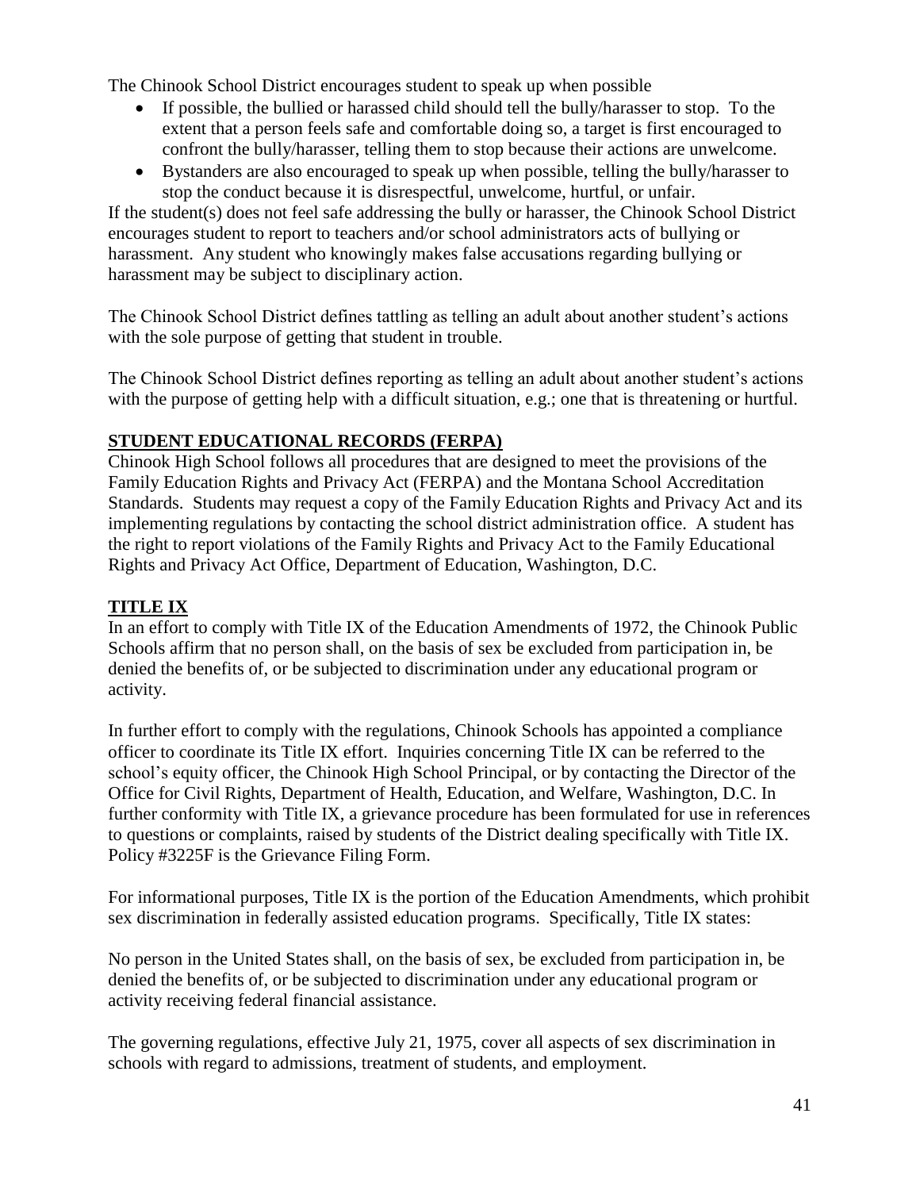The Chinook School District encourages student to speak up when possible

- If possible, the bullied or harassed child should tell the bully/harasser to stop. To the extent that a person feels safe and comfortable doing so, a target is first encouraged to confront the bully/harasser, telling them to stop because their actions are unwelcome.
- Bystanders are also encouraged to speak up when possible, telling the bully/harasser to stop the conduct because it is disrespectful, unwelcome, hurtful, or unfair.

If the student(s) does not feel safe addressing the bully or harasser, the Chinook School District encourages student to report to teachers and/or school administrators acts of bullying or harassment. Any student who knowingly makes false accusations regarding bullying or harassment may be subject to disciplinary action.

The Chinook School District defines tattling as telling an adult about another student's actions with the sole purpose of getting that student in trouble.

The Chinook School District defines reporting as telling an adult about another student's actions with the purpose of getting help with a difficult situation, e.g.; one that is threatening or hurtful.

## STUDENT EDUCATIONAL RECORDS (FERPA)

Chinook High School follows all procedures that are designed to meet the provisions of the Family Education Rights and Privacy Act (FERPA) and the Montana School Accreditation Standards. Students may request a copy of the Family Education Rights and Privacy Act and its implementing regulations by contacting the school district administration office. A student has the right to report violations of the Family Rights and Privacy Act to the Family Educational Rights and Privacy Act Office, Department of Education, Washington, D.C.

## TITLE IX

In an effort to comply with Title IX of the Education Amendments of 1972, the Chinook Public Schools affirm that no person shall, on the basis of sex be excluded from participation in, be denied the benefits of, or be subjected to discrimination under any educational program or activity.

In further effort to comply with the regulations, Chinook Schools has appointed a compliance officer to coordinate its Title IX effort. Inquiries concerning Title IX can be referred to the school's equity officer, the Chinook High School Principal, or by contacting the Director of the Office for Civil Rights, Department of Health, Education, and Welfare, Washington, D.C. In further conformity with Title IX, a grievance procedure has been formulated for use in references to questions or complaints, raised by students of the District dealing specifically with Title IX. Policy #3225F is the Grievance Filing Form.

For informational purposes, Title IX is the portion of the Education Amendments, which prohibit sex discrimination in federally assisted education programs. Specifically, Title IX states:

No person in the United States shall, on the basis of sex, be excluded from participation in, be denied the benefits of, or be subjected to discrimination under any educational program or activity receiving federal financial assistance.

The governing regulations, effective July 21, 1975, cover all aspects of sex discrimination in schools with regard to admissions, treatment of students, and employment.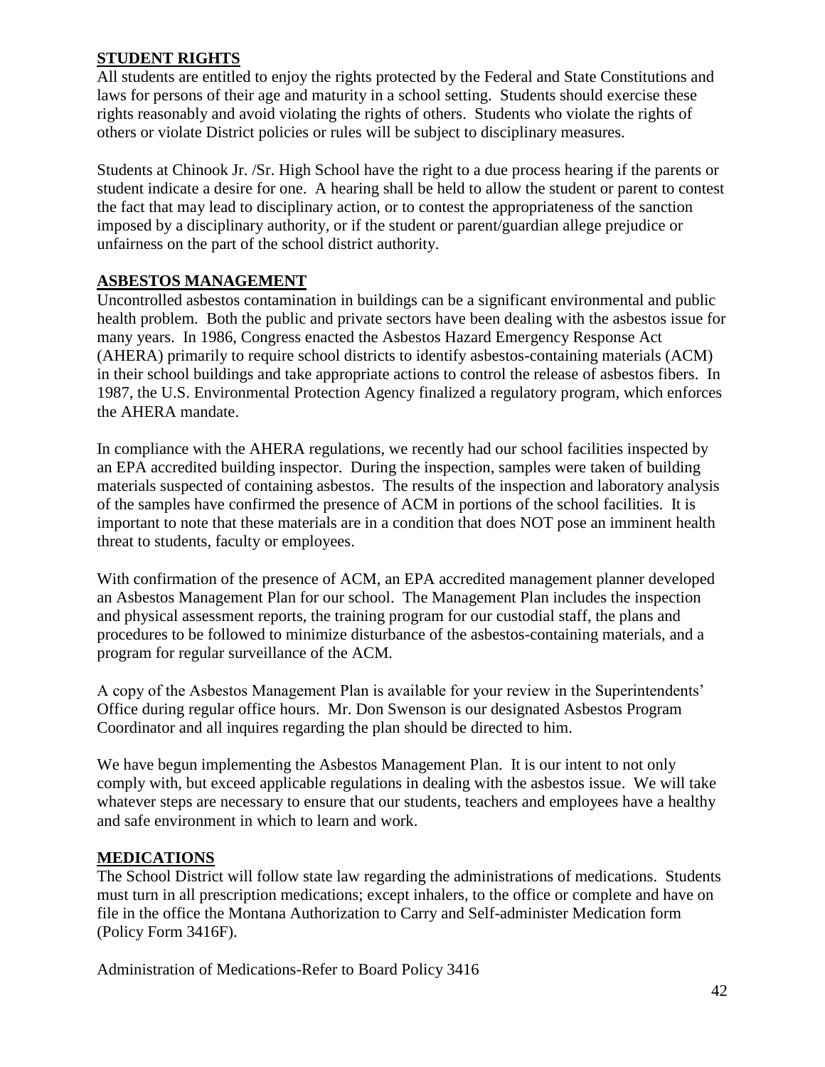## STUDENT RIGHTS

All students are entitled to enjoy the rights protected by the Federal and State Constitutions and laws for persons of their age and maturity in a school setting. Students should exercise these rights reasonably and avoid violating the rights of others. Students who violate the rights of others or violate District policies or rules will be subject to disciplinary measures.

Students at Chinook Jr. /Sr. High School have the right to a due process hearing if the parents or student indicate a desire for one. A hearing shall be held to allow the student or parent to contest the fact that may lead to disciplinary action, or to contest the appropriateness of the sanction imposed by a disciplinary authority, or if the student or parent/guardian allege prejudice or unfairness on the part of the school district authority.

## ASBESTOS MANAGEMENT

Uncontrolled asbestos contamination in buildings can be a significant environmental and public health problem. Both the public and private sectors have been dealing with the asbestos issue for many years. In 1986, Congress enacted the Asbestos Hazard Emergency Response Act (AHERA) primarily to require school districts to identify asbestos-containing materials (ACM) in their school buildings and take appropriate actions to control the release of asbestos fibers. In 1987, the U.S. Environmental Protection Agency finalized a regulatory program, which enforces the AHERA mandate.

In compliance with the AHERA regulations, we recently had our school facilities inspected by an EPA accredited building inspector. During the inspection, samples were taken of building materials suspected of containing asbestos. The results of the inspection and laboratory analysis of the samples have confirmed the presence of ACM in portions of the school facilities. It is important to note that these materials are in a condition that does NOT pose an imminent health threat to students, faculty or employees.

With confirmation of the presence of ACM, an EPA accredited management planner developed an Asbestos Management Plan for our school. The Management Plan includes the inspection and physical assessment reports, the training program for our custodial staff, the plans and procedures to be followed to minimize disturbance of the asbestos-containing materials, and a program for regular surveillance of the ACM.

A copy of the Asbestos Management Plan is available for your review in the Superintendents' Office during regular office hours. Mr. Don Swenson is our designated Asbestos Program Coordinator and all inquires regarding the plan should be directed to him.

We have begun implementing the Asbestos Management Plan. It is our intent to not only comply with, but exceed applicable regulations in dealing with the asbestos issue. We will take whatever steps are necessary to ensure that our students, teachers and employees have a healthy and safe environment in which to learn and work.

## MEDICATIONS

The School District will follow state law regarding the administrations of medications. Students must turn in all prescription medications; except inhalers, to the office or complete and have on file in the office the Montana Authorization to Carry and Self-administer Medication form (Policy Form 3416F).

Administration of Medications-Refer to Board Policy 3416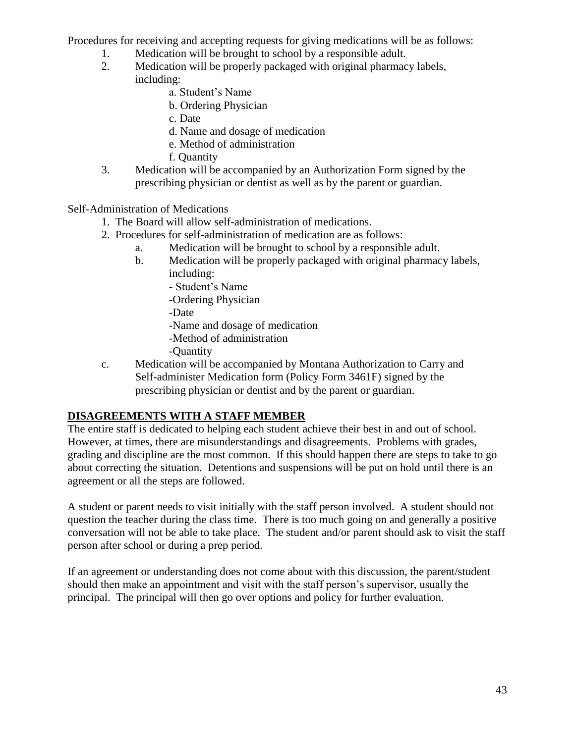Procedures for receiving and accepting requests for giving medications will be as follows:

1. Medication will be brought to school by a responsible adult.
2. Medication will be properly packaged with original pharmacy labels, including:
   a. Student's Name
   b. Ordering Physician
   c. Date
   d. Name and dosage of medication
   e. Method of administration
   f. Quantity
3. Medication will be accompanied by an Authorization Form signed by the prescribing physician or dentist as well as by the parent or guardian.

Self-Administration of Medications

1. The Board will allow self-administration of medications.
2. Procedures for self-administration of medication are as follows:
   a. Medication will be brought to school by a responsible adult.
   b. Medication will be properly packaged with original pharmacy labels, including:
      - Student's Name
      - Ordering Physician
      - Date
      - Name and dosage of medication
      - Method of administration
      - Quantity
   c. Medication will be accompanied by Montana Authorization to Carry and Self-administer Medication form (Policy Form 3461F) signed by the prescribing physician or dentist and by the parent or guardian.

## DISAGREEMENTS WITH A STAFF MEMBER

The entire staff is dedicated to helping each student achieve their best in and out of school. However, at times, there are misunderstandings and disagreements. Problems with grades, grading and discipline are the most common. If this should happen there are steps to take to go about correcting the situation. Detentions and suspensions will be put on hold until there is an agreement or all the steps are followed.

A student or parent needs to visit initially with the staff person involved. A student should not question the teacher during the class time. There is too much going on and generally a positive conversation will not be able to take place. The student and/or parent should ask to visit the staff person after school or during a prep period.

If an agreement or understanding does not come about with this discussion, the parent/student should then make an appointment and visit with the staff person's supervisor, usually the principal. The principal will then go over options and policy for further evaluation.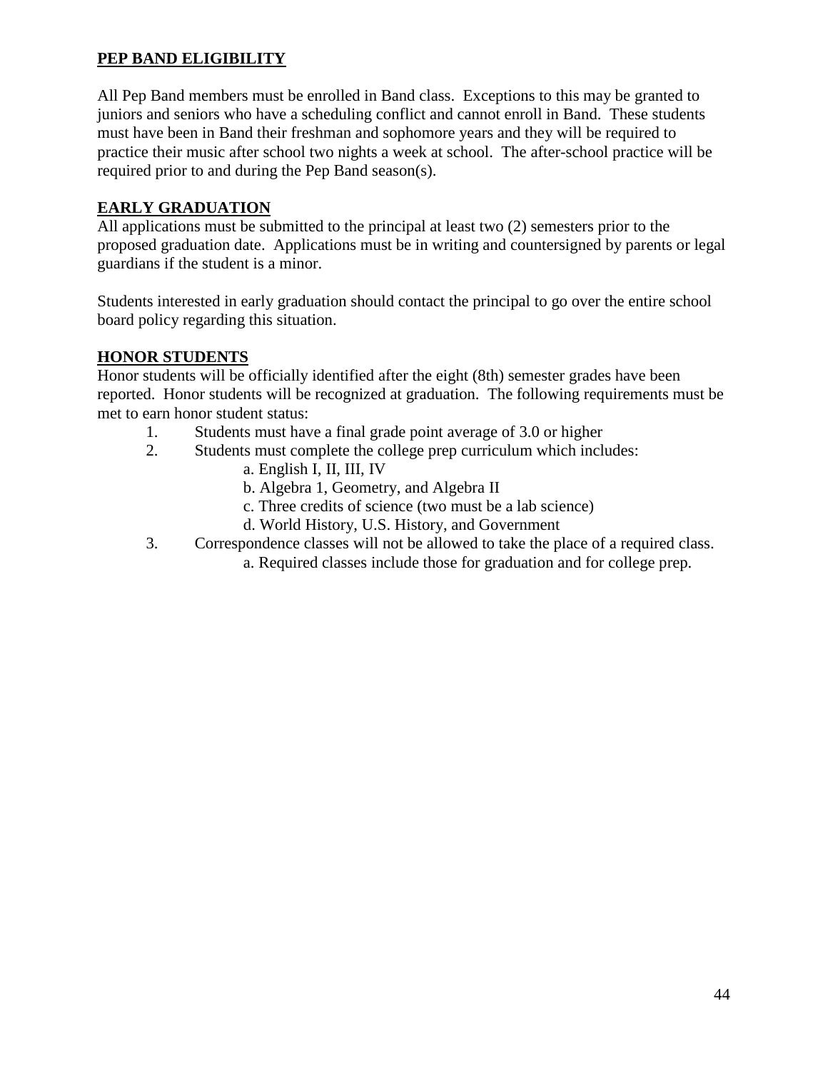## PEP BAND ELIGIBILITY

All Pep Band members must be enrolled in Band class. Exceptions to this may be granted to juniors and seniors who have a scheduling conflict and cannot enroll in Band. These students must have been in Band their freshman and sophomore years and they will be required to practice their music after school two nights a week at school. The after-school practice will be required prior to and during the Pep Band season(s).

## EARLY GRADUATION

All applications must be submitted to the principal at least two (2) semesters prior to the proposed graduation date. Applications must be in writing and countersigned by parents or legal guardians if the student is a minor.

Students interested in early graduation should contact the principal to go over the entire school board policy regarding this situation.

## HONOR STUDENTS

Honor students will be officially identified after the eight (8th) semester grades have been reported. Honor students will be recognized at graduation. The following requirements must be met to earn honor student status:

1. Students must have a final grade point average of 3.0 or higher
2. Students must complete the college prep curriculum which includes:
   a. English I, II, III, IV
   b. Algebra 1, Geometry, and Algebra II
   c. Three credits of science (two must be a lab science)
   d. World History, U.S. History, and Government
3. Correspondence classes will not be allowed to take the place of a required class.
   a. Required classes include those for graduation and for college prep.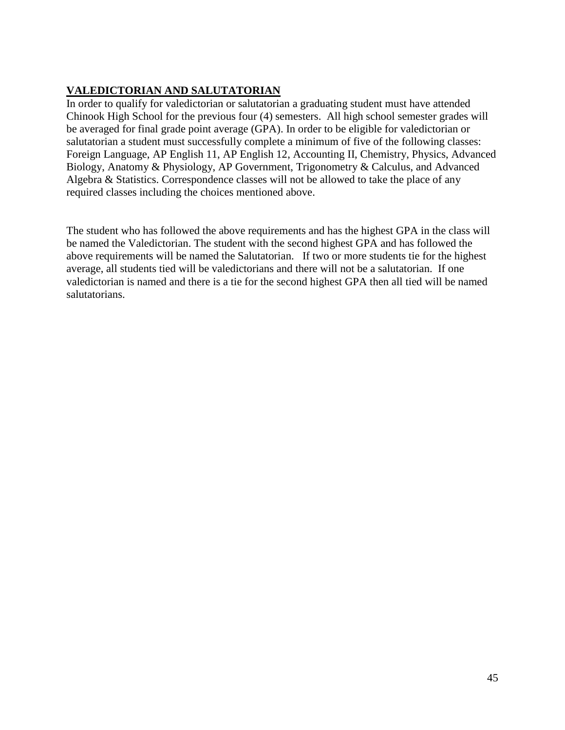## VALEDICTORIAN AND SALUTATORIAN

In order to qualify for valedictorian or salutatorian a graduating student must have attended Chinook High School for the previous four (4) semesters. All high school semester grades will be averaged for final grade point average (GPA). In order to be eligible for valedictorian or salutatorian a student must successfully complete a minimum of five of the following classes: Foreign Language, AP English 11, AP English 12, Accounting II, Chemistry, Physics, Advanced Biology, Anatomy & Physiology, AP Government, Trigonometry & Calculus, and Advanced Algebra & Statistics. Correspondence classes will not be allowed to take the place of any required classes including the choices mentioned above.

The student who has followed the above requirements and has the highest GPA in the class will be named the Valedictorian. The student with the second highest GPA and has followed the above requirements will be named the Salutatorian. If two or more students tie for the highest average, all students tied will be valedictorians and there will not be a salutatorian. If one valedictorian is named and there is a tie for the second highest GPA then all tied will be named salutatorians.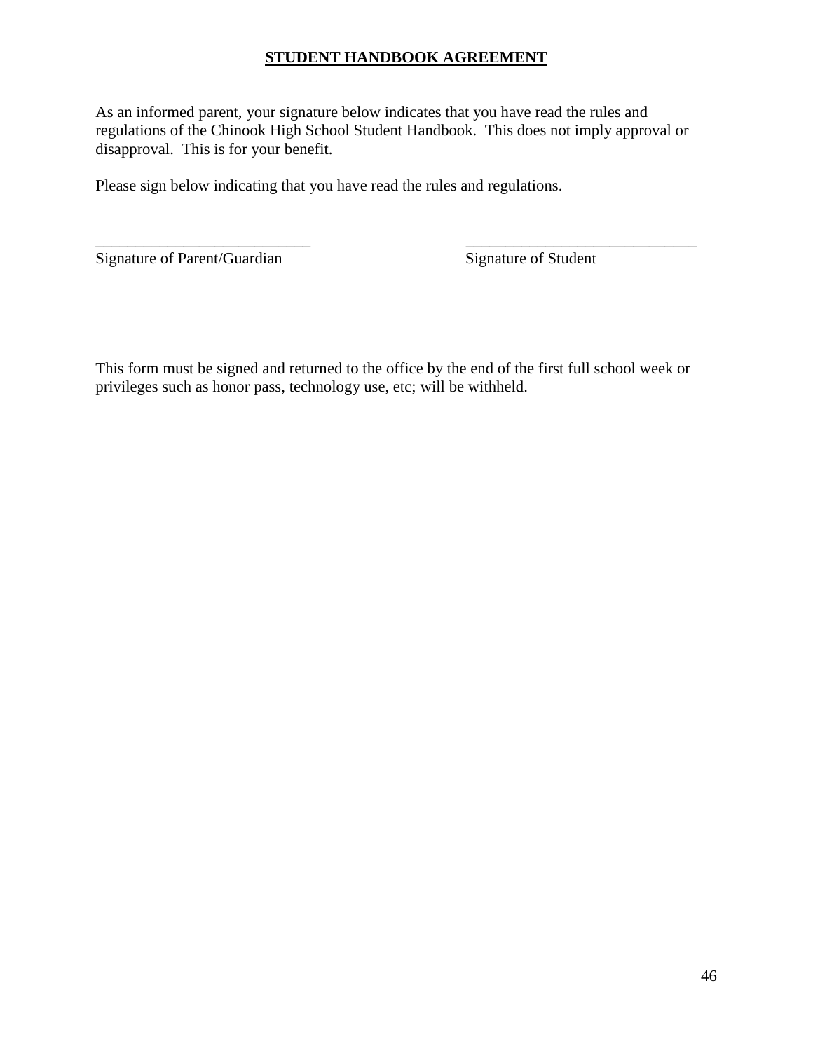**STUDENT HANDBOOK AGREEMENT**

As an informed parent, your signature below indicates that you have read the rules and regulations of the Chinook High School Student Handbook. This does not imply approval or disapproval. This is for your benefit.

Please sign below indicating that you have read the rules and regulations.

| | |
|---|---|
| ___________________________ | _____________________________ |
| Signature of Parent/Guardian | Signature of Student |

This form must be signed and returned to the office by the end of the first full school week or privileges such as honor pass, technology use, etc; will be withheld.